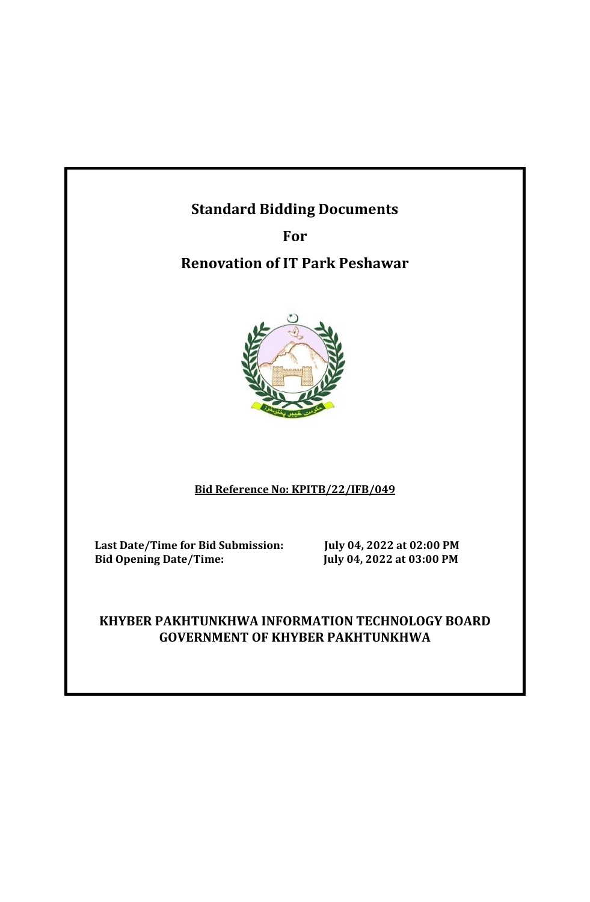# Standard Bidding Documents

## For

## Renovation of IT Park Peshawar

**Bid Reference No: KPITB/22/IFB/049**

**Last Date/Time for Bid Submission:** **July 04, 2022 at 02:00 PM**
**Bid Opening Date/Time:** **July 04, 2022 at 03:00 PM**

**KHYBER PAKHTUNKHWA INFORMATION TECHNOLOGY BOARD**
**GOVERNMENT OF KHYBER PAKHTUNKHWA**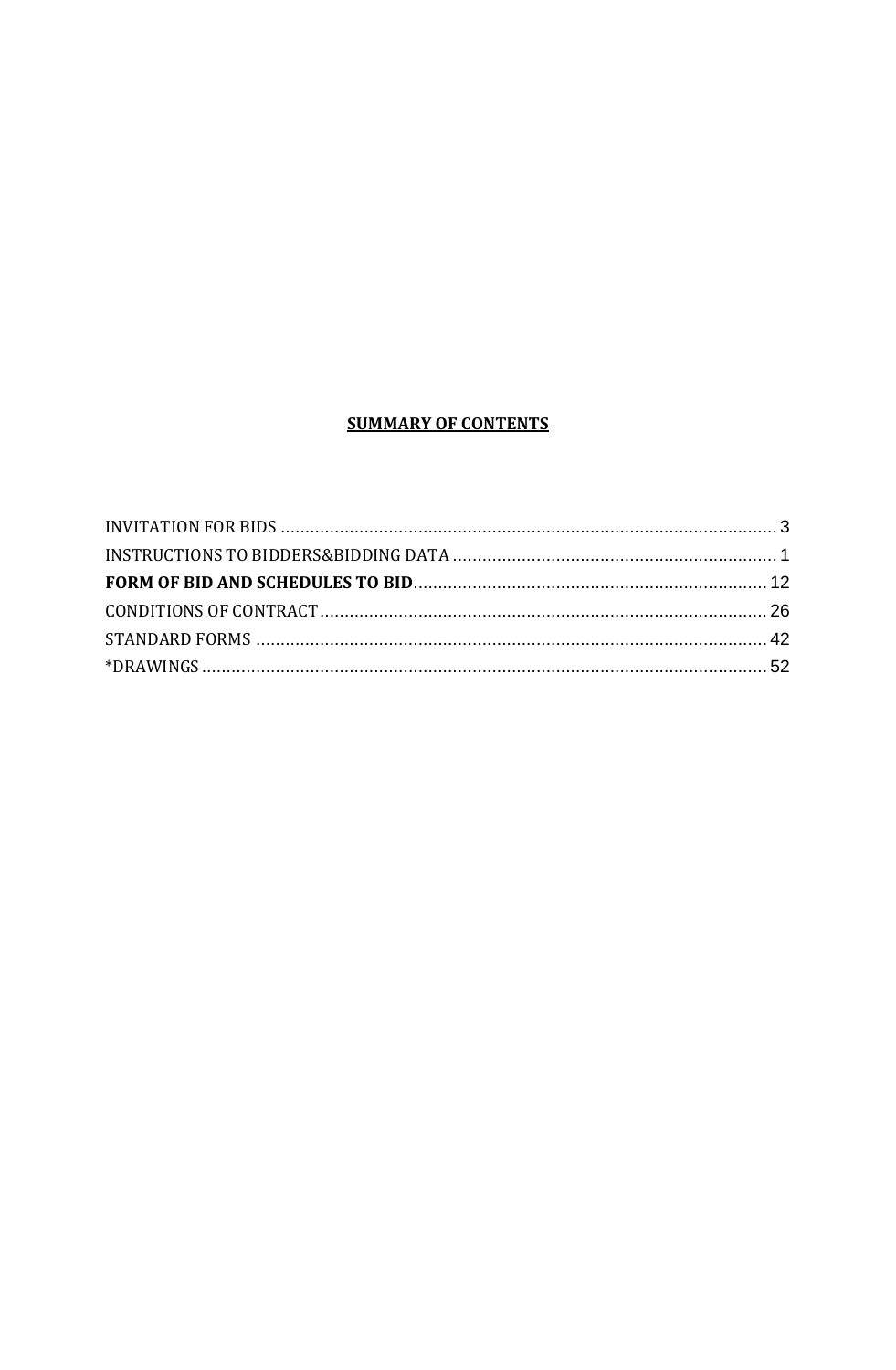**SUMMARY OF CONTENTS**

INVITATION FOR BIDS .......................................................................................................... 3

INSTRUCTIONS TO BIDDERS&BIDDING DATA .................................................................. 1

**FORM OF BID AND SCHEDULES TO BID**......................................................................... 12

CONDITIONS OF CONTRACT............................................................................................. 26

STANDARD FORMS ........................................................................................................... 42

*DRAWINGS ...................................................................................................................... 52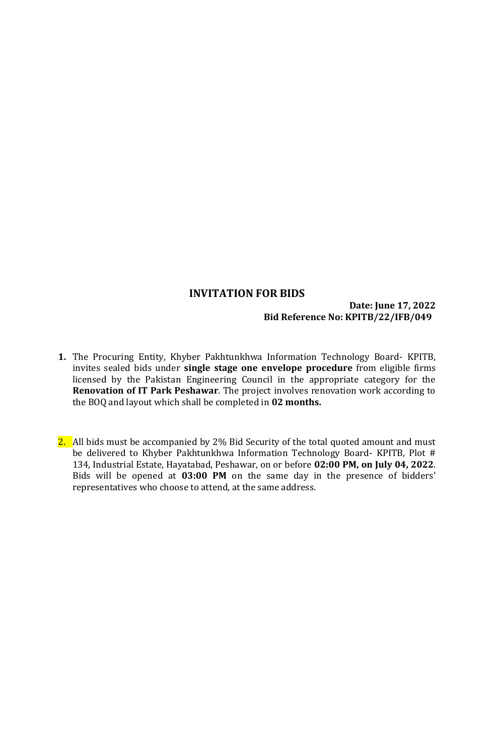## INVITATION FOR BIDS

**Date: June 17, 2022**
**Bid Reference No: KPITB/22/IFB/049**

1. The Procuring Entity, Khyber Pakhtunkhwa Information Technology Board- KPITB, invites sealed bids under **single stage one envelope procedure** from eligible firms licensed by the Pakistan Engineering Council in the appropriate category for the **Renovation of IT Park Peshawar**. The project involves renovation work according to the BOQ and layout which shall be completed in **02 months.**

2. All bids must be accompanied by 2% Bid Security of the total quoted amount and must be delivered to Khyber Pakhtunkhwa Information Technology Board- KPITB, Plot # 134, Industrial Estate, Hayatabad, Peshawar, on or before **02:00 PM, on July 04, 2022**. Bids will be opened at **03:00 PM** on the same day in the presence of bidders' representatives who choose to attend, at the same address.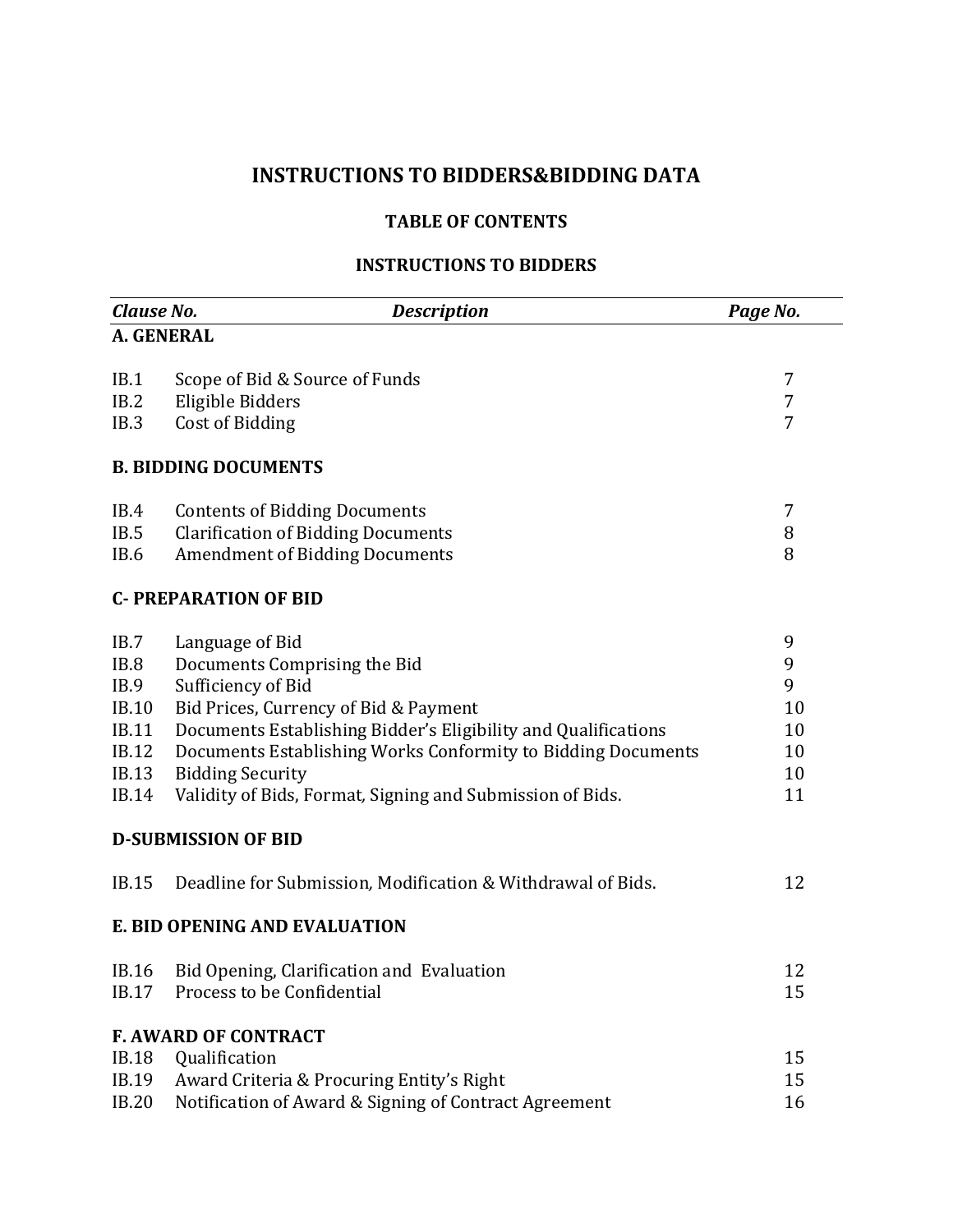# INSTRUCTIONS TO BIDDERS&BIDDING DATA

## TABLE OF CONTENTS

## INSTRUCTIONS TO BIDDERS

| *Clause No.* | *Description* | *Page No.* |
|---|---|---|
| **A. GENERAL** | | |
| IB.1 | Scope of Bid & Source of Funds | 7 |
| IB.2 | Eligible Bidders | 7 |
| IB.3 | Cost of Bidding | 7 |
| **B. BIDDING DOCUMENTS** | | |
| IB.4 | Contents of Bidding Documents | 7 |
| IB.5 | Clarification of Bidding Documents | 8 |
| IB.6 | Amendment of Bidding Documents | 8 |
| **C- PREPARATION OF BID** | | |
| IB.7 | Language of Bid | 9 |
| IB.8 | Documents Comprising the Bid | 9 |
| IB.9 | Sufficiency of Bid | 9 |
| IB.10 | Bid Prices, Currency of Bid & Payment | 10 |
| IB.11 | Documents Establishing Bidder's Eligibility and Qualifications | 10 |
| IB.12 | Documents Establishing Works Conformity to Bidding Documents | 10 |
| IB.13 | Bidding Security | 10 |
| IB.14 | Validity of Bids, Format, Signing and Submission of Bids. | 11 |
| **D-SUBMISSION OF BID** | | |
| IB.15 | Deadline for Submission, Modification & Withdrawal of Bids. | 12 |
| **E. BID OPENING AND EVALUATION** | | |
| IB.16 | Bid Opening, Clarification and Evaluation | 12 |
| IB.17 | Process to be Confidential | 15 |
| **F. AWARD OF CONTRACT** | | |
| IB.18 | Qualification | 15 |
| IB.19 | Award Criteria & Procuring Entity's Right | 15 |
| IB.20 | Notification of Award & Signing of Contract Agreement | 16 |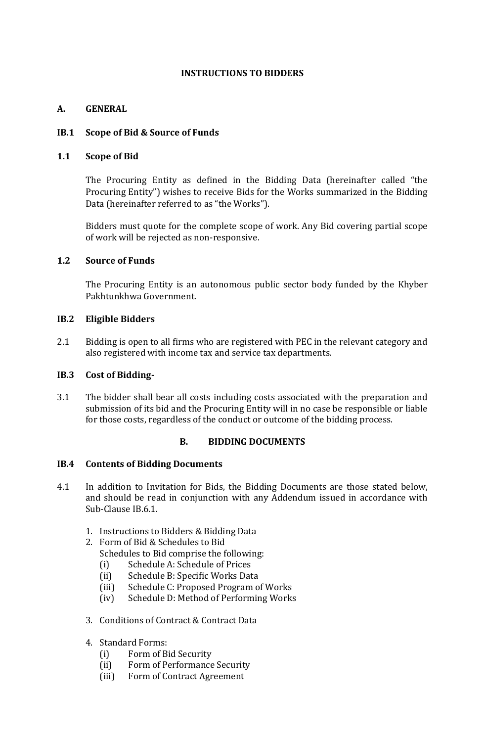# INSTRUCTIONS TO BIDDERS

## A. GENERAL

### IB.1 Scope of Bid & Source of Funds

#### 1.1 Scope of Bid

The Procuring Entity as defined in the Bidding Data (hereinafter called "the Procuring Entity") wishes to receive Bids for the Works summarized in the Bidding Data (hereinafter referred to as "the Works").

Bidders must quote for the complete scope of work. Any Bid covering partial scope of work will be rejected as non-responsive.

#### 1.2 Source of Funds

The Procuring Entity is an autonomous public sector body funded by the Khyber Pakhtunkhwa Government.

### IB.2 Eligible Bidders

2.1 Bidding is open to all firms who are registered with PEC in the relevant category and also registered with income tax and service tax departments.

### IB.3 Cost of Bidding-

3.1 The bidder shall bear all costs including costs associated with the preparation and submission of its bid and the Procuring Entity will in no case be responsible or liable for those costs, regardless of the conduct or outcome of the bidding process.

## B. BIDDING DOCUMENTS

### IB.4 Contents of Bidding Documents

4.1 In addition to Invitation for Bids, the Bidding Documents are those stated below, and should be read in conjunction with any Addendum issued in accordance with Sub-Clause IB.6.1.

1. Instructions to Bidders & Bidding Data
2. Form of Bid & Schedules to Bid
   Schedules to Bid comprise the following:
   - (i) Schedule A: Schedule of Prices
   - (ii) Schedule B: Specific Works Data
   - (iii) Schedule C: Proposed Program of Works
   - (iv) Schedule D: Method of Performing Works
3. Conditions of Contract & Contract Data
4. Standard Forms:
   - (i) Form of Bid Security
   - (ii) Form of Performance Security
   - (iii) Form of Contract Agreement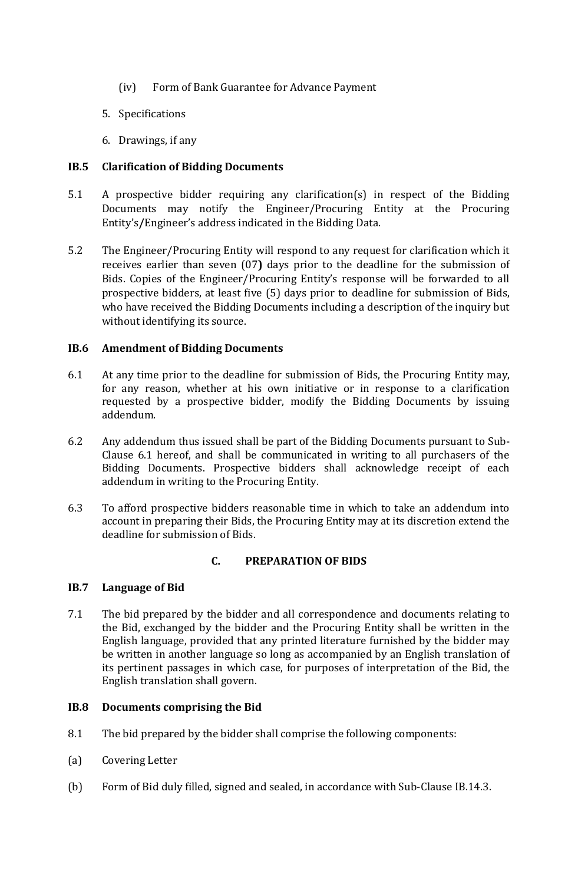(iv) Form of Bank Guarantee for Advance Payment

5. Specifications

6. Drawings, if any

**IB.5 Clarification of Bidding Documents**

5.1 A prospective bidder requiring any clarification(s) in respect of the Bidding Documents may notify the Engineer/Procuring Entity at the Procuring Entity's/Engineer's address indicated in the Bidding Data.

5.2 The Engineer/Procuring Entity will respond to any request for clarification which it receives earlier than seven (07) days prior to the deadline for the submission of Bids. Copies of the Engineer/Procuring Entity's response will be forwarded to all prospective bidders, at least five (5) days prior to deadline for submission of Bids, who have received the Bidding Documents including a description of the inquiry but without identifying its source.

**IB.6 Amendment of Bidding Documents**

6.1 At any time prior to the deadline for submission of Bids, the Procuring Entity may, for any reason, whether at his own initiative or in response to a clarification requested by a prospective bidder, modify the Bidding Documents by issuing addendum.

6.2 Any addendum thus issued shall be part of the Bidding Documents pursuant to Sub-Clause 6.1 hereof, and shall be communicated in writing to all purchasers of the Bidding Documents. Prospective bidders shall acknowledge receipt of each addendum in writing to the Procuring Entity.

6.3 To afford prospective bidders reasonable time in which to take an addendum into account in preparing their Bids, the Procuring Entity may at its discretion extend the deadline for submission of Bids.

## C. PREPARATION OF BIDS

**IB.7 Language of Bid**

7.1 The bid prepared by the bidder and all correspondence and documents relating to the Bid, exchanged by the bidder and the Procuring Entity shall be written in the English language, provided that any printed literature furnished by the bidder may be written in another language so long as accompanied by an English translation of its pertinent passages in which case, for purposes of interpretation of the Bid, the English translation shall govern.

**IB.8 Documents comprising the Bid**

8.1 The bid prepared by the bidder shall comprise the following components:

(a) Covering Letter

(b) Form of Bid duly filled, signed and sealed, in accordance with Sub-Clause IB.14.3.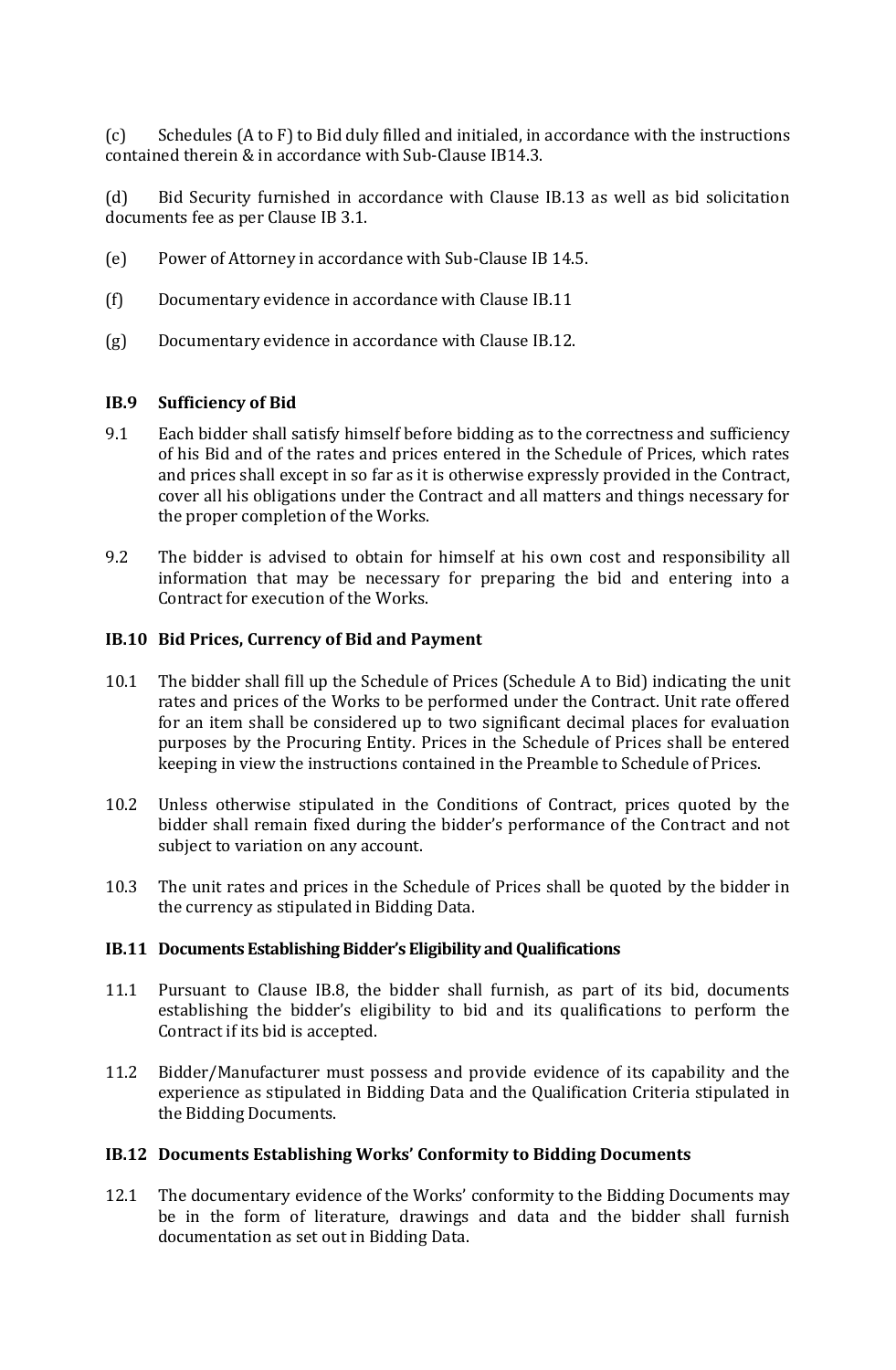(c) Schedules (A to F) to Bid duly filled and initialed, in accordance with the instructions contained therein & in accordance with Sub-Clause IB14.3.

(d) Bid Security furnished in accordance with Clause IB.13 as well as bid solicitation documents fee as per Clause IB 3.1.

(e) Power of Attorney in accordance with Sub-Clause IB 14.5.

(f) Documentary evidence in accordance with Clause IB.11

(g) Documentary evidence in accordance with Clause IB.12.

### IB.9 Sufficiency of Bid

9.1 Each bidder shall satisfy himself before bidding as to the correctness and sufficiency of his Bid and of the rates and prices entered in the Schedule of Prices, which rates and prices shall except in so far as it is otherwise expressly provided in the Contract, cover all his obligations under the Contract and all matters and things necessary for the proper completion of the Works.

9.2 The bidder is advised to obtain for himself at his own cost and responsibility all information that may be necessary for preparing the bid and entering into a Contract for execution of the Works.

### IB.10 Bid Prices, Currency of Bid and Payment

10.1 The bidder shall fill up the Schedule of Prices (Schedule A to Bid) indicating the unit rates and prices of the Works to be performed under the Contract. Unit rate offered for an item shall be considered up to two significant decimal places for evaluation purposes by the Procuring Entity. Prices in the Schedule of Prices shall be entered keeping in view the instructions contained in the Preamble to Schedule of Prices.

10.2 Unless otherwise stipulated in the Conditions of Contract, prices quoted by the bidder shall remain fixed during the bidder's performance of the Contract and not subject to variation on any account.

10.3 The unit rates and prices in the Schedule of Prices shall be quoted by the bidder in the currency as stipulated in Bidding Data.

### IB.11 Documents Establishing Bidder's Eligibility and Qualifications

11.1 Pursuant to Clause IB.8, the bidder shall furnish, as part of its bid, documents establishing the bidder's eligibility to bid and its qualifications to perform the Contract if its bid is accepted.

11.2 Bidder/Manufacturer must possess and provide evidence of its capability and the experience as stipulated in Bidding Data and the Qualification Criteria stipulated in the Bidding Documents.

### IB.12 Documents Establishing Works' Conformity to Bidding Documents

12.1 The documentary evidence of the Works' conformity to the Bidding Documents may be in the form of literature, drawings and data and the bidder shall furnish documentation as set out in Bidding Data.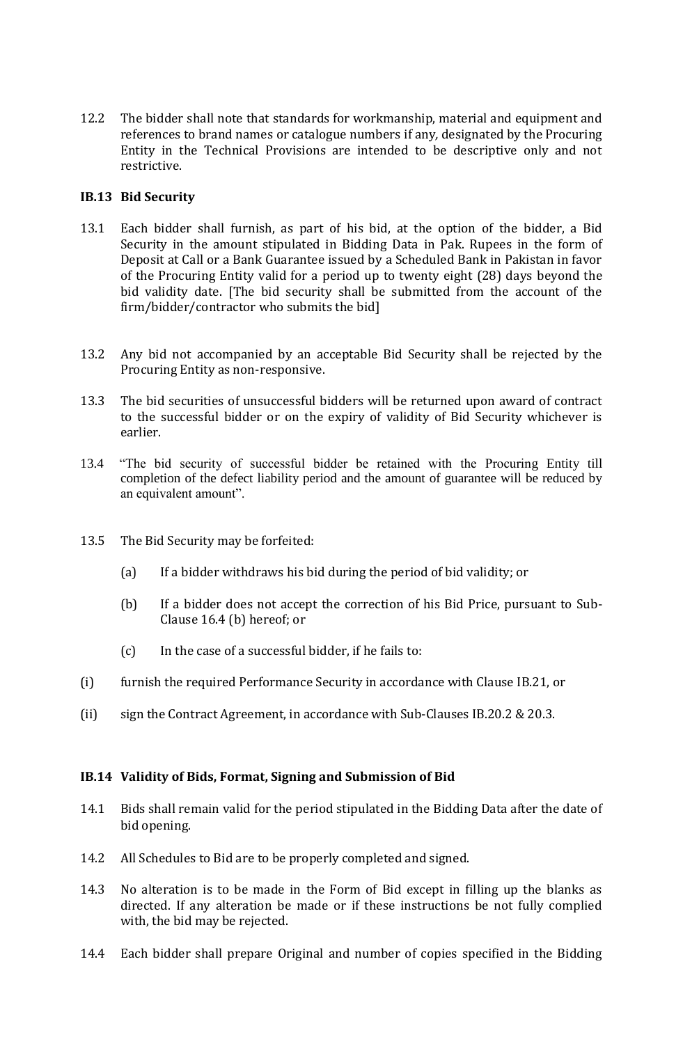12.2 The bidder shall note that standards for workmanship, material and equipment and references to brand names or catalogue numbers if any, designated by the Procuring Entity in the Technical Provisions are intended to be descriptive only and not restrictive.

### IB.13 Bid Security

13.1 Each bidder shall furnish, as part of his bid, at the option of the bidder, a Bid Security in the amount stipulated in Bidding Data in Pak. Rupees in the form of Deposit at Call or a Bank Guarantee issued by a Scheduled Bank in Pakistan in favor of the Procuring Entity valid for a period up to twenty eight (28) days beyond the bid validity date. [The bid security shall be submitted from the account of the firm/bidder/contractor who submits the bid]

13.2 Any bid not accompanied by an acceptable Bid Security shall be rejected by the Procuring Entity as non-responsive.

13.3 The bid securities of unsuccessful bidders will be returned upon award of contract to the successful bidder or on the expiry of validity of Bid Security whichever is earlier.

13.4 "The bid security of successful bidder be retained with the Procuring Entity till completion of the defect liability period and the amount of guarantee will be reduced by an equivalent amount".

13.5 The Bid Security may be forfeited:

(a) If a bidder withdraws his bid during the period of bid validity; or

(b) If a bidder does not accept the correction of his Bid Price, pursuant to Sub-Clause 16.4 (b) hereof; or

(c) In the case of a successful bidder, if he fails to:

(i) furnish the required Performance Security in accordance with Clause IB.21, or

(ii) sign the Contract Agreement, in accordance with Sub-Clauses IB.20.2 & 20.3.

### IB.14 Validity of Bids, Format, Signing and Submission of Bid

14.1 Bids shall remain valid for the period stipulated in the Bidding Data after the date of bid opening.

14.2 All Schedules to Bid are to be properly completed and signed.

14.3 No alteration is to be made in the Form of Bid except in filling up the blanks as directed. If any alteration be made or if these instructions be not fully complied with, the bid may be rejected.

14.4 Each bidder shall prepare Original and number of copies specified in the Bidding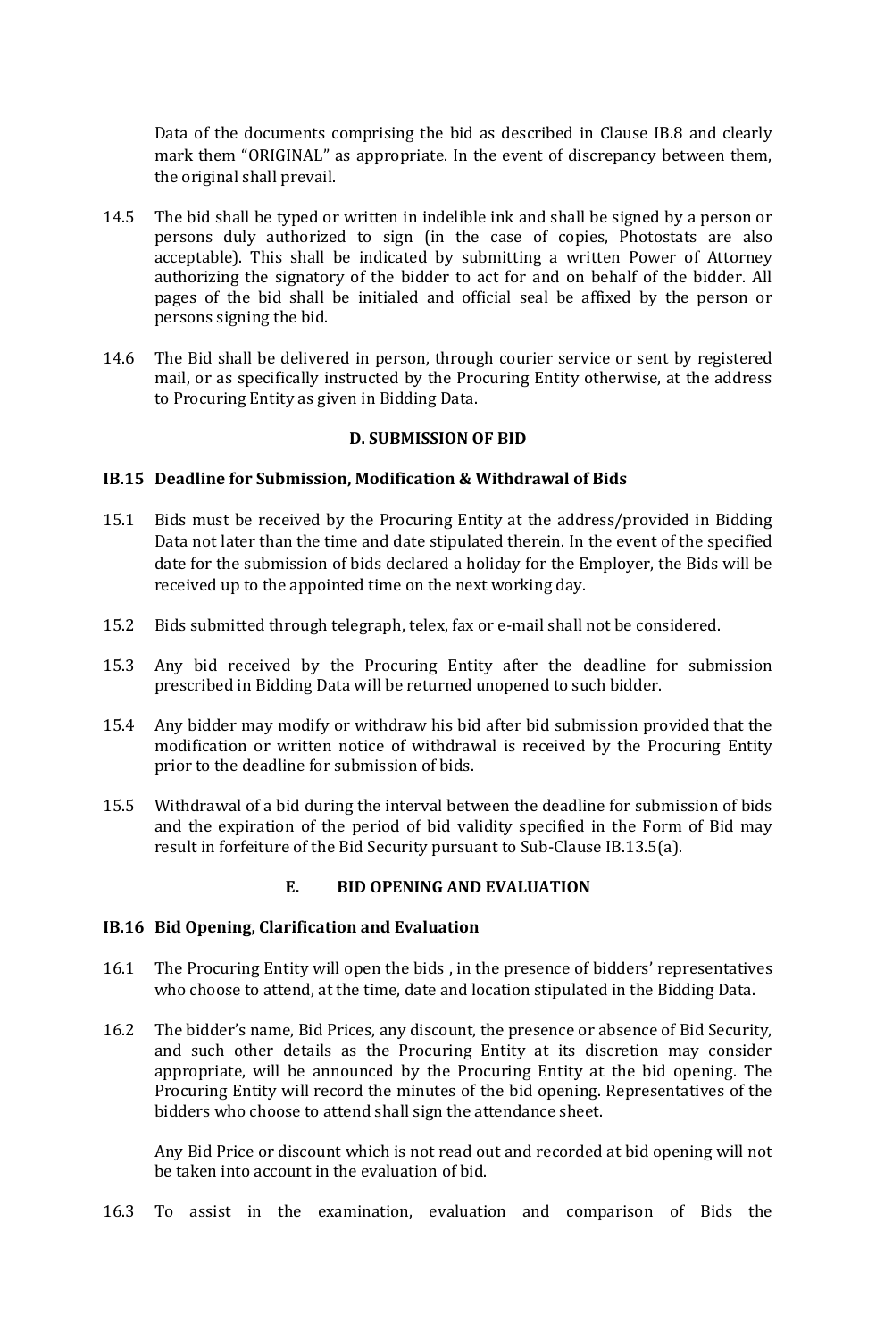Data of the documents comprising the bid as described in Clause IB.8 and clearly mark them "ORIGINAL" as appropriate. In the event of discrepancy between them, the original shall prevail.

14.5 The bid shall be typed or written in indelible ink and shall be signed by a person or persons duly authorized to sign (in the case of copies, Photostats are also acceptable). This shall be indicated by submitting a written Power of Attorney authorizing the signatory of the bidder to act for and on behalf of the bidder. All pages of the bid shall be initialed and official seal be affixed by the person or persons signing the bid.

14.6 The Bid shall be delivered in person, through courier service or sent by registered mail, or as specifically instructed by the Procuring Entity otherwise, at the address to Procuring Entity as given in Bidding Data.

## D. SUBMISSION OF BID

### IB.15 Deadline for Submission, Modification & Withdrawal of Bids

15.1 Bids must be received by the Procuring Entity at the address/provided in Bidding Data not later than the time and date stipulated therein. In the event of the specified date for the submission of bids declared a holiday for the Employer, the Bids will be received up to the appointed time on the next working day.

15.2 Bids submitted through telegraph, telex, fax or e-mail shall not be considered.

15.3 Any bid received by the Procuring Entity after the deadline for submission prescribed in Bidding Data will be returned unopened to such bidder.

15.4 Any bidder may modify or withdraw his bid after bid submission provided that the modification or written notice of withdrawal is received by the Procuring Entity prior to the deadline for submission of bids.

15.5 Withdrawal of a bid during the interval between the deadline for submission of bids and the expiration of the period of bid validity specified in the Form of Bid may result in forfeiture of the Bid Security pursuant to Sub-Clause IB.13.5(a).

## E. BID OPENING AND EVALUATION

### IB.16 Bid Opening, Clarification and Evaluation

16.1 The Procuring Entity will open the bids , in the presence of bidders' representatives who choose to attend, at the time, date and location stipulated in the Bidding Data.

16.2 The bidder's name, Bid Prices, any discount, the presence or absence of Bid Security, and such other details as the Procuring Entity at its discretion may consider appropriate, will be announced by the Procuring Entity at the bid opening. The Procuring Entity will record the minutes of the bid opening. Representatives of the bidders who choose to attend shall sign the attendance sheet.

Any Bid Price or discount which is not read out and recorded at bid opening will not be taken into account in the evaluation of bid.

16.3 To assist in the examination, evaluation and comparison of Bids the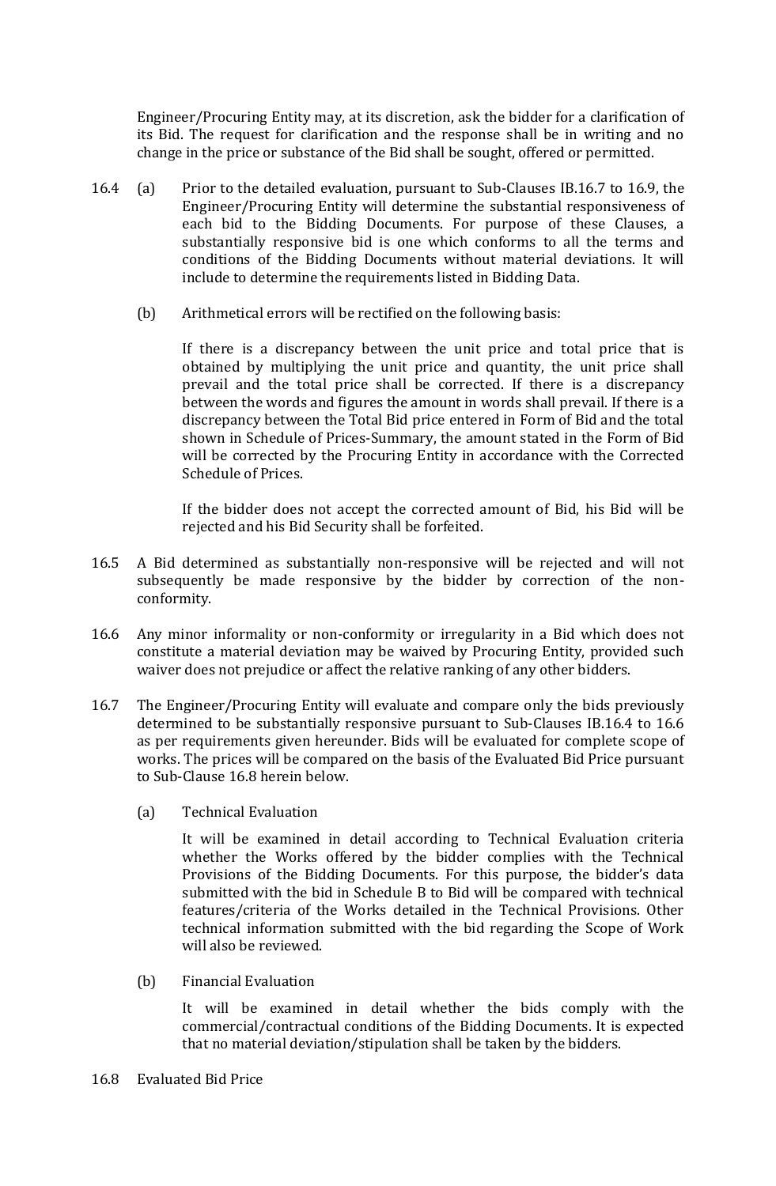Engineer/Procuring Entity may, at its discretion, ask the bidder for a clarification of its Bid. The request for clarification and the response shall be in writing and no change in the price or substance of the Bid shall be sought, offered or permitted.

16.4 (a) Prior to the detailed evaluation, pursuant to Sub-Clauses IB.16.7 to 16.9, the Engineer/Procuring Entity will determine the substantial responsiveness of each bid to the Bidding Documents. For purpose of these Clauses, a substantially responsive bid is one which conforms to all the terms and conditions of the Bidding Documents without material deviations. It will include to determine the requirements listed in Bidding Data.

(b) Arithmetical errors will be rectified on the following basis:

If there is a discrepancy between the unit price and total price that is obtained by multiplying the unit price and quantity, the unit price shall prevail and the total price shall be corrected. If there is a discrepancy between the words and figures the amount in words shall prevail. If there is a discrepancy between the Total Bid price entered in Form of Bid and the total shown in Schedule of Prices-Summary, the amount stated in the Form of Bid will be corrected by the Procuring Entity in accordance with the Corrected Schedule of Prices.

If the bidder does not accept the corrected amount of Bid, his Bid will be rejected and his Bid Security shall be forfeited.

16.5 A Bid determined as substantially non-responsive will be rejected and will not subsequently be made responsive by the bidder by correction of the non-conformity.

16.6 Any minor informality or non-conformity or irregularity in a Bid which does not constitute a material deviation may be waived by Procuring Entity, provided such waiver does not prejudice or affect the relative ranking of any other bidders.

16.7 The Engineer/Procuring Entity will evaluate and compare only the bids previously determined to be substantially responsive pursuant to Sub-Clauses IB.16.4 to 16.6 as per requirements given hereunder. Bids will be evaluated for complete scope of works. The prices will be compared on the basis of the Evaluated Bid Price pursuant to Sub-Clause 16.8 herein below.

(a) Technical Evaluation

It will be examined in detail according to Technical Evaluation criteria whether the Works offered by the bidder complies with the Technical Provisions of the Bidding Documents. For this purpose, the bidder's data submitted with the bid in Schedule B to Bid will be compared with technical features/criteria of the Works detailed in the Technical Provisions. Other technical information submitted with the bid regarding the Scope of Work will also be reviewed.

(b) Financial Evaluation

It will be examined in detail whether the bids comply with the commercial/contractual conditions of the Bidding Documents. It is expected that no material deviation/stipulation shall be taken by the bidders.

16.8 Evaluated Bid Price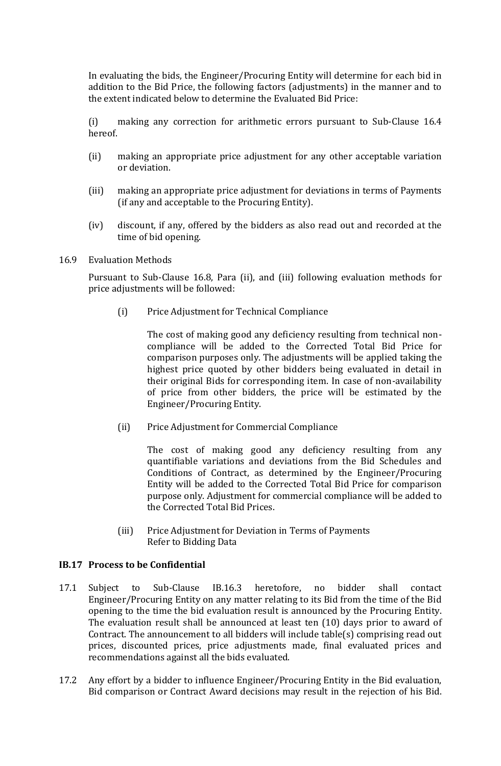In evaluating the bids, the Engineer/Procuring Entity will determine for each bid in addition to the Bid Price, the following factors (adjustments) in the manner and to the extent indicated below to determine the Evaluated Bid Price:

(i) making any correction for arithmetic errors pursuant to Sub-Clause 16.4 hereof.

(ii) making an appropriate price adjustment for any other acceptable variation or deviation.

(iii) making an appropriate price adjustment for deviations in terms of Payments (if any and acceptable to the Procuring Entity).

(iv) discount, if any, offered by the bidders as also read out and recorded at the time of bid opening.

16.9 Evaluation Methods

Pursuant to Sub-Clause 16.8, Para (ii), and (iii) following evaluation methods for price adjustments will be followed:

(i) Price Adjustment for Technical Compliance

The cost of making good any deficiency resulting from technical non-compliance will be added to the Corrected Total Bid Price for comparison purposes only. The adjustments will be applied taking the highest price quoted by other bidders being evaluated in detail in their original Bids for corresponding item. In case of non-availability of price from other bidders, the price will be estimated by the Engineer/Procuring Entity.

(ii) Price Adjustment for Commercial Compliance

The cost of making good any deficiency resulting from any quantifiable variations and deviations from the Bid Schedules and Conditions of Contract, as determined by the Engineer/Procuring Entity will be added to the Corrected Total Bid Price for comparison purpose only. Adjustment for commercial compliance will be added to the Corrected Total Bid Prices.

(iii) Price Adjustment for Deviation in Terms of Payments
Refer to Bidding Data

**IB.17 Process to be Confidential**

17.1 Subject to Sub-Clause IB.16.3 heretofore, no bidder shall contact Engineer/Procuring Entity on any matter relating to its Bid from the time of the Bid opening to the time the bid evaluation result is announced by the Procuring Entity. The evaluation result shall be announced at least ten (10) days prior to award of Contract. The announcement to all bidders will include table(s) comprising read out prices, discounted prices, price adjustments made, final evaluated prices and recommendations against all the bids evaluated.

17.2 Any effort by a bidder to influence Engineer/Procuring Entity in the Bid evaluation, Bid comparison or Contract Award decisions may result in the rejection of his Bid.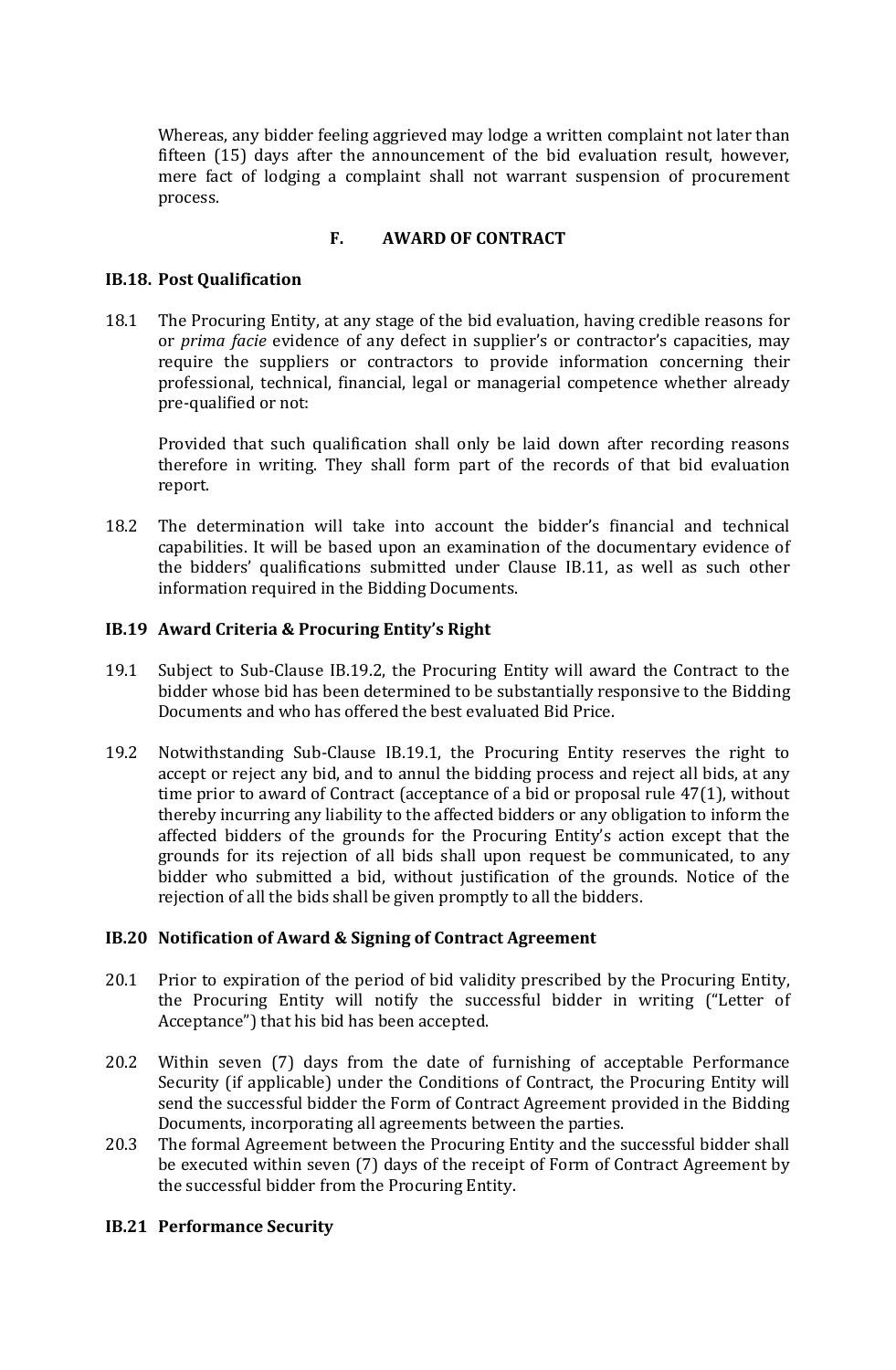Whereas, any bidder feeling aggrieved may lodge a written complaint not later than fifteen (15) days after the announcement of the bid evaluation result, however, mere fact of lodging a complaint shall not warrant suspension of procurement process.

## F. AWARD OF CONTRACT

### IB.18. Post Qualification

18.1 The Procuring Entity, at any stage of the bid evaluation, having credible reasons for or *prima facie* evidence of any defect in supplier's or contractor's capacities, may require the suppliers or contractors to provide information concerning their professional, technical, financial, legal or managerial competence whether already pre-qualified or not:

Provided that such qualification shall only be laid down after recording reasons therefore in writing. They shall form part of the records of that bid evaluation report.

18.2 The determination will take into account the bidder's financial and technical capabilities. It will be based upon an examination of the documentary evidence of the bidders' qualifications submitted under Clause IB.11, as well as such other information required in the Bidding Documents.

### IB.19 Award Criteria & Procuring Entity's Right

19.1 Subject to Sub-Clause IB.19.2, the Procuring Entity will award the Contract to the bidder whose bid has been determined to be substantially responsive to the Bidding Documents and who has offered the best evaluated Bid Price.

19.2 Notwithstanding Sub-Clause IB.19.1, the Procuring Entity reserves the right to accept or reject any bid, and to annul the bidding process and reject all bids, at any time prior to award of Contract (acceptance of a bid or proposal rule 47(1), without thereby incurring any liability to the affected bidders or any obligation to inform the affected bidders of the grounds for the Procuring Entity's action except that the grounds for its rejection of all bids shall upon request be communicated, to any bidder who submitted a bid, without justification of the grounds. Notice of the rejection of all the bids shall be given promptly to all the bidders.

### IB.20 Notification of Award & Signing of Contract Agreement

20.1 Prior to expiration of the period of bid validity prescribed by the Procuring Entity, the Procuring Entity will notify the successful bidder in writing ("Letter of Acceptance") that his bid has been accepted.

20.2 Within seven (7) days from the date of furnishing of acceptable Performance Security (if applicable) under the Conditions of Contract, the Procuring Entity will send the successful bidder the Form of Contract Agreement provided in the Bidding Documents, incorporating all agreements between the parties.

20.3 The formal Agreement between the Procuring Entity and the successful bidder shall be executed within seven (7) days of the receipt of Form of Contract Agreement by the successful bidder from the Procuring Entity.

### IB.21 Performance Security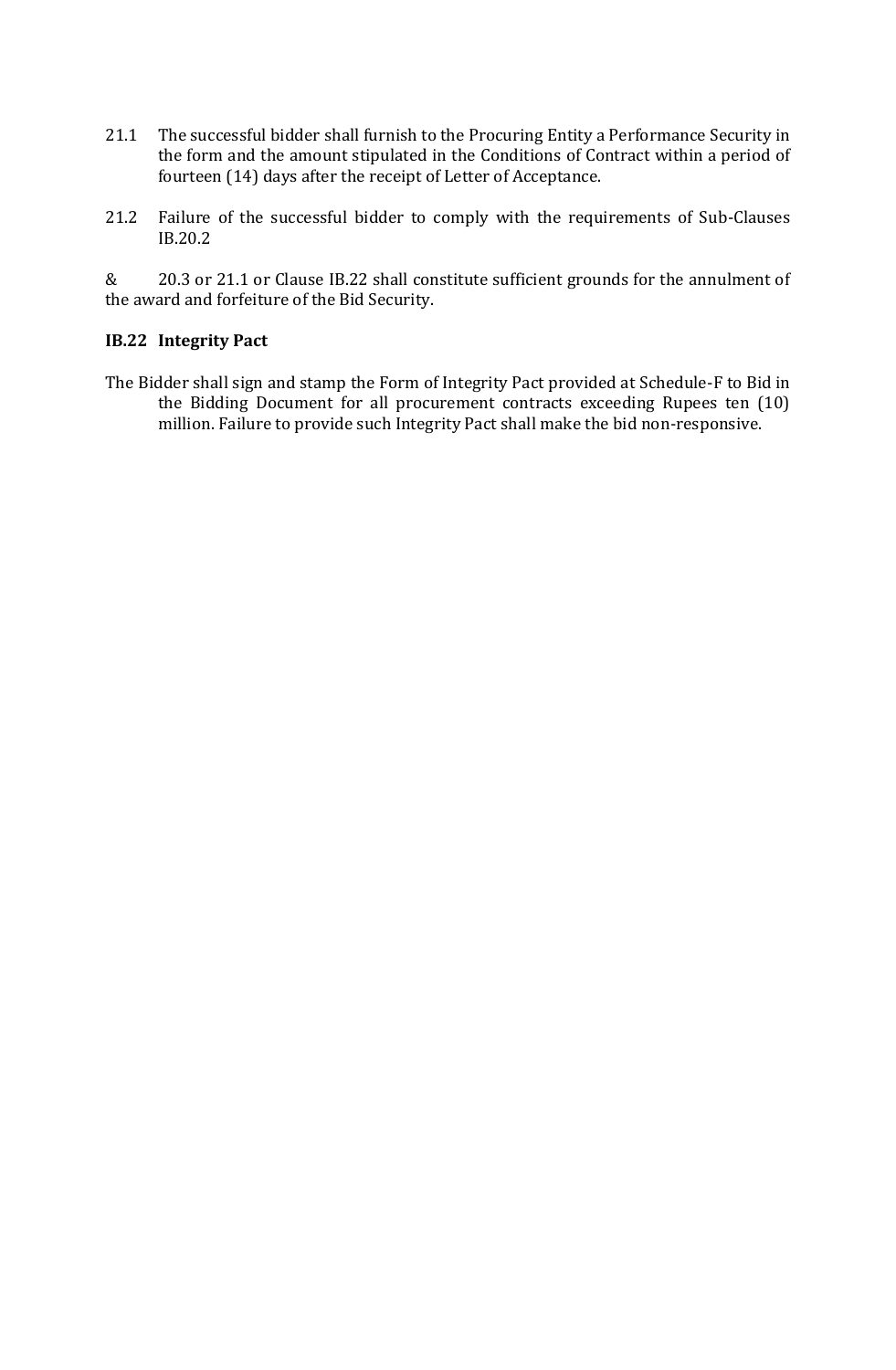21.1 The successful bidder shall furnish to the Procuring Entity a Performance Security in the form and the amount stipulated in the Conditions of Contract within a period of fourteen (14) days after the receipt of Letter of Acceptance.

21.2 Failure of the successful bidder to comply with the requirements of Sub-Clauses IB.20.2

& 20.3 or 21.1 or Clause IB.22 shall constitute sufficient grounds for the annulment of the award and forfeiture of the Bid Security.

**IB.22 Integrity Pact**

The Bidder shall sign and stamp the Form of Integrity Pact provided at Schedule-F to Bid in the Bidding Document for all procurement contracts exceeding Rupees ten (10) million. Failure to provide such Integrity Pact shall make the bid non-responsive.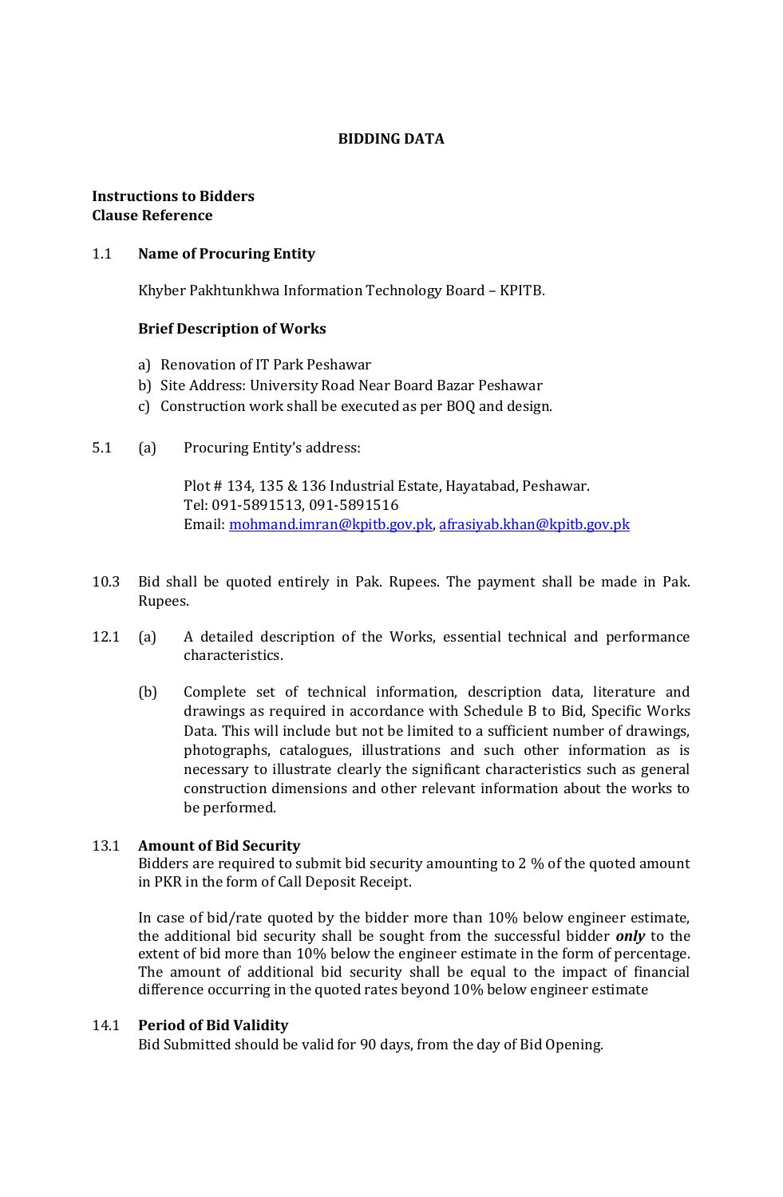# BIDDING DATA

**Instructions to Bidders**
**Clause Reference**

1.1 **Name of Procuring Entity**

Khyber Pakhtunkhwa Information Technology Board – KPITB.

**Brief Description of Works**

a) Renovation of IT Park Peshawar
b) Site Address: University Road Near Board Bazar Peshawar
c) Construction work shall be executed as per BOQ and design.

5.1 (a) Procuring Entity's address:

Plot # 134, 135 & 136 Industrial Estate, Hayatabad, Peshawar.
Tel: 091-5891513, 091-5891516
Email: mohmand.imran@kpitb.gov.pk, afrasiyab.khan@kpitb.gov.pk

10.3 Bid shall be quoted entirely in Pak. Rupees. The payment shall be made in Pak. Rupees.

12.1 (a) A detailed description of the Works, essential technical and performance characteristics.

(b) Complete set of technical information, description data, literature and drawings as required in accordance with Schedule B to Bid, Specific Works Data. This will include but not be limited to a sufficient number of drawings, photographs, catalogues, illustrations and such other information as is necessary to illustrate clearly the significant characteristics such as general construction dimensions and other relevant information about the works to be performed.

13.1 **Amount of Bid Security**

Bidders are required to submit bid security amounting to 2 % of the quoted amount in PKR in the form of Call Deposit Receipt.

In case of bid/rate quoted by the bidder more than 10% below engineer estimate, the additional bid security shall be sought from the successful bidder ***only*** to the extent of bid more than 10% below the engineer estimate in the form of percentage. The amount of additional bid security shall be equal to the impact of financial difference occurring in the quoted rates beyond 10% below engineer estimate

14.1 **Period of Bid Validity**

Bid Submitted should be valid for 90 days, from the day of Bid Opening.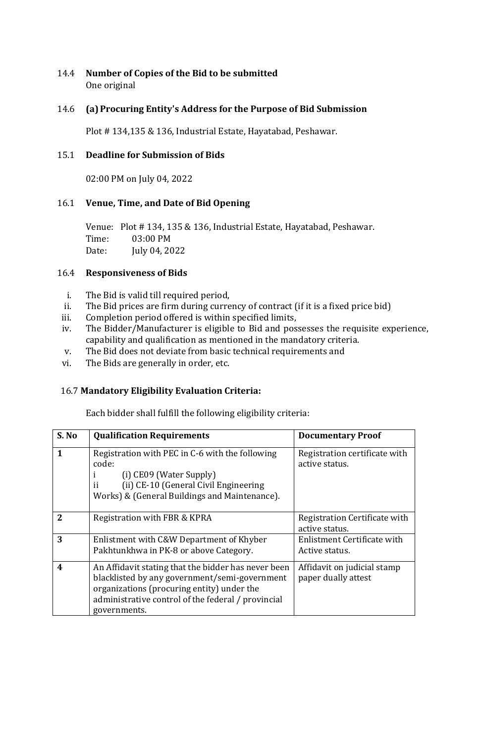14.4 **Number of Copies of the Bid to be submitted**

One original

14.6 **(a) Procuring Entity's Address for the Purpose of Bid Submission**

Plot # 134,135 & 136, Industrial Estate, Hayatabad, Peshawar.

15.1 **Deadline for Submission of Bids**

02:00 PM on July 04, 2022

16.1 **Venue, Time, and Date of Bid Opening**

Venue: Plot # 134, 135 & 136, Industrial Estate, Hayatabad, Peshawar.
Time: 03:00 PM
Date: July 04, 2022

16.4 **Responsiveness of Bids**

i. The Bid is valid till required period,
ii. The Bid prices are firm during currency of contract (if it is a fixed price bid)
iii. Completion period offered is within specified limits,
iv. The Bidder/Manufacturer is eligible to Bid and possesses the requisite experience, capability and qualification as mentioned in the mandatory criteria.
v. The Bid does not deviate from basic technical requirements and
vi. The Bids are generally in order, etc.

16.7 **Mandatory Eligibility Evaluation Criteria:**

Each bidder shall fulfill the following eligibility criteria:

| S. No | Qualification Requirements | Documentary Proof |
|---|---|---|
| **1** | Registration with PEC in C-6 with the following code:<br>i (i) CE09 (Water Supply)<br>ii (ii) CE-10 (General Civil Engineering Works) & (General Buildings and Maintenance). | Registration certificate with active status. |
| **2** | Registration with FBR & KPRA | Registration Certificate with active status. |
| **3** | Enlistment with C&W Department of Khyber Pakhtunkhwa in PK-8 or above Category. | Enlistment Certificate with Active status. |
| **4** | An Affidavit stating that the bidder has never been blacklisted by any government/semi-government organizations (procuring entity) under the administrative control of the federal / provincial governments. | Affidavit on judicial stamp paper dually attest |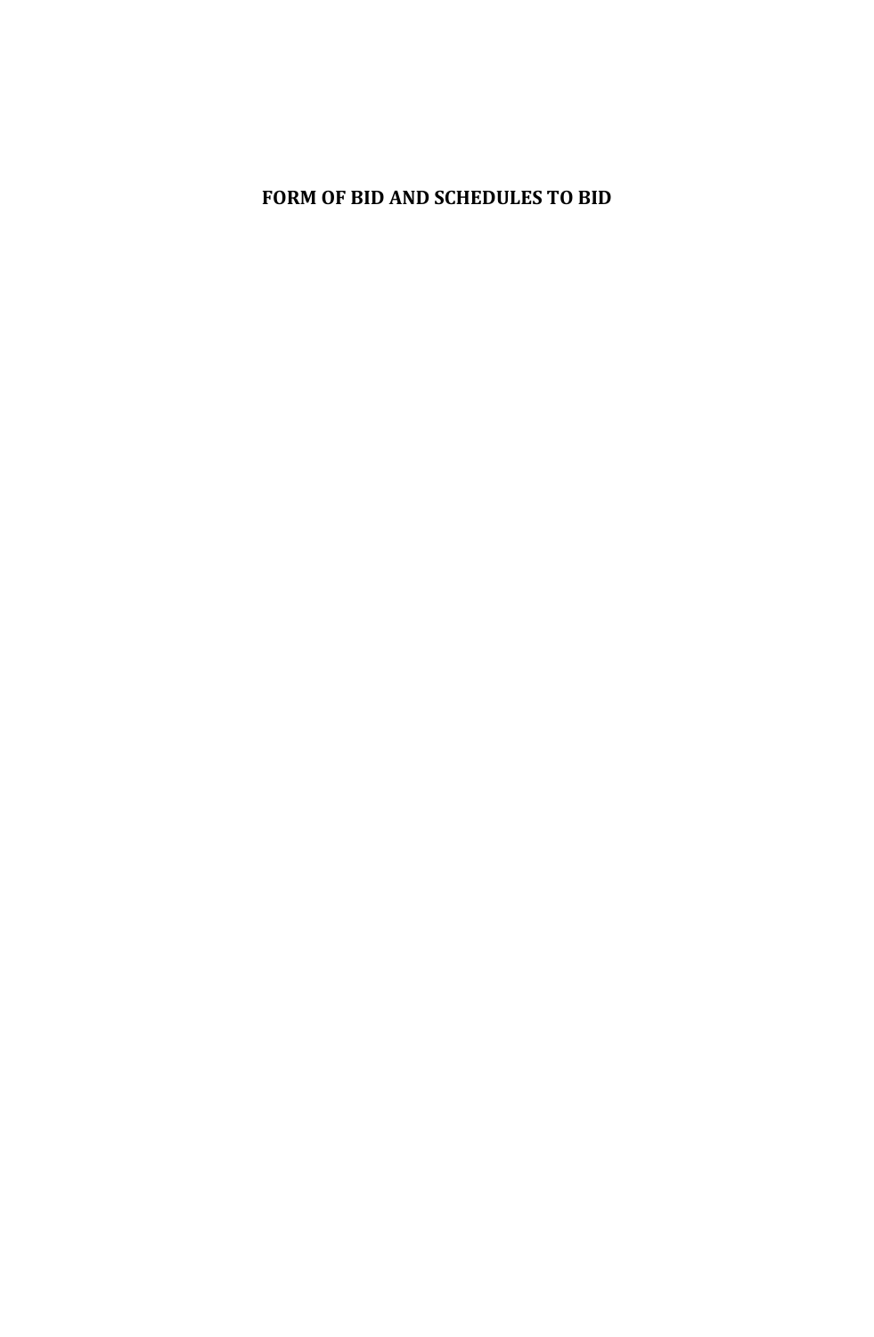# FORM OF BID AND SCHEDULES TO BID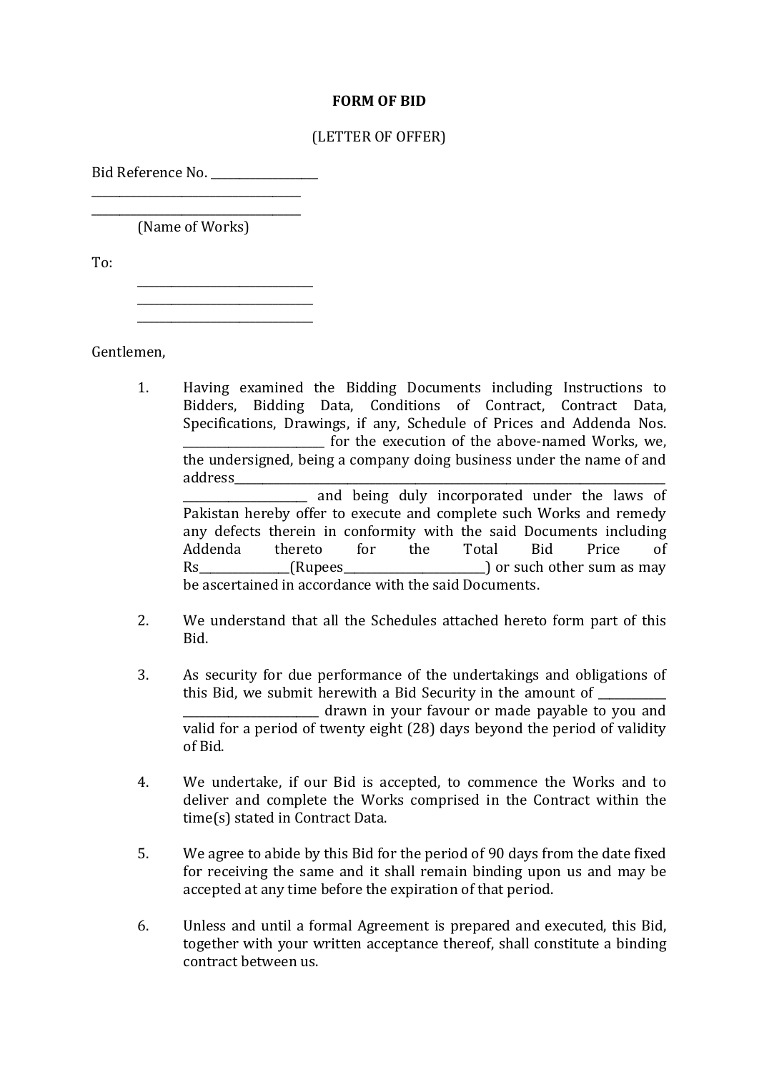# FORM OF BID

(LETTER OF OFFER)

Bid Reference No. __________________

__________________________________

__________________________________

(Name of Works)

To:

______________________________

______________________________

______________________________

Gentlemen,

1. Having examined the Bidding Documents including Instructions to Bidders, Bidding Data, Conditions of Contract, Contract Data, Specifications, Drawings, if any, Schedule of Prices and Addenda Nos. ________________________ for the execution of the above-named Works, we, the undersigned, being a company doing business under the name of and address_____________________________________________________________________ ______________________ and being duly incorporated under the laws of Pakistan hereby offer to execute and complete such Works and remedy any defects therein in conformity with the said Documents including Addenda thereto for the Total Bid Price of Rs________________(Rupees_________________________) or such other sum as may be ascertained in accordance with the said Documents.

2. We understand that all the Schedules attached hereto form part of this Bid.

3. As security for due performance of the undertakings and obligations of this Bid, we submit herewith a Bid Security in the amount of ____________ _______________________ drawn in your favour or made payable to you and valid for a period of twenty eight (28) days beyond the period of validity of Bid.

4. We undertake, if our Bid is accepted, to commence the Works and to deliver and complete the Works comprised in the Contract within the time(s) stated in Contract Data.

5. We agree to abide by this Bid for the period of 90 days from the date fixed for receiving the same and it shall remain binding upon us and may be accepted at any time before the expiration of that period.

6. Unless and until a formal Agreement is prepared and executed, this Bid, together with your written acceptance thereof, shall constitute a binding contract between us.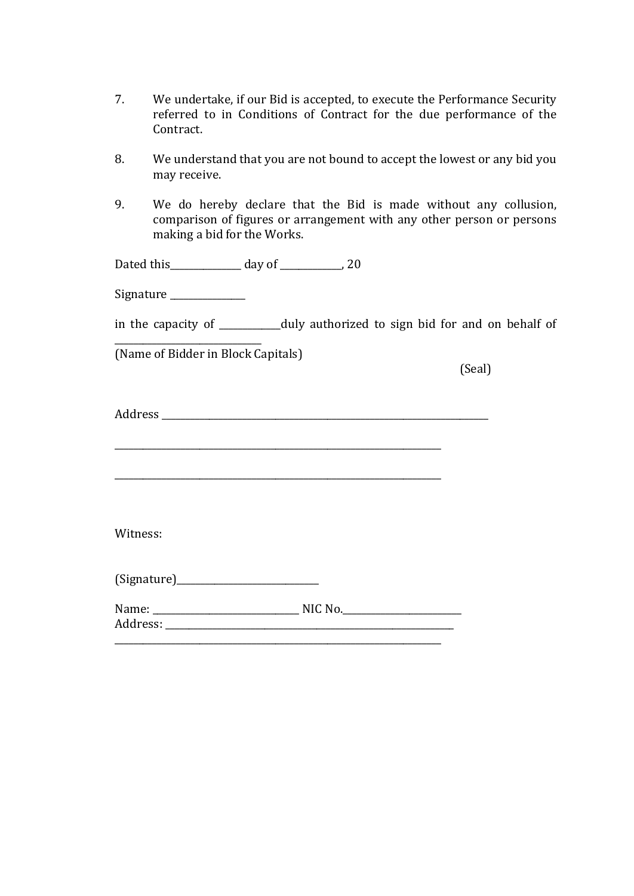7. We undertake, if our Bid is accepted, to execute the Performance Security referred to in Conditions of Contract for the due performance of the Contract.

8. We understand that you are not bound to accept the lowest or any bid you may receive.

9. We do hereby declare that the Bid is made without any collusion, comparison of figures or arrangement with any other person or persons making a bid for the Works.

Dated this_______________ day of _____________, 20

Signature ________________

in the capacity of _____________duly authorized to sign bid for and on behalf of _______________________________

(Name of Bidder in Block Capitals)

(Seal)

Address ___________________________________________________________________________

___________________________________________________________________________

___________________________________________________________________________

Witness:

(Signature)_______________________________

Name: _______________________________ NIC No.__________________________

Address: _________________________________________________________________

___________________________________________________________________________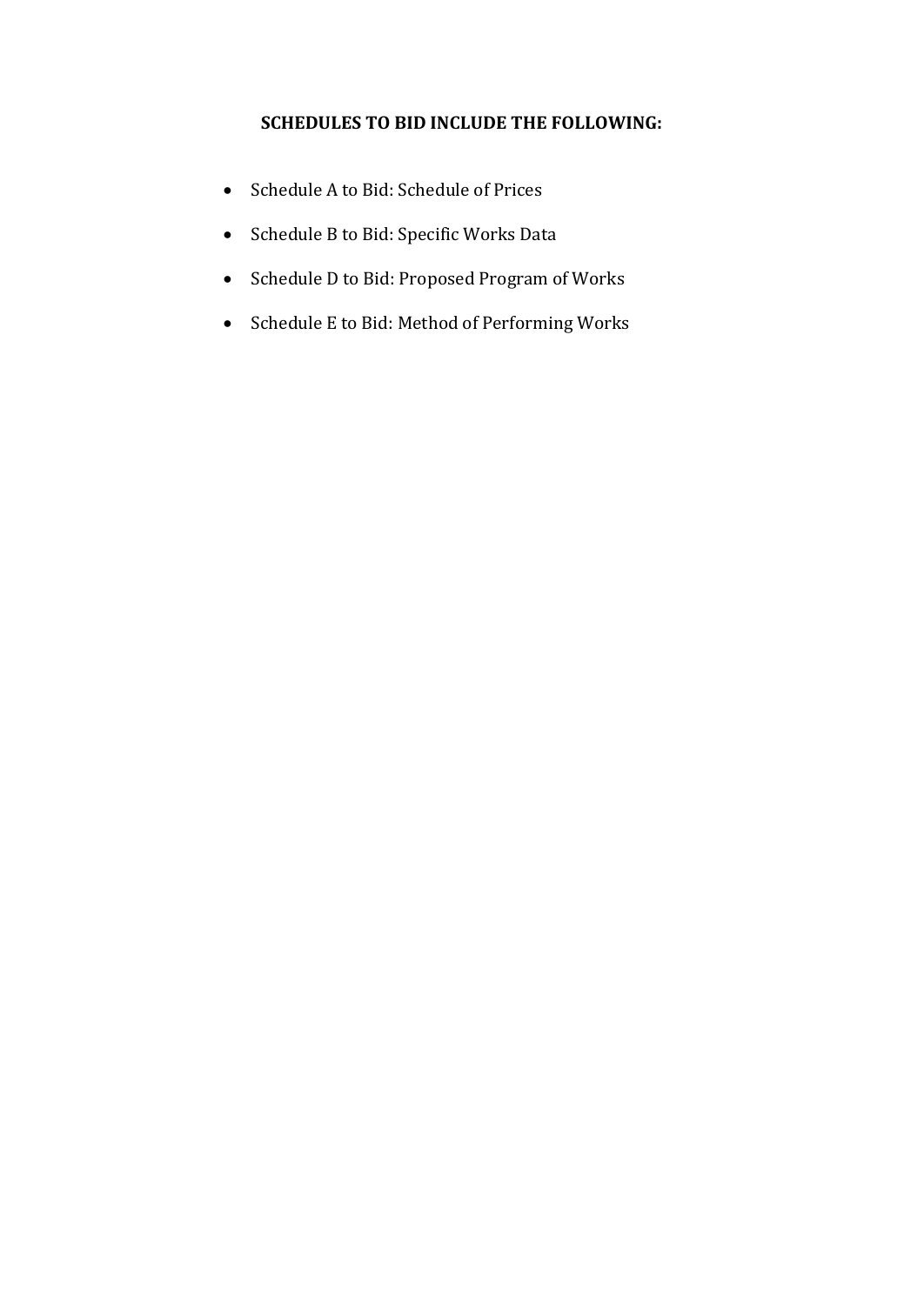**SCHEDULES TO BID INCLUDE THE FOLLOWING:**

- Schedule A to Bid: Schedule of Prices
- Schedule B to Bid: Specific Works Data
- Schedule D to Bid: Proposed Program of Works
- Schedule E to Bid: Method of Performing Works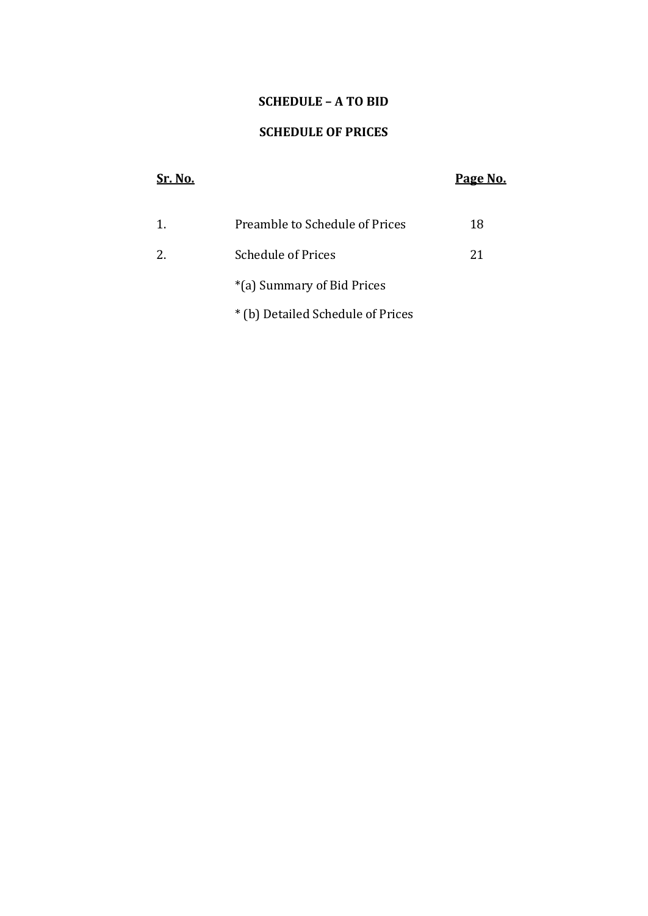**SCHEDULE – A TO BID**

**SCHEDULE OF PRICES**

| Sr. No. | | Page No. |
|---|---|---|
| 1. | Preamble to Schedule of Prices | 18 |
| 2. | Schedule of Prices | 21 |
| | *(a) Summary of Bid Prices | |
| | * (b) Detailed Schedule of Prices | |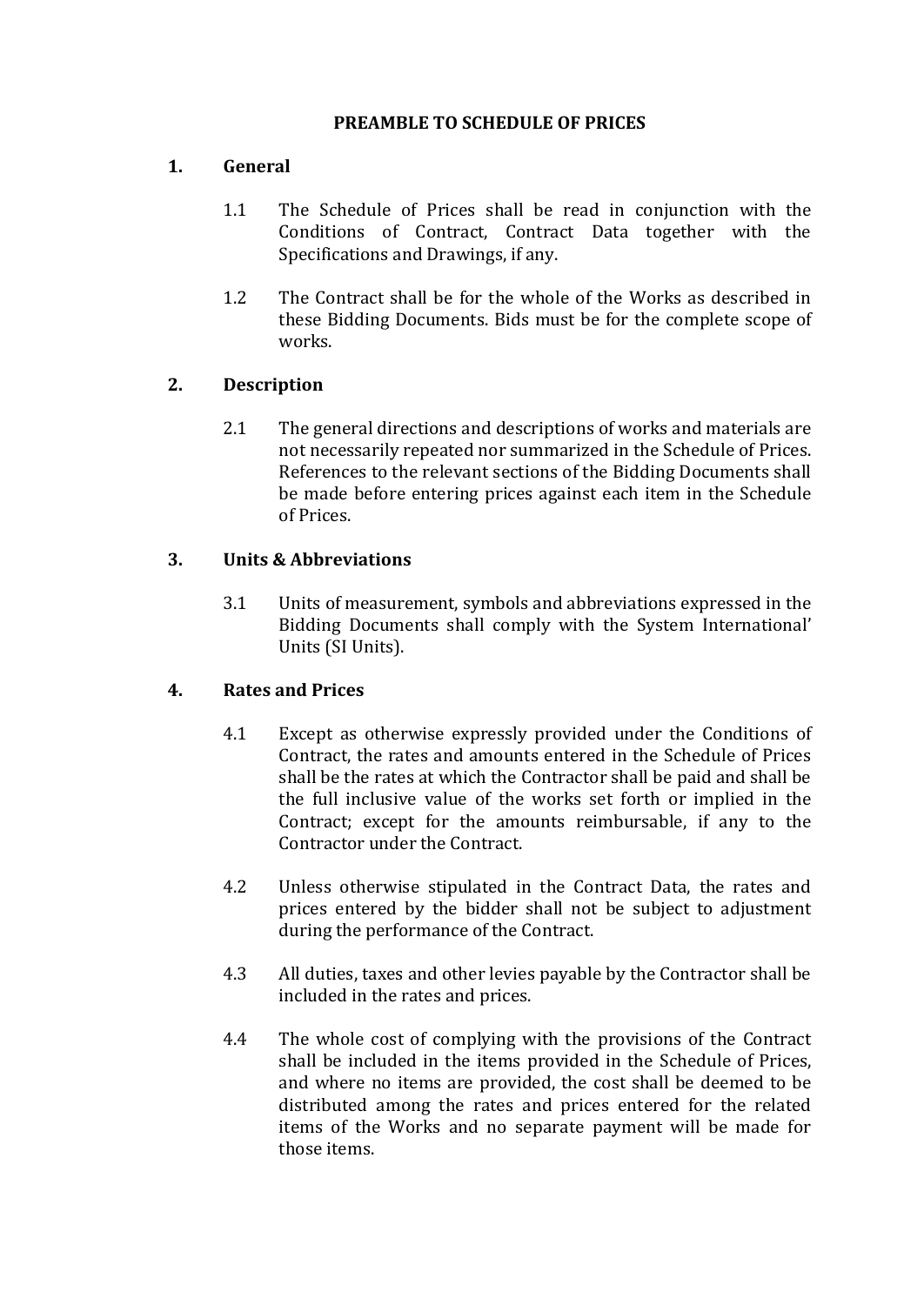# PREAMBLE TO SCHEDULE OF PRICES

## 1. General

1.1 The Schedule of Prices shall be read in conjunction with the Conditions of Contract, Contract Data together with the Specifications and Drawings, if any.

1.2 The Contract shall be for the whole of the Works as described in these Bidding Documents. Bids must be for the complete scope of works.

## 2. Description

2.1 The general directions and descriptions of works and materials are not necessarily repeated nor summarized in the Schedule of Prices. References to the relevant sections of the Bidding Documents shall be made before entering prices against each item in the Schedule of Prices.

## 3. Units & Abbreviations

3.1 Units of measurement, symbols and abbreviations expressed in the Bidding Documents shall comply with the System International' Units (SI Units).

## 4. Rates and Prices

4.1 Except as otherwise expressly provided under the Conditions of Contract, the rates and amounts entered in the Schedule of Prices shall be the rates at which the Contractor shall be paid and shall be the full inclusive value of the works set forth or implied in the Contract; except for the amounts reimbursable, if any to the Contractor under the Contract.

4.2 Unless otherwise stipulated in the Contract Data, the rates and prices entered by the bidder shall not be subject to adjustment during the performance of the Contract.

4.3 All duties, taxes and other levies payable by the Contractor shall be included in the rates and prices.

4.4 The whole cost of complying with the provisions of the Contract shall be included in the items provided in the Schedule of Prices, and where no items are provided, the cost shall be deemed to be distributed among the rates and prices entered for the related items of the Works and no separate payment will be made for those items.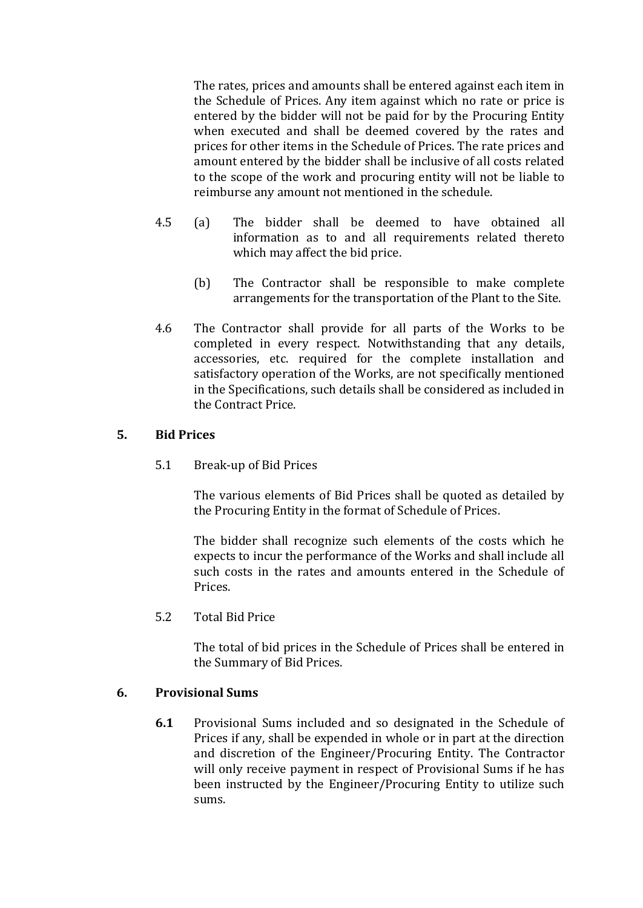The rates, prices and amounts shall be entered against each item in the Schedule of Prices. Any item against which no rate or price is entered by the bidder will not be paid for by the Procuring Entity when executed and shall be deemed covered by the rates and prices for other items in the Schedule of Prices. The rate prices and amount entered by the bidder shall be inclusive of all costs related to the scope of the work and procuring entity will not be liable to reimburse any amount not mentioned in the schedule.

4.5 (a) The bidder shall be deemed to have obtained all information as to and all requirements related thereto which may affect the bid price.

(b) The Contractor shall be responsible to make complete arrangements for the transportation of the Plant to the Site.

4.6 The Contractor shall provide for all parts of the Works to be completed in every respect. Notwithstanding that any details, accessories, etc. required for the complete installation and satisfactory operation of the Works, are not specifically mentioned in the Specifications, such details shall be considered as included in the Contract Price.

## 5. Bid Prices

5.1 Break-up of Bid Prices

The various elements of Bid Prices shall be quoted as detailed by the Procuring Entity in the format of Schedule of Prices.

The bidder shall recognize such elements of the costs which he expects to incur the performance of the Works and shall include all such costs in the rates and amounts entered in the Schedule of Prices.

5.2 Total Bid Price

The total of bid prices in the Schedule of Prices shall be entered in the Summary of Bid Prices.

## 6. Provisional Sums

**6.1** Provisional Sums included and so designated in the Schedule of Prices if any, shall be expended in whole or in part at the direction and discretion of the Engineer/Procuring Entity. The Contractor will only receive payment in respect of Provisional Sums if he has been instructed by the Engineer/Procuring Entity to utilize such sums.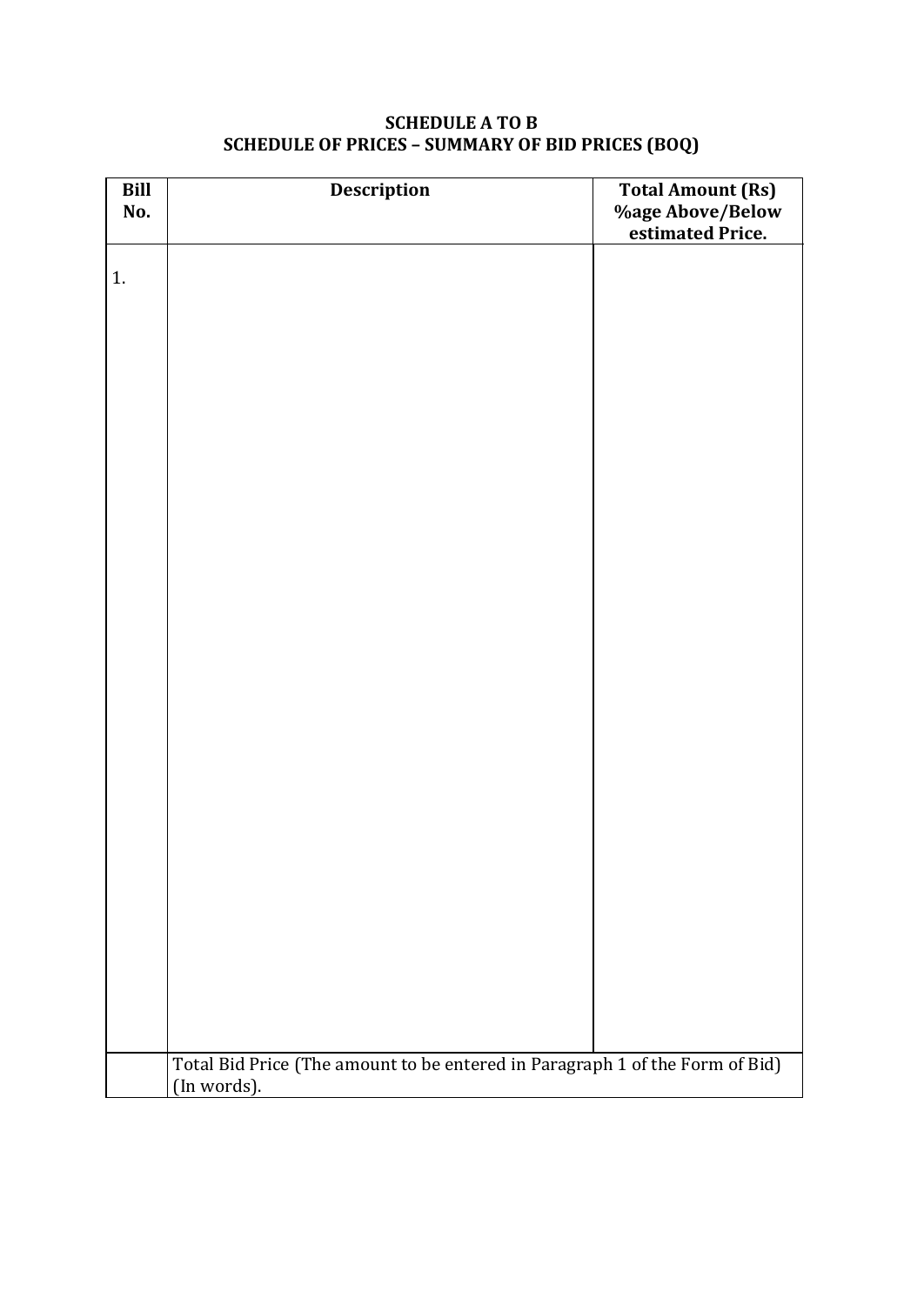**SCHEDULE A TO B**

**SCHEDULE OF PRICES – SUMMARY OF BID PRICES (BOQ)**

| **Bill No.** | **Description** | **Total Amount (Rs) %age Above/Below estimated Price.** |
|---|---|---|
| 1. | | |
| | Total Bid Price (The amount to be entered in Paragraph 1 of the Form of Bid) (In words). | |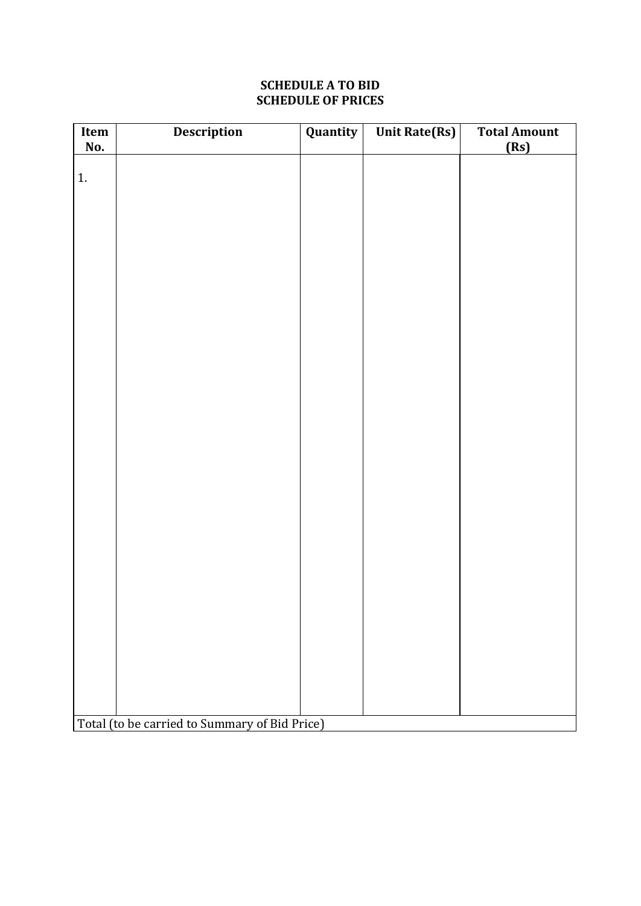**SCHEDULE A TO BID**
**SCHEDULE OF PRICES**

| Item No. | Description | Quantity | Unit Rate(Rs) | Total Amount (Rs) |
|---|---|---|---|---|
| 1. | | | | |
| Total (to be carried to Summary of Bid Price) | | | | |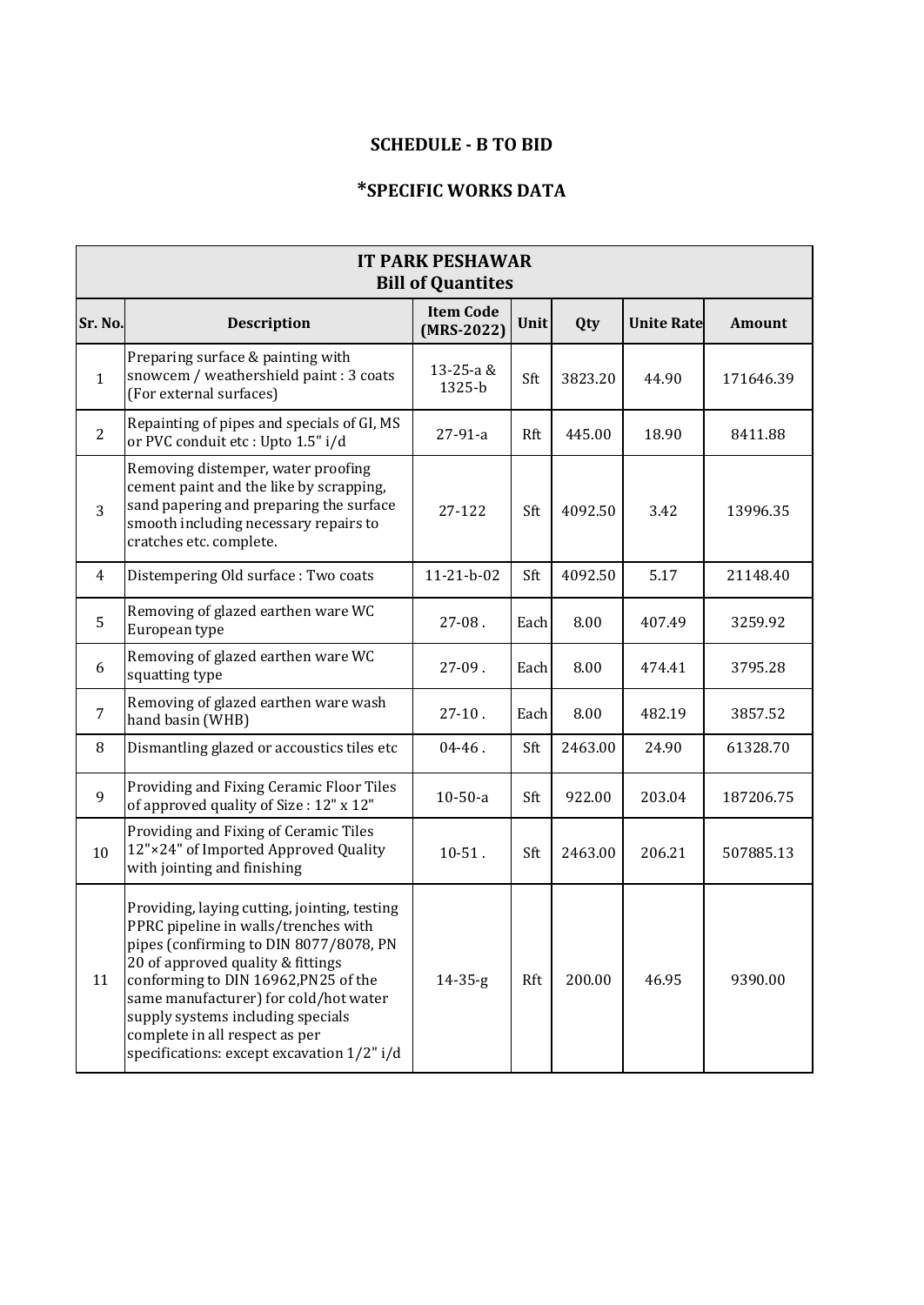## SCHEDULE - B TO BID

## *SPECIFIC WORKS DATA

| IT PARK PESHAWAR<br>Bill of Quantites | | | | | | |
|---|---|---|---|---|---|---|
| **Sr. No.** | **Description** | **Item Code (MRS-2022)** | **Unit** | **Qty** | **Unite Rate** | **Amount** |
| 1 | Preparing surface & painting with snowcem / weathershield paint : 3 coats (For external surfaces) | 13-25-a & 1325-b | Sft | 3823.20 | 44.90 | 171646.39 |
| 2 | Repainting of pipes and specials of GI, MS or PVC conduit etc : Upto 1.5" i/d | 27-91-a | Rft | 445.00 | 18.90 | 8411.88 |
| 3 | Removing distemper, water proofing cement paint and the like by scrapping, sand papering and preparing the surface smooth including necessary repairs to cratches etc. complete. | 27-122 | Sft | 4092.50 | 3.42 | 13996.35 |
| 4 | Distempering Old surface : Two coats | 11-21-b-02 | Sft | 4092.50 | 5.17 | 21148.40 |
| 5 | Removing of glazed earthen ware WC European type | 27-08 . | Each | 8.00 | 407.49 | 3259.92 |
| 6 | Removing of glazed earthen ware WC squatting type | 27-09 . | Each | 8.00 | 474.41 | 3795.28 |
| 7 | Removing of glazed earthen ware wash hand basin (WHB) | 27-10 . | Each | 8.00 | 482.19 | 3857.52 |
| 8 | Dismantling glazed or accoustics tiles etc | 04-46 . | Sft | 2463.00 | 24.90 | 61328.70 |
| 9 | Providing and Fixing Ceramic Floor Tiles of approved quality of Size : 12" x 12" | 10-50-a | Sft | 922.00 | 203.04 | 187206.75 |
| 10 | Providing and Fixing of Ceramic Tiles 12"×24" of Imported Approved Quality with jointing and finishing | 10-51 . | Sft | 2463.00 | 206.21 | 507885.13 |
| 11 | Providing, laying cutting, jointing, testing PPRC pipeline in walls/trenches with pipes (confirming to DIN 8077/8078, PN 20 of approved quality & fittings conforming to DIN 16962,PN25 of the same manufacturer) for cold/hot water supply systems including specials complete in all respect as per specifications: except excavation 1/2" i/d | 14-35-g | Rft | 200.00 | 46.95 | 9390.00 |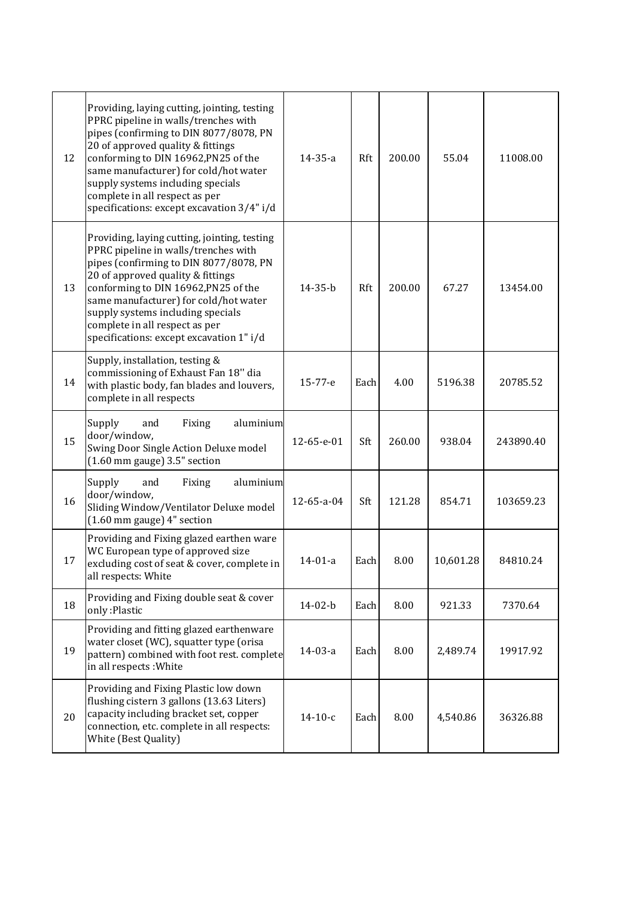| 12 | Providing, laying cutting, jointing, testing PPRC pipeline in walls/trenches with pipes (confirming to DIN 8077/8078, PN 20 of approved quality & fittings conforming to DIN 16962,PN25 of the same manufacturer) for cold/hot water supply systems including specials complete in all respect as per specifications: except excavation 3/4" i/d | 14-35-a | Rft | 200.00 | 55.04 | 11008.00 |
|---|---|---|---|---|---|---|
| 13 | Providing, laying cutting, jointing, testing PPRC pipeline in walls/trenches with pipes (confirming to DIN 8077/8078, PN 20 of approved quality & fittings conforming to DIN 16962,PN25 of the same manufacturer) for cold/hot water supply systems including specials complete in all respect as per specifications: except excavation 1" i/d | 14-35-b | Rft | 200.00 | 67.27 | 13454.00 |
| 14 | Supply, installation, testing & commissioning of Exhaust Fan 18'' dia with plastic body, fan blades and louvers, complete in all respects | 15-77-e | Each | 4.00 | 5196.38 | 20785.52 |
| 15 | Supply and Fixing aluminium door/window, Swing Door Single Action Deluxe model (1.60 mm gauge) 3.5" section | 12-65-e-01 | Sft | 260.00 | 938.04 | 243890.40 |
| 16 | Supply and Fixing aluminium door/window, Sliding Window/Ventilator Deluxe model (1.60 mm gauge) 4" section | 12-65-a-04 | Sft | 121.28 | 854.71 | 103659.23 |
| 17 | Providing and Fixing glazed earthen ware WC European type of approved size excluding cost of seat & cover, complete in all respects: White | 14-01-a | Each | 8.00 | 10,601.28 | 84810.24 |
| 18 | Providing and Fixing double seat & cover only :Plastic | 14-02-b | Each | 8.00 | 921.33 | 7370.64 |
| 19 | Providing and fitting glazed earthenware water closet (WC), squatter type (orisa pattern) combined with foot rest. complete in all respects :White | 14-03-a | Each | 8.00 | 2,489.74 | 19917.92 |
| 20 | Providing and Fixing Plastic low down flushing cistern 3 gallons (13.63 Liters) capacity including bracket set, copper connection, etc. complete in all respects: White (Best Quality) | 14-10-c | Each | 8.00 | 4,540.86 | 36326.88 |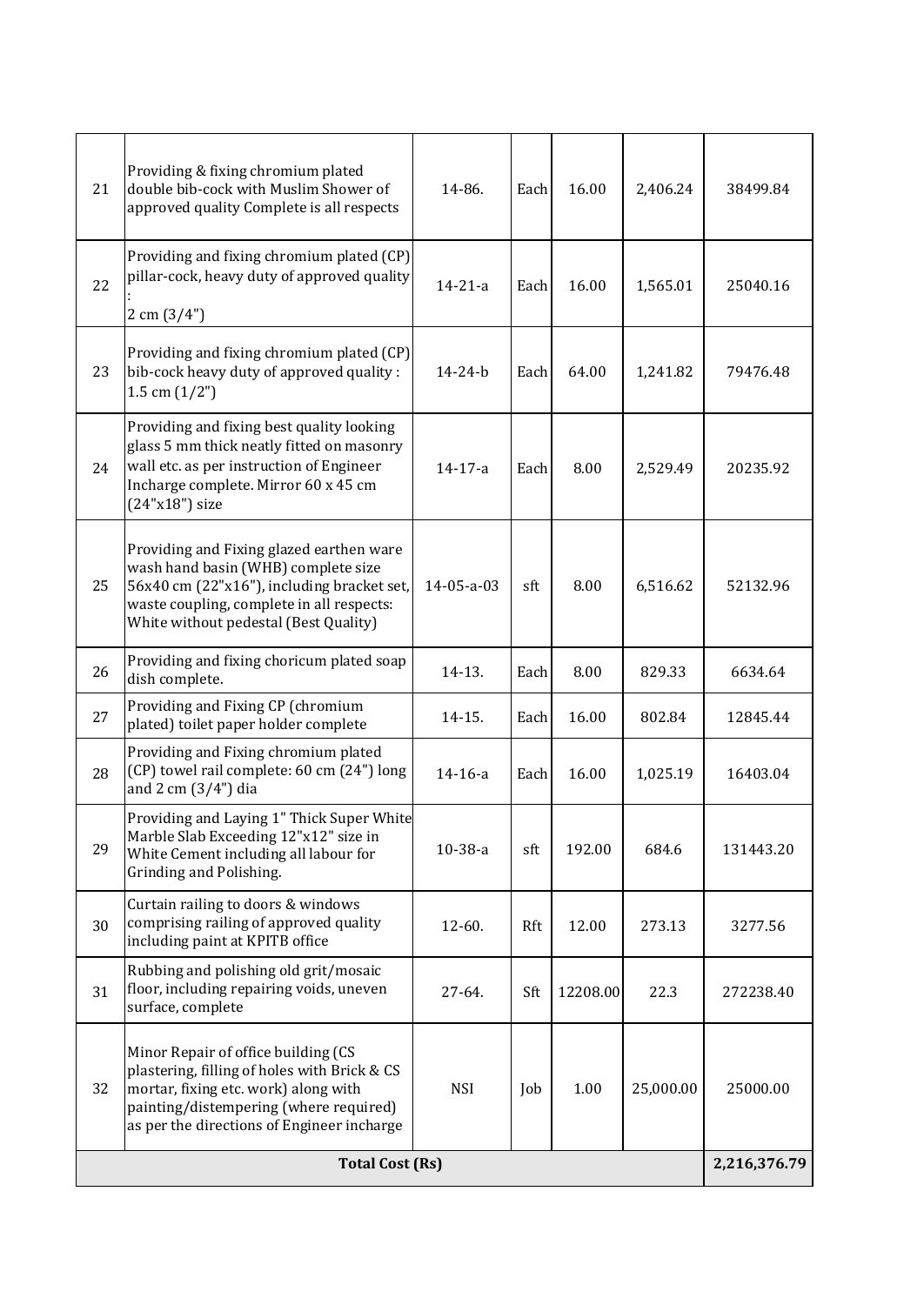| 21 | Providing & fixing chromium plated double bib-cock with Muslim Shower of approved quality Complete is all respects | 14-86. | Each | 16.00 | 2,406.24 | 38499.84 |
|---|---|---|---|---|---|---|
| 22 | Providing and fixing chromium plated (CP) pillar-cock, heavy duty of approved quality : 2 cm (3/4") | 14-21-a | Each | 16.00 | 1,565.01 | 25040.16 |
| 23 | Providing and fixing chromium plated (CP) bib-cock heavy duty of approved quality : 1.5 cm (1/2") | 14-24-b | Each | 64.00 | 1,241.82 | 79476.48 |
| 24 | Providing and fixing best quality looking glass 5 mm thick neatly fitted on masonry wall etc. as per instruction of Engineer Incharge complete. Mirror 60 x 45 cm (24"x18") size | 14-17-a | Each | 8.00 | 2,529.49 | 20235.92 |
| 25 | Providing and Fixing glazed earthen ware wash hand basin (WHB) complete size 56x40 cm (22"x16"), including bracket set, waste coupling, complete in all respects: White without pedestal (Best Quality) | 14-05-a-03 | sft | 8.00 | 6,516.62 | 52132.96 |
| 26 | Providing and fixing choricum plated soap dish complete. | 14-13. | Each | 8.00 | 829.33 | 6634.64 |
| 27 | Providing and Fixing CP (chromium plated) toilet paper holder complete | 14-15. | Each | 16.00 | 802.84 | 12845.44 |
| 28 | Providing and Fixing chromium plated (CP) towel rail complete: 60 cm (24") long and 2 cm (3/4") dia | 14-16-a | Each | 16.00 | 1,025.19 | 16403.04 |
| 29 | Providing and Laying 1" Thick Super White Marble Slab Exceeding 12"x12" size in White Cement including all labour for Grinding and Polishing. | 10-38-a | sft | 192.00 | 684.6 | 131443.20 |
| 30 | Curtain railing to doors & windows comprising railing of approved quality including paint at KPITB office | 12-60. | Rft | 12.00 | 273.13 | 3277.56 |
| 31 | Rubbing and polishing old grit/mosaic floor, including repairing voids, uneven surface, complete | 27-64. | Sft | 12208.00 | 22.3 | 272238.40 |
| 32 | Minor Repair of office building (CS plastering, filling of holes with Brick & CS mortar, fixing etc. work) along with painting/distempering (where required) as per the directions of Engineer incharge | NSI | Job | 1.00 | 25,000.00 | 25000.00 |
| **Total Cost (Rs)** | | | | | | **2,216,376.79** |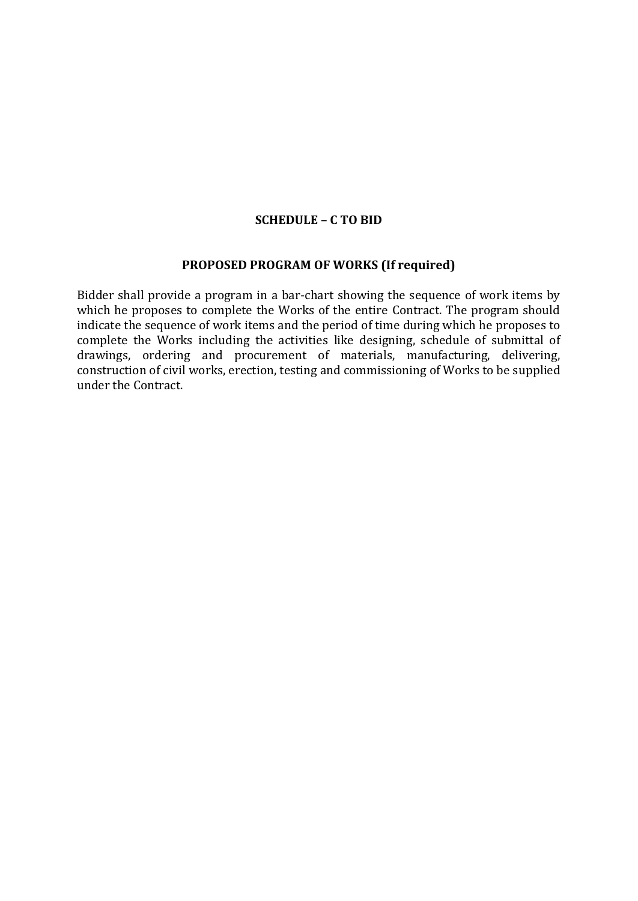## SCHEDULE – C TO BID

### PROPOSED PROGRAM OF WORKS (If required)

Bidder shall provide a program in a bar-chart showing the sequence of work items by which he proposes to complete the Works of the entire Contract. The program should indicate the sequence of work items and the period of time during which he proposes to complete the Works including the activities like designing, schedule of submittal of drawings, ordering and procurement of materials, manufacturing, delivering, construction of civil works, erection, testing and commissioning of Works to be supplied under the Contract.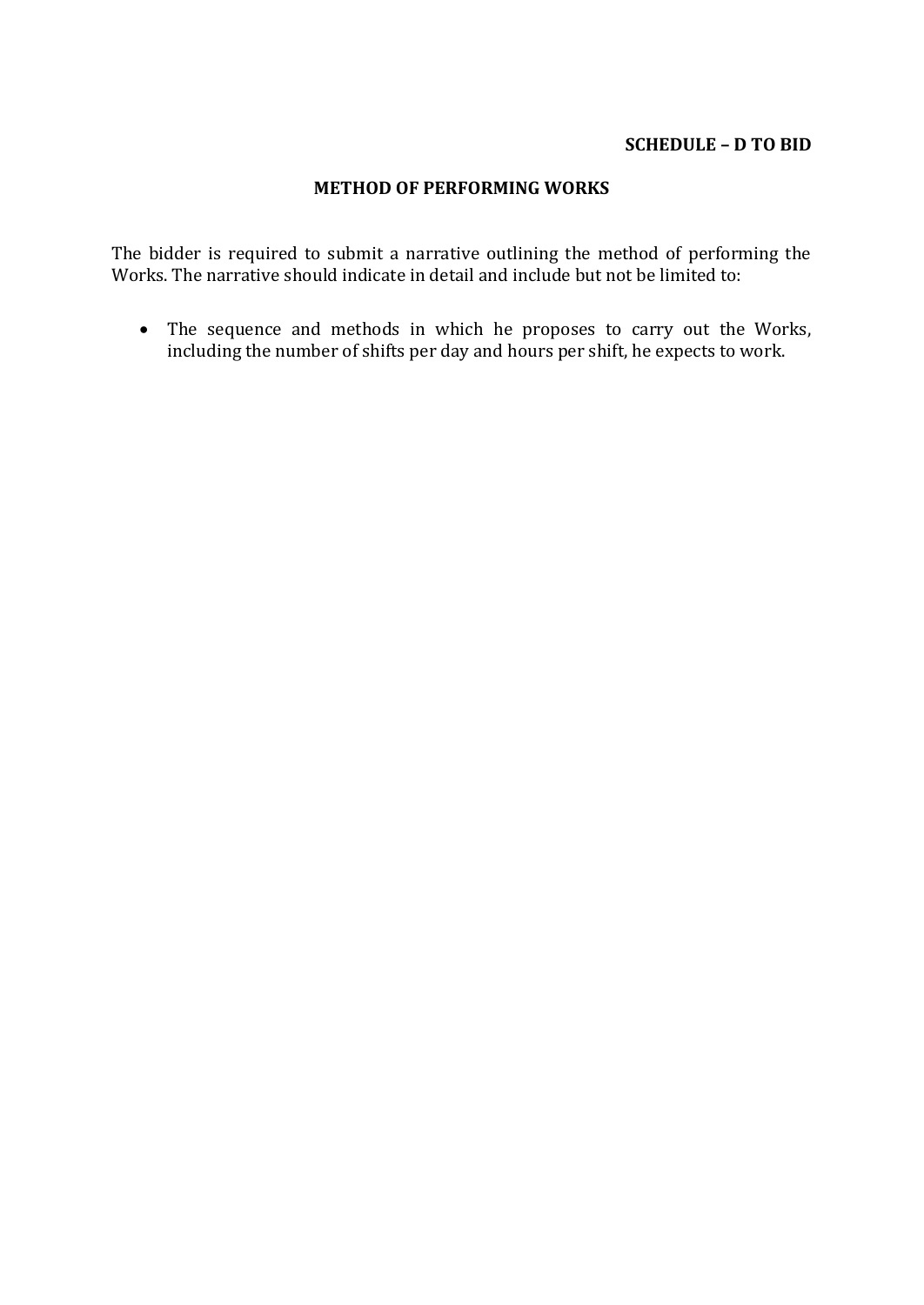**SCHEDULE – D TO BID**

## METHOD OF PERFORMING WORKS

The bidder is required to submit a narrative outlining the method of performing the Works. The narrative should indicate in detail and include but not be limited to:

- The sequence and methods in which he proposes to carry out the Works, including the number of shifts per day and hours per shift, he expects to work.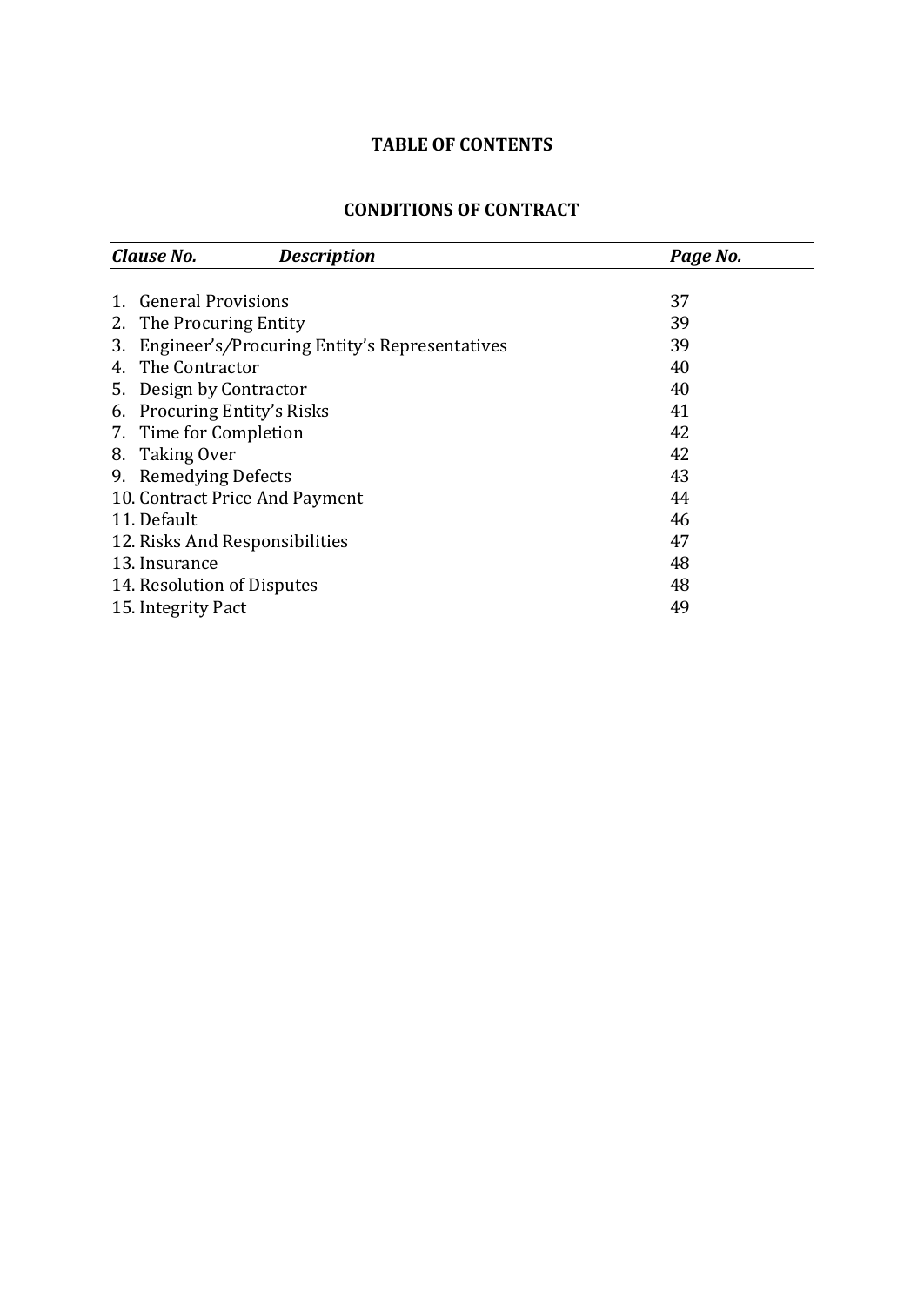## TABLE OF CONTENTS

## CONDITIONS OF CONTRACT

| *Clause No.* | *Description* | *Page No.* |
|---|---|---|
| 1. | General Provisions | 37 |
| 2. | The Procuring Entity | 39 |
| 3. | Engineer's/Procuring Entity's Representatives | 39 |
| 4. | The Contractor | 40 |
| 5. | Design by Contractor | 40 |
| 6. | Procuring Entity's Risks | 41 |
| 7. | Time for Completion | 42 |
| 8. | Taking Over | 42 |
| 9. | Remedying Defects | 43 |
| 10. | Contract Price And Payment | 44 |
| 11. | Default | 46 |
| 12. | Risks And Responsibilities | 47 |
| 13. | Insurance | 48 |
| 14. | Resolution of Disputes | 48 |
| 15. | Integrity Pact | 49 |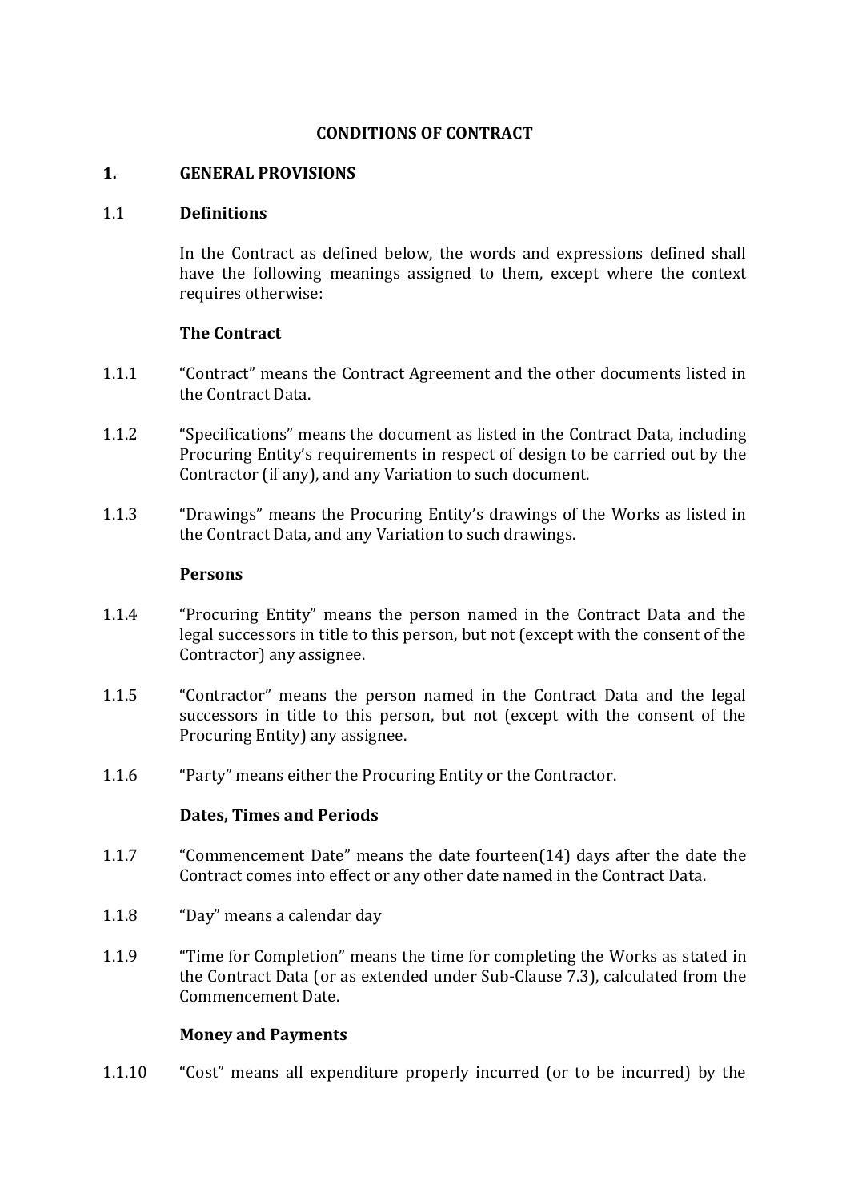# CONDITIONS OF CONTRACT

## 1. GENERAL PROVISIONS

### 1.1 Definitions

In the Contract as defined below, the words and expressions defined shall have the following meanings assigned to them, except where the context requires otherwise:

**The Contract**

1.1.1 "Contract" means the Contract Agreement and the other documents listed in the Contract Data.

1.1.2 "Specifications" means the document as listed in the Contract Data, including Procuring Entity's requirements in respect of design to be carried out by the Contractor (if any), and any Variation to such document.

1.1.3 "Drawings" means the Procuring Entity's drawings of the Works as listed in the Contract Data, and any Variation to such drawings.

**Persons**

1.1.4 "Procuring Entity" means the person named in the Contract Data and the legal successors in title to this person, but not (except with the consent of the Contractor) any assignee.

1.1.5 "Contractor" means the person named in the Contract Data and the legal successors in title to this person, but not (except with the consent of the Procuring Entity) any assignee.

1.1.6 "Party" means either the Procuring Entity or the Contractor.

**Dates, Times and Periods**

1.1.7 "Commencement Date" means the date fourteen(14) days after the date the Contract comes into effect or any other date named in the Contract Data.

1.1.8 "Day" means a calendar day

1.1.9 "Time for Completion" means the time for completing the Works as stated in the Contract Data (or as extended under Sub-Clause 7.3), calculated from the Commencement Date.

**Money and Payments**

1.1.10 "Cost" means all expenditure properly incurred (or to be incurred) by the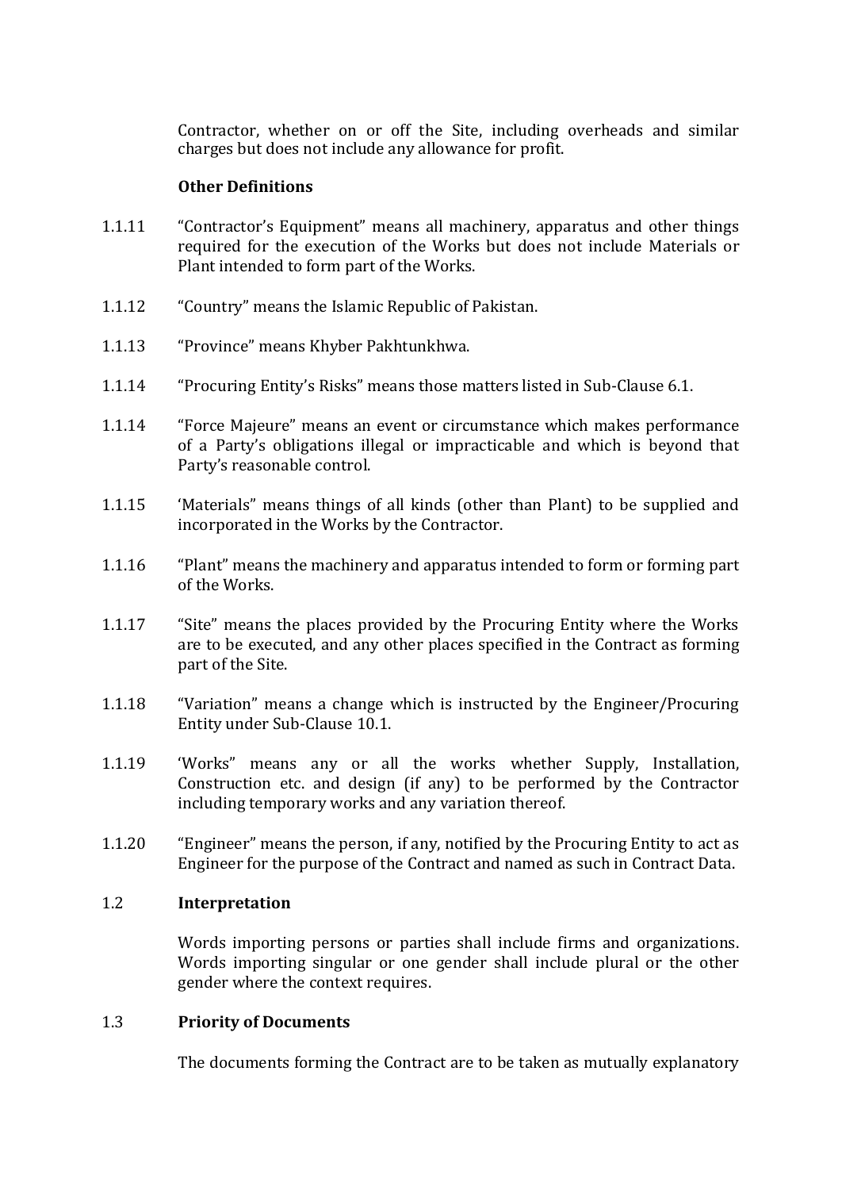Contractor, whether on or off the Site, including overheads and similar charges but does not include any allowance for profit.

**Other Definitions**

1.1.11 "Contractor's Equipment" means all machinery, apparatus and other things required for the execution of the Works but does not include Materials or Plant intended to form part of the Works.

1.1.12 "Country" means the Islamic Republic of Pakistan.

1.1.13 "Province" means Khyber Pakhtunkhwa.

1.1.14 "Procuring Entity's Risks" means those matters listed in Sub-Clause 6.1.

1.1.14 "Force Majeure" means an event or circumstance which makes performance of a Party's obligations illegal or impracticable and which is beyond that Party's reasonable control.

1.1.15 'Materials" means things of all kinds (other than Plant) to be supplied and incorporated in the Works by the Contractor.

1.1.16 "Plant" means the machinery and apparatus intended to form or forming part of the Works.

1.1.17 "Site" means the places provided by the Procuring Entity where the Works are to be executed, and any other places specified in the Contract as forming part of the Site.

1.1.18 "Variation" means a change which is instructed by the Engineer/Procuring Entity under Sub-Clause 10.1.

1.1.19 'Works" means any or all the works whether Supply, Installation, Construction etc. and design (if any) to be performed by the Contractor including temporary works and any variation thereof.

1.1.20 "Engineer" means the person, if any, notified by the Procuring Entity to act as Engineer for the purpose of the Contract and named as such in Contract Data.

## 1.2 Interpretation

Words importing persons or parties shall include firms and organizations. Words importing singular or one gender shall include plural or the other gender where the context requires.

## 1.3 Priority of Documents

The documents forming the Contract are to be taken as mutually explanatory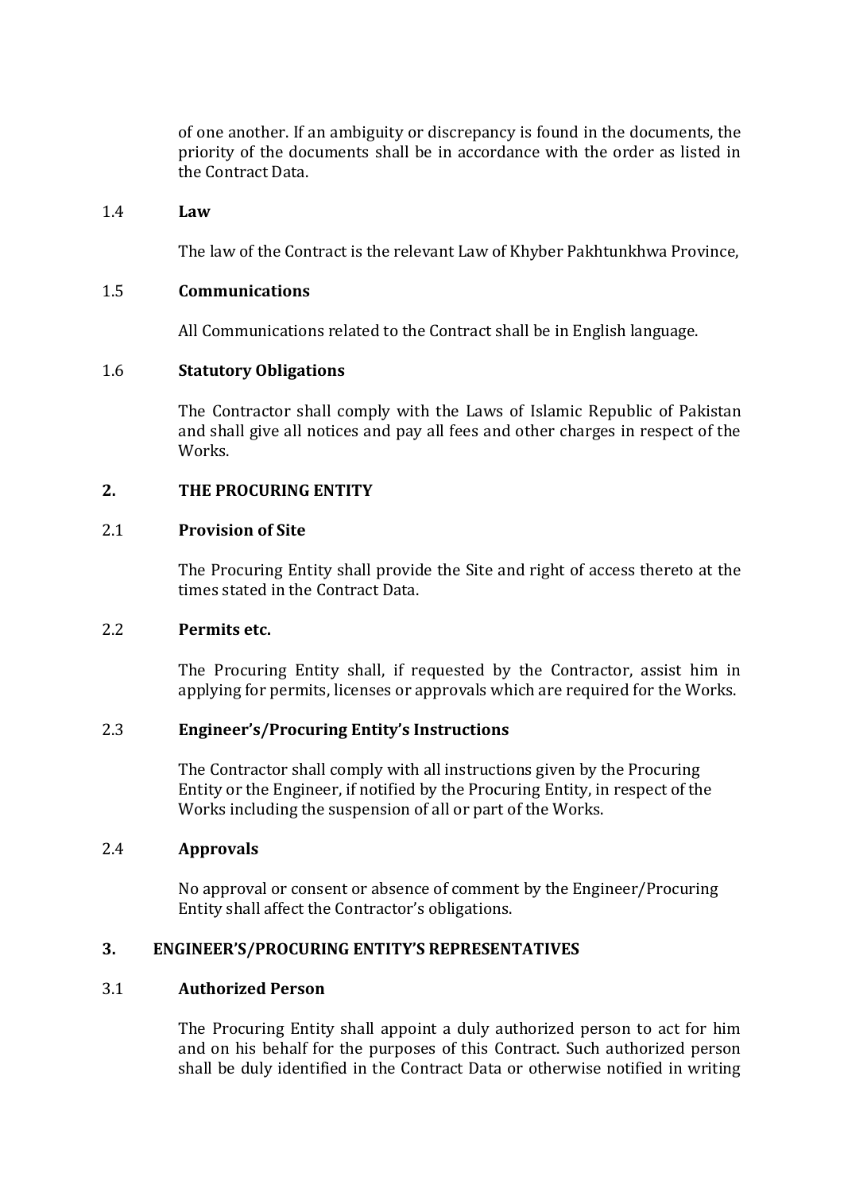of one another. If an ambiguity or discrepancy is found in the documents, the priority of the documents shall be in accordance with the order as listed in the Contract Data.

1.4 **Law**

The law of the Contract is the relevant Law of Khyber Pakhtunkhwa Province,

1.5 **Communications**

All Communications related to the Contract shall be in English language.

1.6 **Statutory Obligations**

The Contractor shall comply with the Laws of Islamic Republic of Pakistan and shall give all notices and pay all fees and other charges in respect of the Works.

## 2. THE PROCURING ENTITY

2.1 **Provision of Site**

The Procuring Entity shall provide the Site and right of access thereto at the times stated in the Contract Data.

2.2 **Permits etc.**

The Procuring Entity shall, if requested by the Contractor, assist him in applying for permits, licenses or approvals which are required for the Works.

2.3 **Engineer's/Procuring Entity's Instructions**

The Contractor shall comply with all instructions given by the Procuring Entity or the Engineer, if notified by the Procuring Entity, in respect of the Works including the suspension of all or part of the Works.

2.4 **Approvals**

No approval or consent or absence of comment by the Engineer/Procuring Entity shall affect the Contractor's obligations.

## 3. ENGINEER'S/PROCURING ENTITY'S REPRESENTATIVES

3.1 **Authorized Person**

The Procuring Entity shall appoint a duly authorized person to act for him and on his behalf for the purposes of this Contract. Such authorized person shall be duly identified in the Contract Data or otherwise notified in writing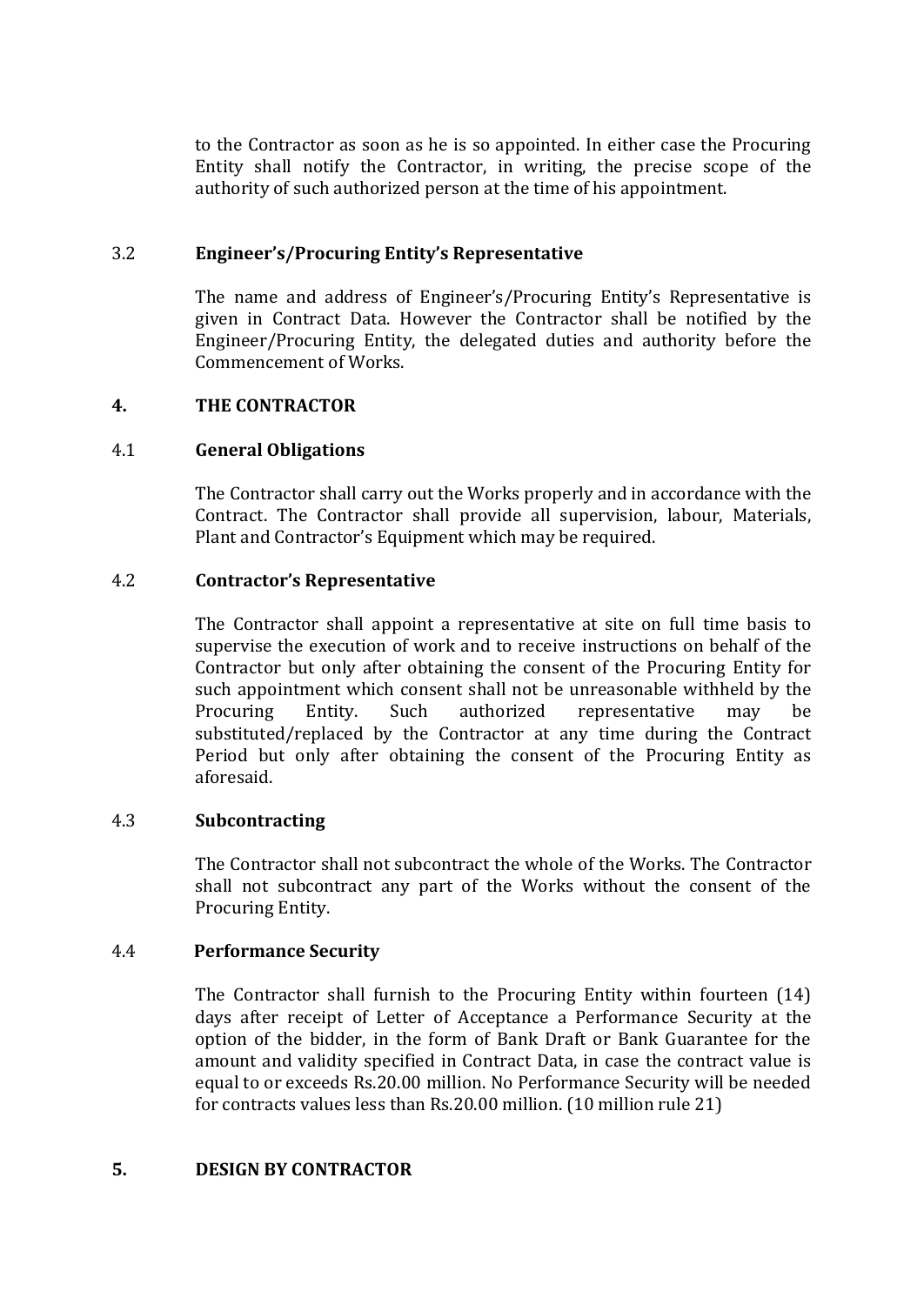to the Contractor as soon as he is so appointed. In either case the Procuring Entity shall notify the Contractor, in writing, the precise scope of the authority of such authorized person at the time of his appointment.

### 3.2 Engineer's/Procuring Entity's Representative

The name and address of Engineer's/Procuring Entity's Representative is given in Contract Data. However the Contractor shall be notified by the Engineer/Procuring Entity, the delegated duties and authority before the Commencement of Works.

## 4. THE CONTRACTOR

### 4.1 General Obligations

The Contractor shall carry out the Works properly and in accordance with the Contract. The Contractor shall provide all supervision, labour, Materials, Plant and Contractor's Equipment which may be required.

### 4.2 Contractor's Representative

The Contractor shall appoint a representative at site on full time basis to supervise the execution of work and to receive instructions on behalf of the Contractor but only after obtaining the consent of the Procuring Entity for such appointment which consent shall not be unreasonable withheld by the Procuring Entity. Such authorized representative may be substituted/replaced by the Contractor at any time during the Contract Period but only after obtaining the consent of the Procuring Entity as aforesaid.

### 4.3 Subcontracting

The Contractor shall not subcontract the whole of the Works. The Contractor shall not subcontract any part of the Works without the consent of the Procuring Entity.

### 4.4 Performance Security

The Contractor shall furnish to the Procuring Entity within fourteen (14) days after receipt of Letter of Acceptance a Performance Security at the option of the bidder, in the form of Bank Draft or Bank Guarantee for the amount and validity specified in Contract Data, in case the contract value is equal to or exceeds Rs.20.00 million. No Performance Security will be needed for contracts values less than Rs.20.00 million. (10 million rule 21)

## 5. DESIGN BY CONTRACTOR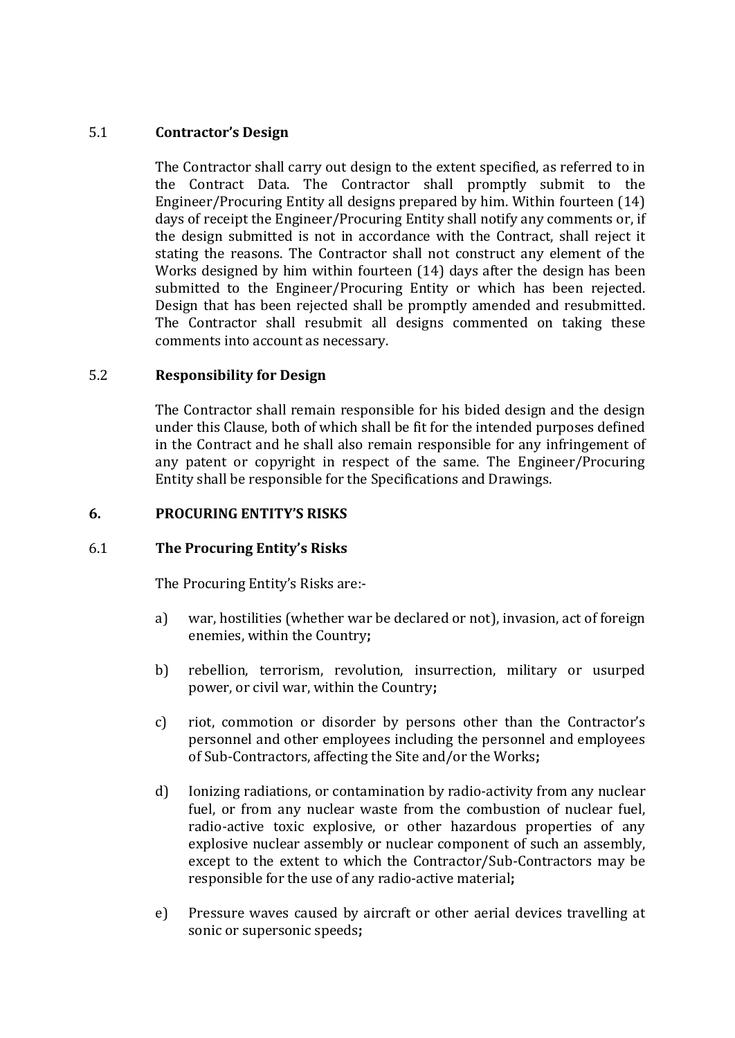### 5.1 **Contractor's Design**

The Contractor shall carry out design to the extent specified, as referred to in the Contract Data. The Contractor shall promptly submit to the Engineer/Procuring Entity all designs prepared by him. Within fourteen (14) days of receipt the Engineer/Procuring Entity shall notify any comments or, if the design submitted is not in accordance with the Contract, shall reject it stating the reasons. The Contractor shall not construct any element of the Works designed by him within fourteen (14) days after the design has been submitted to the Engineer/Procuring Entity or which has been rejected. Design that has been rejected shall be promptly amended and resubmitted. The Contractor shall resubmit all designs commented on taking these comments into account as necessary.

### 5.2 **Responsibility for Design**

The Contractor shall remain responsible for his bided design and the design under this Clause, both of which shall be fit for the intended purposes defined in the Contract and he shall also remain responsible for any infringement of any patent or copyright in respect of the same. The Engineer/Procuring Entity shall be responsible for the Specifications and Drawings.

## 6. PROCURING ENTITY'S RISKS

### 6.1 **The Procuring Entity's Risks**

The Procuring Entity's Risks are:-

a) war, hostilities (whether war be declared or not), invasion, act of foreign enemies, within the Country**;**

b) rebellion, terrorism, revolution, insurrection, military or usurped power, or civil war, within the Country**;**

c) riot, commotion or disorder by persons other than the Contractor's personnel and other employees including the personnel and employees of Sub-Contractors, affecting the Site and/or the Works**;**

d) Ionizing radiations, or contamination by radio-activity from any nuclear fuel, or from any nuclear waste from the combustion of nuclear fuel, radio-active toxic explosive, or other hazardous properties of any explosive nuclear assembly or nuclear component of such an assembly, except to the extent to which the Contractor/Sub-Contractors may be responsible for the use of any radio-active material**;**

e) Pressure waves caused by aircraft or other aerial devices travelling at sonic or supersonic speeds**;**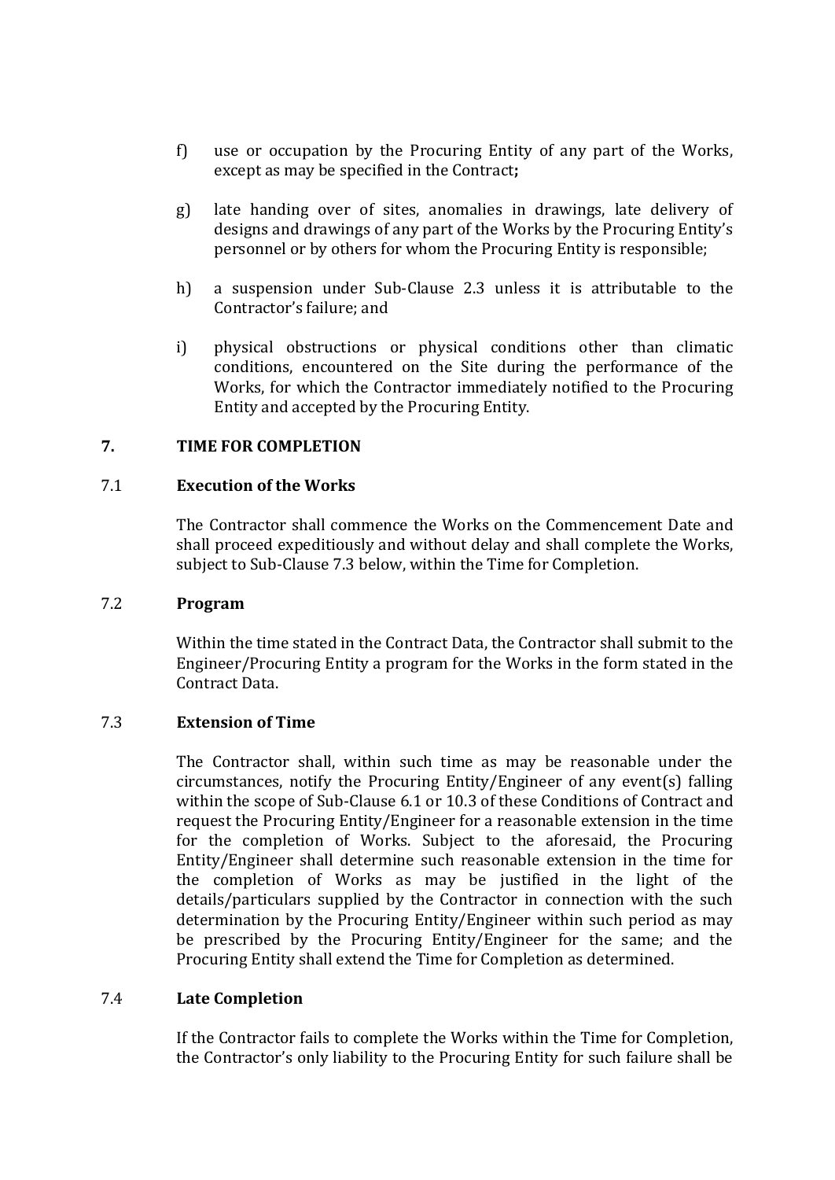f) use or occupation by the Procuring Entity of any part of the Works, except as may be specified in the Contract**;**

g) late handing over of sites, anomalies in drawings, late delivery of designs and drawings of any part of the Works by the Procuring Entity's personnel or by others for whom the Procuring Entity is responsible;

h) a suspension under Sub-Clause 2.3 unless it is attributable to the Contractor's failure; and

i) physical obstructions or physical conditions other than climatic conditions, encountered on the Site during the performance of the Works, for which the Contractor immediately notified to the Procuring Entity and accepted by the Procuring Entity.

## 7. TIME FOR COMPLETION

### 7.1 Execution of the Works

The Contractor shall commence the Works on the Commencement Date and shall proceed expeditiously and without delay and shall complete the Works, subject to Sub-Clause 7.3 below, within the Time for Completion.

### 7.2 Program

Within the time stated in the Contract Data, the Contractor shall submit to the Engineer/Procuring Entity a program for the Works in the form stated in the Contract Data.

### 7.3 Extension of Time

The Contractor shall, within such time as may be reasonable under the circumstances, notify the Procuring Entity/Engineer of any event(s) falling within the scope of Sub-Clause 6.1 or 10.3 of these Conditions of Contract and request the Procuring Entity/Engineer for a reasonable extension in the time for the completion of Works. Subject to the aforesaid, the Procuring Entity/Engineer shall determine such reasonable extension in the time for the completion of Works as may be justified in the light of the details/particulars supplied by the Contractor in connection with the such determination by the Procuring Entity/Engineer within such period as may be prescribed by the Procuring Entity/Engineer for the same; and the Procuring Entity shall extend the Time for Completion as determined.

### 7.4 Late Completion

If the Contractor fails to complete the Works within the Time for Completion, the Contractor's only liability to the Procuring Entity for such failure shall be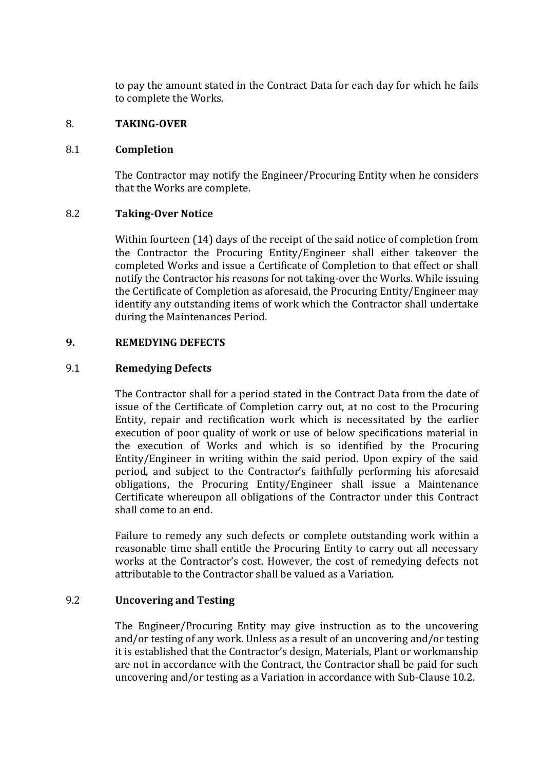to pay the amount stated in the Contract Data for each day for which he fails to complete the Works.

## 8. TAKING-OVER

### 8.1 Completion

The Contractor may notify the Engineer/Procuring Entity when he considers that the Works are complete.

### 8.2 Taking-Over Notice

Within fourteen (14) days of the receipt of the said notice of completion from the Contractor the Procuring Entity/Engineer shall either takeover the completed Works and issue a Certificate of Completion to that effect or shall notify the Contractor his reasons for not taking-over the Works. While issuing the Certificate of Completion as aforesaid, the Procuring Entity/Engineer may identify any outstanding items of work which the Contractor shall undertake during the Maintenances Period.

## 9. REMEDYING DEFECTS

### 9.1 Remedying Defects

The Contractor shall for a period stated in the Contract Data from the date of issue of the Certificate of Completion carry out, at no cost to the Procuring Entity, repair and rectification work which is necessitated by the earlier execution of poor quality of work or use of below specifications material in the execution of Works and which is so identified by the Procuring Entity/Engineer in writing within the said period. Upon expiry of the said period, and subject to the Contractor's faithfully performing his aforesaid obligations, the Procuring Entity/Engineer shall issue a Maintenance Certificate whereupon all obligations of the Contractor under this Contract shall come to an end.

Failure to remedy any such defects or complete outstanding work within a reasonable time shall entitle the Procuring Entity to carry out all necessary works at the Contractor's cost. However, the cost of remedying defects not attributable to the Contractor shall be valued as a Variation.

### 9.2 Uncovering and Testing

The Engineer/Procuring Entity may give instruction as to the uncovering and/or testing of any work. Unless as a result of an uncovering and/or testing it is established that the Contractor's design, Materials, Plant or workmanship are not in accordance with the Contract, the Contractor shall be paid for such uncovering and/or testing as a Variation in accordance with Sub-Clause 10.2.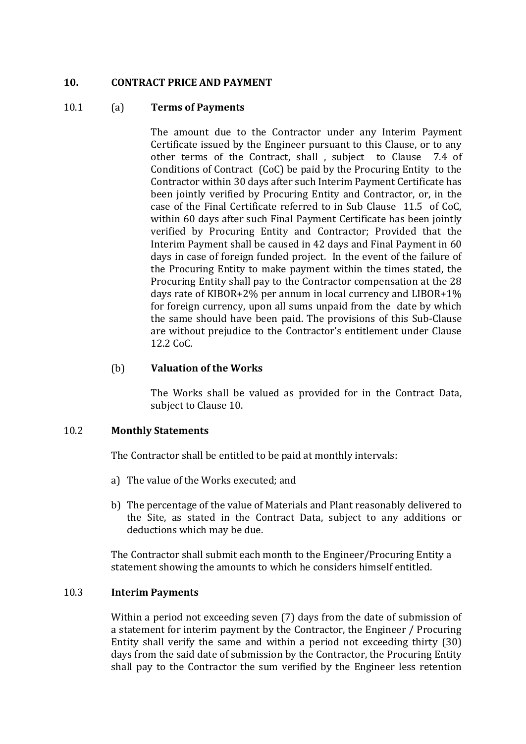## 10. CONTRACT PRICE AND PAYMENT

### 10.1 (a) Terms of Payments

The amount due to the Contractor under any Interim Payment Certificate issued by the Engineer pursuant to this Clause, or to any other terms of the Contract, shall , subject to Clause 7.4 of Conditions of Contract (CoC) be paid by the Procuring Entity to the Contractor within 30 days after such Interim Payment Certificate has been jointly verified by Procuring Entity and Contractor, or, in the case of the Final Certificate referred to in Sub Clause 11.5 of CoC, within 60 days after such Final Payment Certificate has been jointly verified by Procuring Entity and Contractor; Provided that the Interim Payment shall be caused in 42 days and Final Payment in 60 days in case of foreign funded project. In the event of the failure of the Procuring Entity to make payment within the times stated, the Procuring Entity shall pay to the Contractor compensation at the 28 days rate of KIBOR+2% per annum in local currency and LIBOR+1% for foreign currency, upon all sums unpaid from the date by which the same should have been paid. The provisions of this Sub-Clause are without prejudice to the Contractor's entitlement under Clause 12.2 CoC.

### (b) Valuation of the Works

The Works shall be valued as provided for in the Contract Data, subject to Clause 10.

### 10.2 Monthly Statements

The Contractor shall be entitled to be paid at monthly intervals:

a) The value of the Works executed; and

b) The percentage of the value of Materials and Plant reasonably delivered to the Site, as stated in the Contract Data, subject to any additions or deductions which may be due.

The Contractor shall submit each month to the Engineer/Procuring Entity a statement showing the amounts to which he considers himself entitled.

### 10.3 Interim Payments

Within a period not exceeding seven (7) days from the date of submission of a statement for interim payment by the Contractor, the Engineer / Procuring Entity shall verify the same and within a period not exceeding thirty (30) days from the said date of submission by the Contractor, the Procuring Entity shall pay to the Contractor the sum verified by the Engineer less retention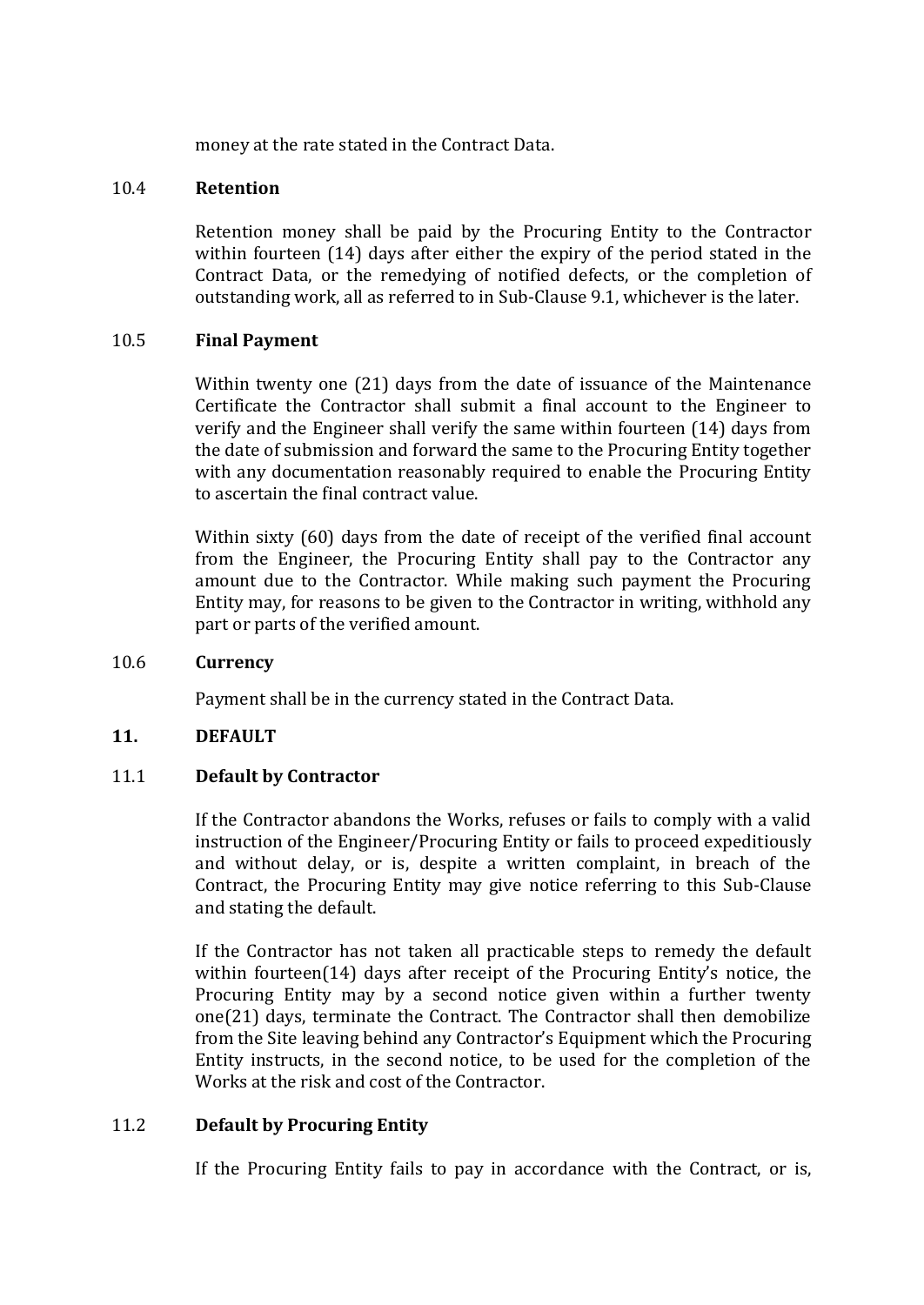money at the rate stated in the Contract Data.

### 10.4 Retention

Retention money shall be paid by the Procuring Entity to the Contractor within fourteen (14) days after either the expiry of the period stated in the Contract Data, or the remedying of notified defects, or the completion of outstanding work, all as referred to in Sub-Clause 9.1, whichever is the later.

### 10.5 Final Payment

Within twenty one (21) days from the date of issuance of the Maintenance Certificate the Contractor shall submit a final account to the Engineer to verify and the Engineer shall verify the same within fourteen (14) days from the date of submission and forward the same to the Procuring Entity together with any documentation reasonably required to enable the Procuring Entity to ascertain the final contract value.

Within sixty (60) days from the date of receipt of the verified final account from the Engineer, the Procuring Entity shall pay to the Contractor any amount due to the Contractor. While making such payment the Procuring Entity may, for reasons to be given to the Contractor in writing, withhold any part or parts of the verified amount.

### 10.6 Currency

Payment shall be in the currency stated in the Contract Data.

## 11. DEFAULT

### 11.1 Default by Contractor

If the Contractor abandons the Works, refuses or fails to comply with a valid instruction of the Engineer/Procuring Entity or fails to proceed expeditiously and without delay, or is, despite a written complaint, in breach of the Contract, the Procuring Entity may give notice referring to this Sub-Clause and stating the default.

If the Contractor has not taken all practicable steps to remedy the default within fourteen(14) days after receipt of the Procuring Entity's notice, the Procuring Entity may by a second notice given within a further twenty one(21) days, terminate the Contract. The Contractor shall then demobilize from the Site leaving behind any Contractor's Equipment which the Procuring Entity instructs, in the second notice, to be used for the completion of the Works at the risk and cost of the Contractor.

### 11.2 Default by Procuring Entity

If the Procuring Entity fails to pay in accordance with the Contract, or is,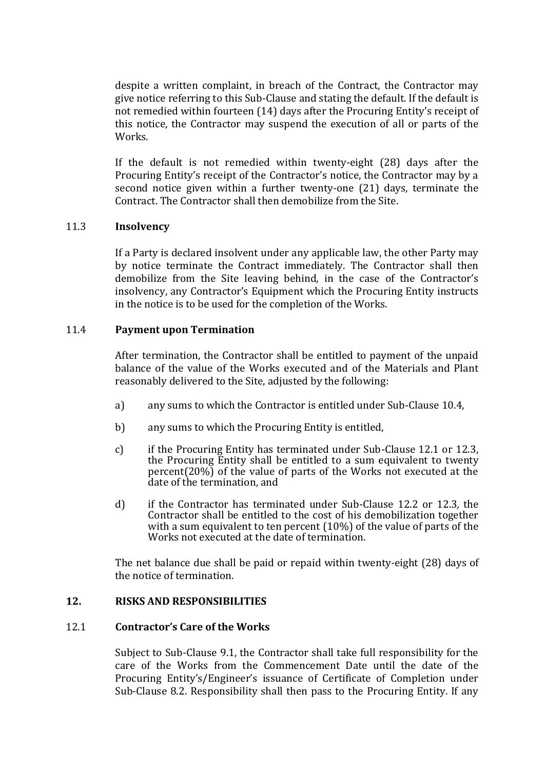despite a written complaint, in breach of the Contract, the Contractor may give notice referring to this Sub-Clause and stating the default. If the default is not remedied within fourteen (14) days after the Procuring Entity's receipt of this notice, the Contractor may suspend the execution of all or parts of the Works.

If the default is not remedied within twenty-eight (28) days after the Procuring Entity's receipt of the Contractor's notice, the Contractor may by a second notice given within a further twenty-one (21) days, terminate the Contract. The Contractor shall then demobilize from the Site.

### 11.3 Insolvency

If a Party is declared insolvent under any applicable law, the other Party may by notice terminate the Contract immediately. The Contractor shall then demobilize from the Site leaving behind, in the case of the Contractor's insolvency, any Contractor's Equipment which the Procuring Entity instructs in the notice is to be used for the completion of the Works.

### 11.4 Payment upon Termination

After termination, the Contractor shall be entitled to payment of the unpaid balance of the value of the Works executed and of the Materials and Plant reasonably delivered to the Site, adjusted by the following:

a) any sums to which the Contractor is entitled under Sub-Clause 10.4,

b) any sums to which the Procuring Entity is entitled,

c) if the Procuring Entity has terminated under Sub-Clause 12.1 or 12.3, the Procuring Entity shall be entitled to a sum equivalent to twenty percent(20%) of the value of parts of the Works not executed at the date of the termination, and

d) if the Contractor has terminated under Sub-Clause 12.2 or 12.3, the Contractor shall be entitled to the cost of his demobilization together with a sum equivalent to ten percent (10%) of the value of parts of the Works not executed at the date of termination.

The net balance due shall be paid or repaid within twenty-eight (28) days of the notice of termination.

## 12. RISKS AND RESPONSIBILITIES

### 12.1 Contractor's Care of the Works

Subject to Sub-Clause 9.1, the Contractor shall take full responsibility for the care of the Works from the Commencement Date until the date of the Procuring Entity's/Engineer's issuance of Certificate of Completion under Sub-Clause 8.2. Responsibility shall then pass to the Procuring Entity. If any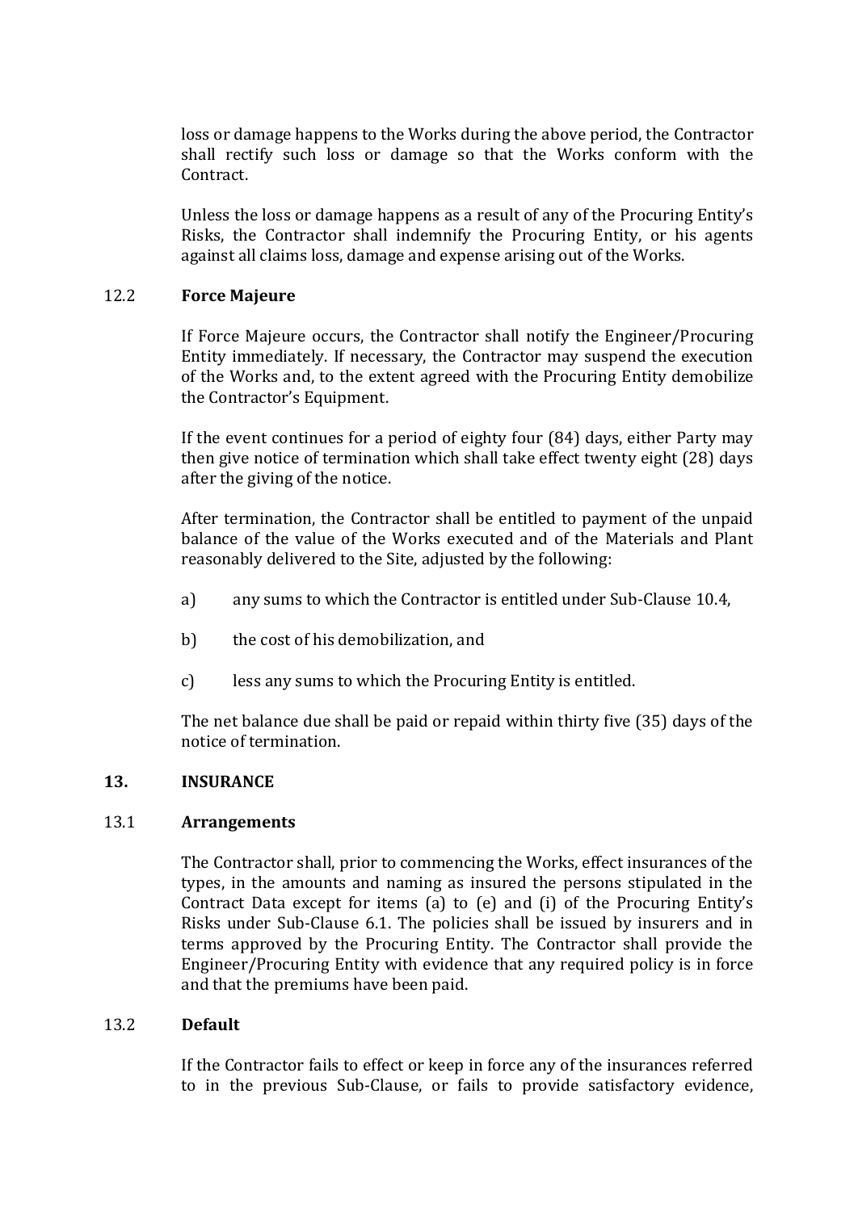loss or damage happens to the Works during the above period, the Contractor shall rectify such loss or damage so that the Works conform with the Contract.

Unless the loss or damage happens as a result of any of the Procuring Entity's Risks, the Contractor shall indemnify the Procuring Entity, or his agents against all claims loss, damage and expense arising out of the Works.

### 12.2 Force Majeure

If Force Majeure occurs, the Contractor shall notify the Engineer/Procuring Entity immediately. If necessary, the Contractor may suspend the execution of the Works and, to the extent agreed with the Procuring Entity demobilize the Contractor's Equipment.

If the event continues for a period of eighty four (84) days, either Party may then give notice of termination which shall take effect twenty eight (28) days after the giving of the notice.

After termination, the Contractor shall be entitled to payment of the unpaid balance of the value of the Works executed and of the Materials and Plant reasonably delivered to the Site, adjusted by the following:

a) any sums to which the Contractor is entitled under Sub-Clause 10.4,

b) the cost of his demobilization, and

c) less any sums to which the Procuring Entity is entitled.

The net balance due shall be paid or repaid within thirty five (35) days of the notice of termination.

## 13. INSURANCE

### 13.1 Arrangements

The Contractor shall, prior to commencing the Works, effect insurances of the types, in the amounts and naming as insured the persons stipulated in the Contract Data except for items (a) to (e) and (i) of the Procuring Entity's Risks under Sub-Clause 6.1. The policies shall be issued by insurers and in terms approved by the Procuring Entity. The Contractor shall provide the Engineer/Procuring Entity with evidence that any required policy is in force and that the premiums have been paid.

### 13.2 Default

If the Contractor fails to effect or keep in force any of the insurances referred to in the previous Sub-Clause, or fails to provide satisfactory evidence,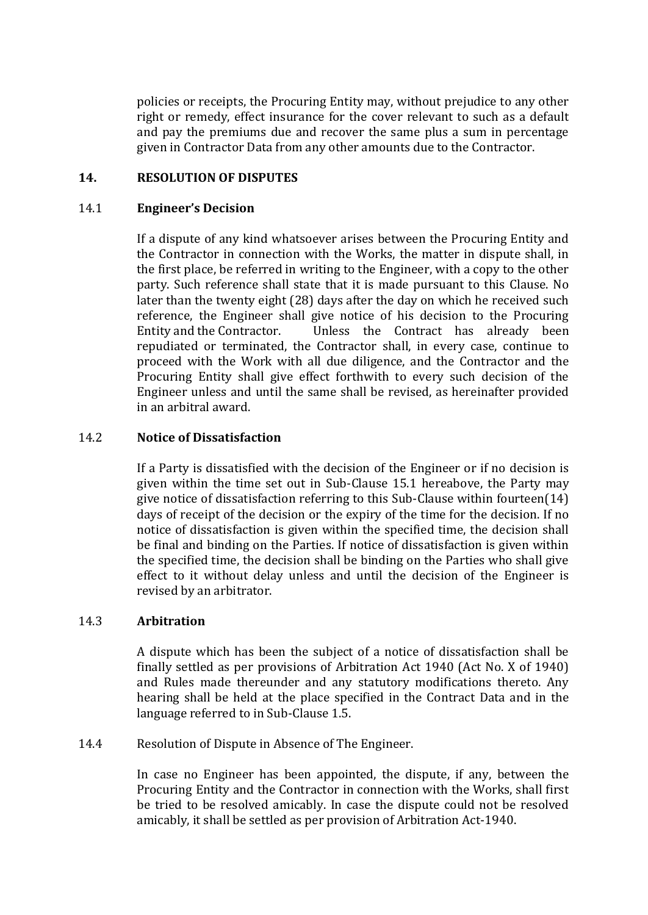policies or receipts, the Procuring Entity may, without prejudice to any other right or remedy, effect insurance for the cover relevant to such as a default and pay the premiums due and recover the same plus a sum in percentage given in Contractor Data from any other amounts due to the Contractor.

## 14. RESOLUTION OF DISPUTES

### 14.1 Engineer's Decision

If a dispute of any kind whatsoever arises between the Procuring Entity and the Contractor in connection with the Works, the matter in dispute shall, in the first place, be referred in writing to the Engineer, with a copy to the other party. Such reference shall state that it is made pursuant to this Clause. No later than the twenty eight (28) days after the day on which he received such reference, the Engineer shall give notice of his decision to the Procuring Entity and the Contractor. Unless the Contract has already been repudiated or terminated, the Contractor shall, in every case, continue to proceed with the Work with all due diligence, and the Contractor and the Procuring Entity shall give effect forthwith to every such decision of the Engineer unless and until the same shall be revised, as hereinafter provided in an arbitral award.

### 14.2 Notice of Dissatisfaction

If a Party is dissatisfied with the decision of the Engineer or if no decision is given within the time set out in Sub-Clause 15.1 hereabove, the Party may give notice of dissatisfaction referring to this Sub-Clause within fourteen(14) days of receipt of the decision or the expiry of the time for the decision. If no notice of dissatisfaction is given within the specified time, the decision shall be final and binding on the Parties. If notice of dissatisfaction is given within the specified time, the decision shall be binding on the Parties who shall give effect to it without delay unless and until the decision of the Engineer is revised by an arbitrator.

### 14.3 Arbitration

A dispute which has been the subject of a notice of dissatisfaction shall be finally settled as per provisions of Arbitration Act 1940 (Act No. X of 1940) and Rules made thereunder and any statutory modifications thereto. Any hearing shall be held at the place specified in the Contract Data and in the language referred to in Sub-Clause 1.5.

### 14.4 Resolution of Dispute in Absence of The Engineer.

In case no Engineer has been appointed, the dispute, if any, between the Procuring Entity and the Contractor in connection with the Works, shall first be tried to be resolved amicably. In case the dispute could not be resolved amicably, it shall be settled as per provision of Arbitration Act-1940.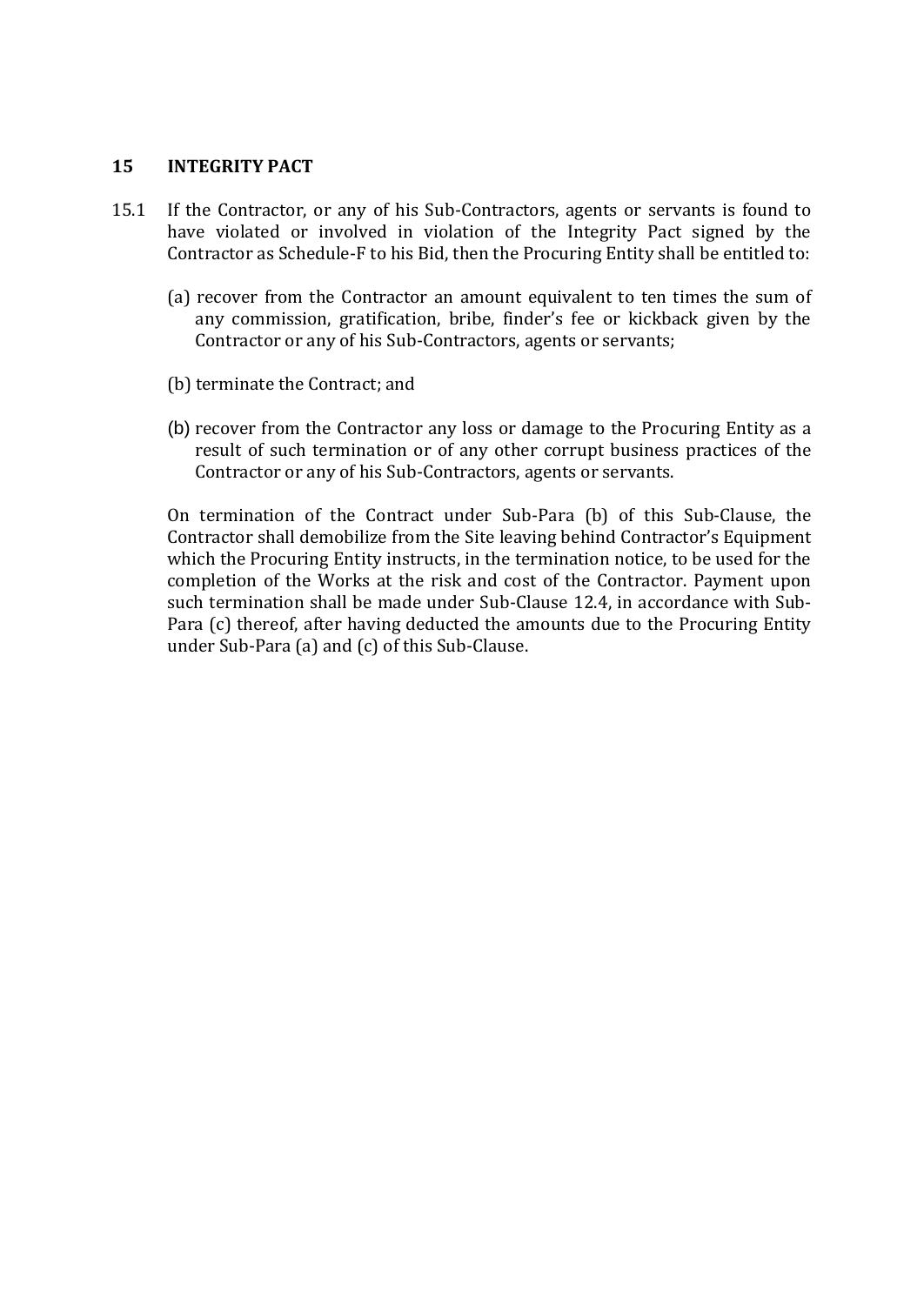## 15 INTEGRITY PACT

15.1 If the Contractor, or any of his Sub-Contractors, agents or servants is found to have violated or involved in violation of the Integrity Pact signed by the Contractor as Schedule-F to his Bid, then the Procuring Entity shall be entitled to:

(a) recover from the Contractor an amount equivalent to ten times the sum of any commission, gratification, bribe, finder's fee or kickback given by the Contractor or any of his Sub-Contractors, agents or servants;

(b) terminate the Contract; and

(b) recover from the Contractor any loss or damage to the Procuring Entity as a result of such termination or of any other corrupt business practices of the Contractor or any of his Sub-Contractors, agents or servants.

On termination of the Contract under Sub-Para (b) of this Sub-Clause, the Contractor shall demobilize from the Site leaving behind Contractor's Equipment which the Procuring Entity instructs, in the termination notice, to be used for the completion of the Works at the risk and cost of the Contractor. Payment upon such termination shall be made under Sub-Clause 12.4, in accordance with Sub-Para (c) thereof, after having deducted the amounts due to the Procuring Entity under Sub-Para (a) and (c) of this Sub-Clause.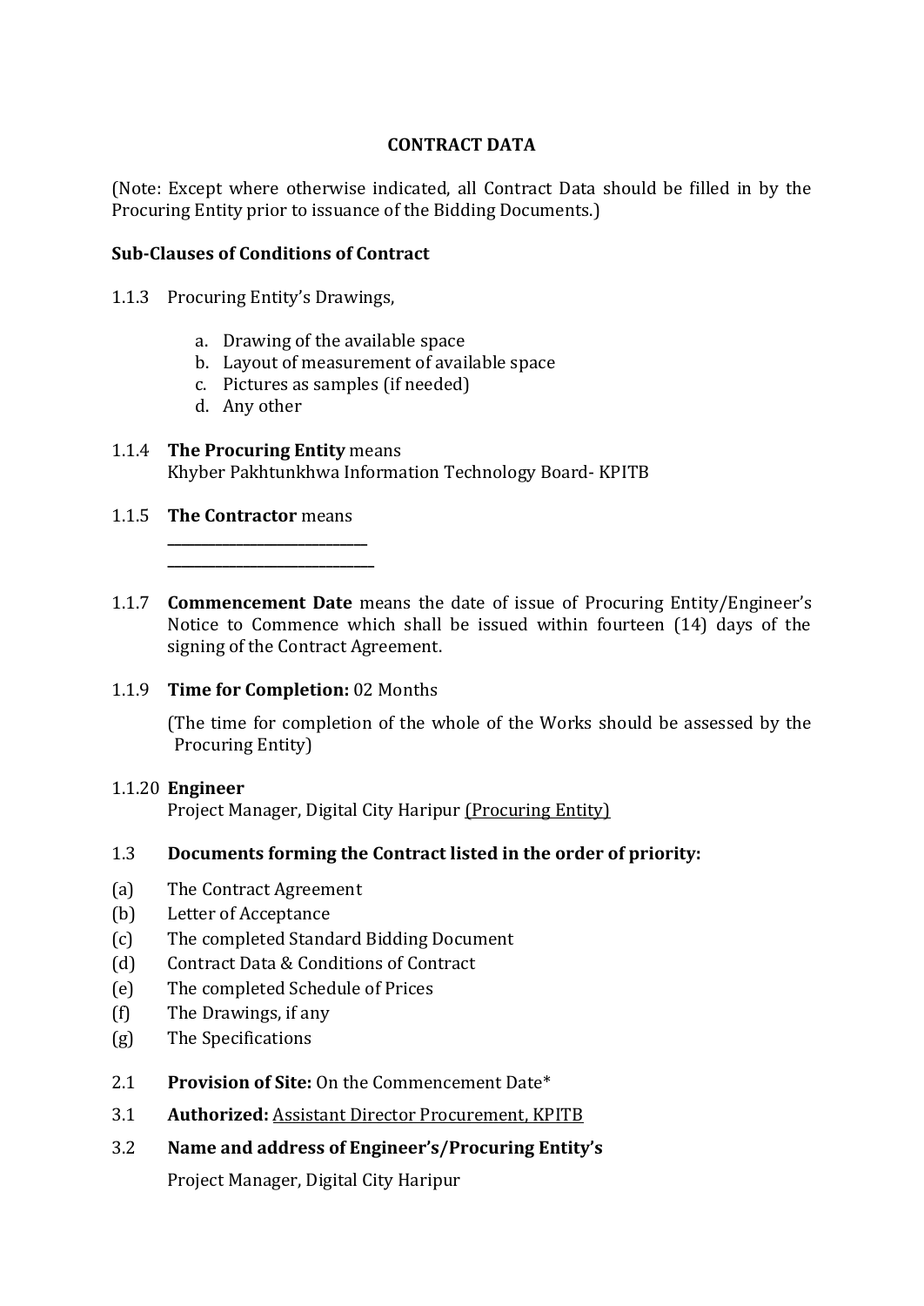## CONTRACT DATA

(Note: Except where otherwise indicated, all Contract Data should be filled in by the Procuring Entity prior to issuance of the Bidding Documents.)

### Sub-Clauses of Conditions of Contract

1.1.3 Procuring Entity's Drawings,

a. Drawing of the available space
b. Layout of measurement of available space
c. Pictures as samples (if needed)
d. Any other

1.1.4 **The Procuring Entity** means
Khyber Pakhtunkhwa Information Technology Board- KPITB

1.1.5 **The Contractor** means
____________________________
____________________________

1.1.7 **Commencement Date** means the date of issue of Procuring Entity/Engineer's Notice to Commence which shall be issued within fourteen (14) days of the signing of the Contract Agreement.

1.1.9 **Time for Completion:** 02 Months

(The time for completion of the whole of the Works should be assessed by the Procuring Entity)

1.1.20 **Engineer**
Project Manager, Digital City Haripur <u>(Procuring Entity)</u>

1.3 **Documents forming the Contract listed in the order of priority:**

(a) The Contract Agreement
(b) Letter of Acceptance
(c) The completed Standard Bidding Document
(d) Contract Data & Conditions of Contract
(e) The completed Schedule of Prices
(f) The Drawings, if any
(g) The Specifications

2.1 **Provision of Site:** On the Commencement Date*

3.1 **Authorized:** <u>Assistant Director Procurement, KPITB</u>

3.2 **Name and address of Engineer's/Procuring Entity's**

Project Manager, Digital City Haripur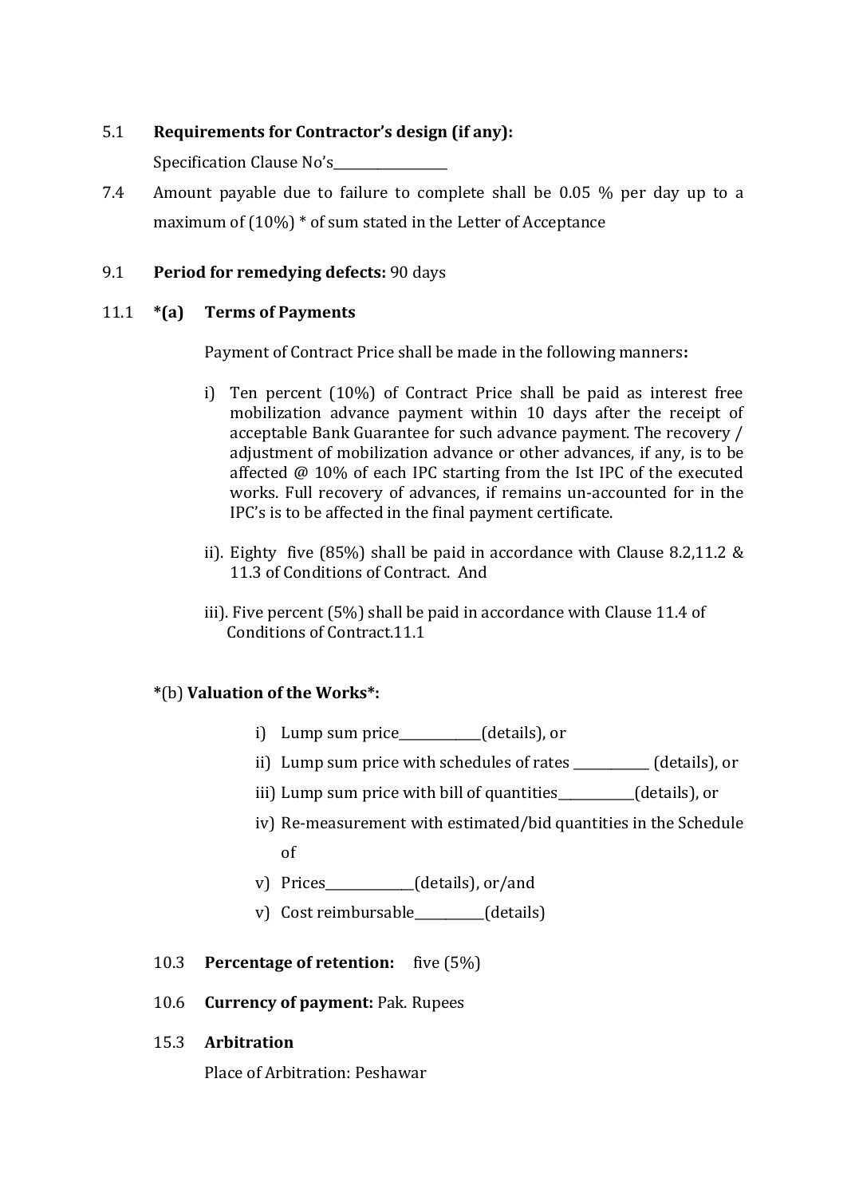5.1 **Requirements for Contractor's design (if any):**

Specification Clause No's_________________

7.4 Amount payable due to failure to complete shall be 0.05 % per day up to a maximum of (10%) * of sum stated in the Letter of Acceptance

9.1 **Period for remedying defects:** 90 days

11.1 ***(a) Terms of Payments**

Payment of Contract Price shall be made in the following manners**:**

i) Ten percent (10%) of Contract Price shall be paid as interest free mobilization advance payment within 10 days after the receipt of acceptable Bank Guarantee for such advance payment. The recovery / adjustment of mobilization advance or other advances, if any, is to be affected @ 10% of each IPC starting from the Ist IPC of the executed works. Full recovery of advances, if remains un-accounted for in the IPC's is to be affected in the final payment certificate.

ii). Eighty five (85%) shall be paid in accordance with Clause 8.2,11.2 & 11.3 of Conditions of Contract. And

iii). Five percent (5%) shall be paid in accordance with Clause 11.4 of Conditions of Contract.11.1

*(b) **Valuation of the Works*:**

i) Lump sum price____________(details), or

ii) Lump sum price with schedules of rates ___________ (details), or

iii) Lump sum price with bill of quantities___________(details), or

iv) Re-measurement with estimated/bid quantities in the Schedule of

v) Prices_____________(details), or/and

v) Cost reimbursable__________(details)

10.3 **Percentage of retention:** five (5%)

10.6 **Currency of payment:** Pak. Rupees

15.3 **Arbitration**

Place of Arbitration: Peshawar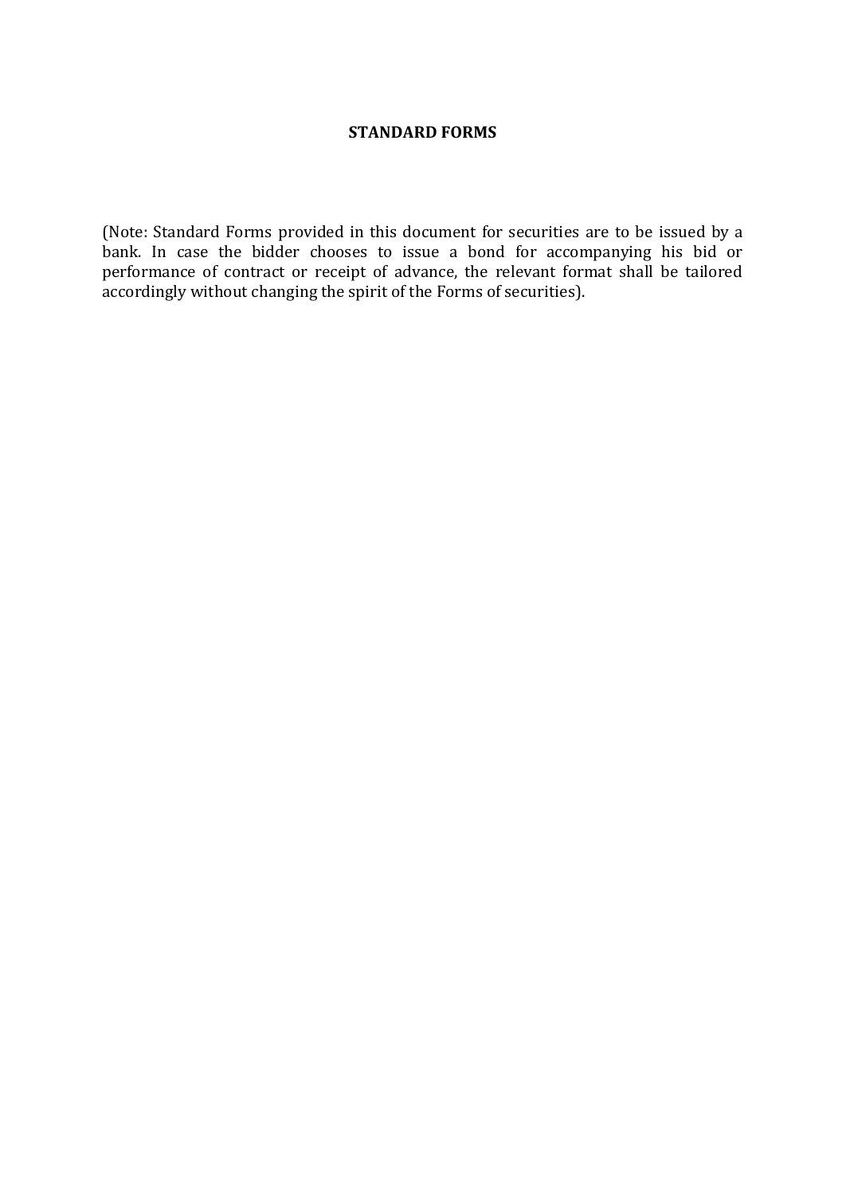# STANDARD FORMS

(Note: Standard Forms provided in this document for securities are to be issued by a bank. In case the bidder chooses to issue a bond for accompanying his bid or performance of contract or receipt of advance, the relevant format shall be tailored accordingly without changing the spirit of the Forms of securities).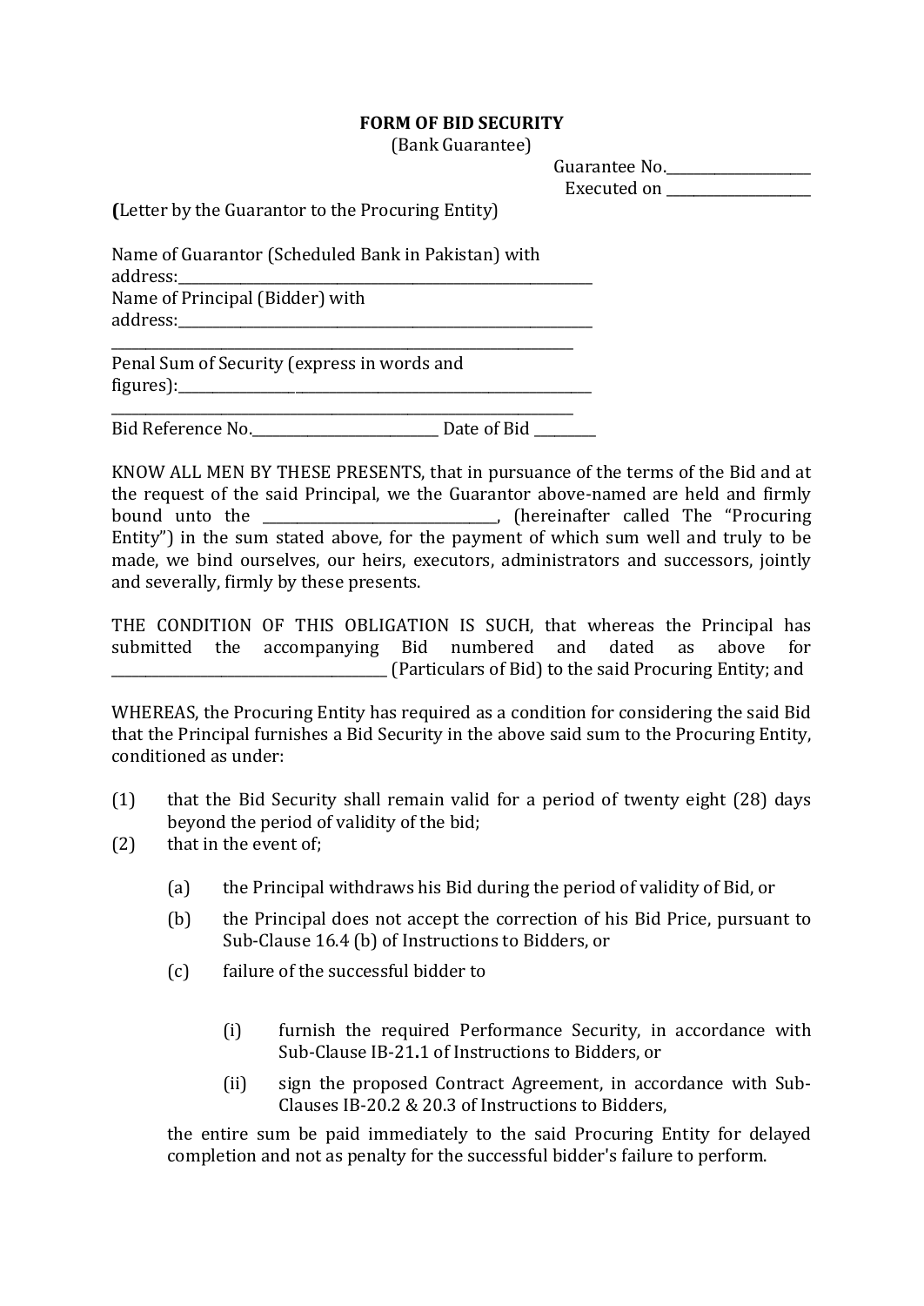**FORM OF BID SECURITY**
(Bank Guarantee)

Guarantee No.____________________
Executed on ____________________

**(**Letter by the Guarantor to the Procuring Entity)

Name of Guarantor (Scheduled Bank in Pakistan) with address:___________________________________________________________

Name of Principal (Bidder) with address:___________________________________________________________
_______________________________________________________________

Penal Sum of Security (express in words and figures):___________________________________________________________
_______________________________________________________________

Bid Reference No.___________________________ Date of Bid _________

KNOW ALL MEN BY THESE PRESENTS, that in pursuance of the terms of the Bid and at the request of the said Principal, we the Guarantor above-named are held and firmly bound unto the _________________________________, (hereinafter called The "Procuring Entity") in the sum stated above, for the payment of which sum well and truly to be made, we bind ourselves, our heirs, executors, administrators and successors, jointly and severally, firmly by these presents.

THE CONDITION OF THIS OBLIGATION IS SUCH, that whereas the Principal has submitted the accompanying Bid numbered and dated as above for _______________________________________ (Particulars of Bid) to the said Procuring Entity; and

WHEREAS, the Procuring Entity has required as a condition for considering the said Bid that the Principal furnishes a Bid Security in the above said sum to the Procuring Entity, conditioned as under:

(1) that the Bid Security shall remain valid for a period of twenty eight (28) days beyond the period of validity of the bid;

(2) that in the event of;

   (a) the Principal withdraws his Bid during the period of validity of Bid, or

   (b) the Principal does not accept the correction of his Bid Price, pursuant to Sub-Clause 16.4 (b) of Instructions to Bidders, or

   (c) failure of the successful bidder to

      (i) furnish the required Performance Security, in accordance with Sub-Clause IB-21.**1** of Instructions to Bidders, or

      (ii) sign the proposed Contract Agreement, in accordance with Sub-Clauses IB-20.2 & 20.3 of Instructions to Bidders,

   the entire sum be paid immediately to the said Procuring Entity for delayed completion and not as penalty for the successful bidder's failure to perform.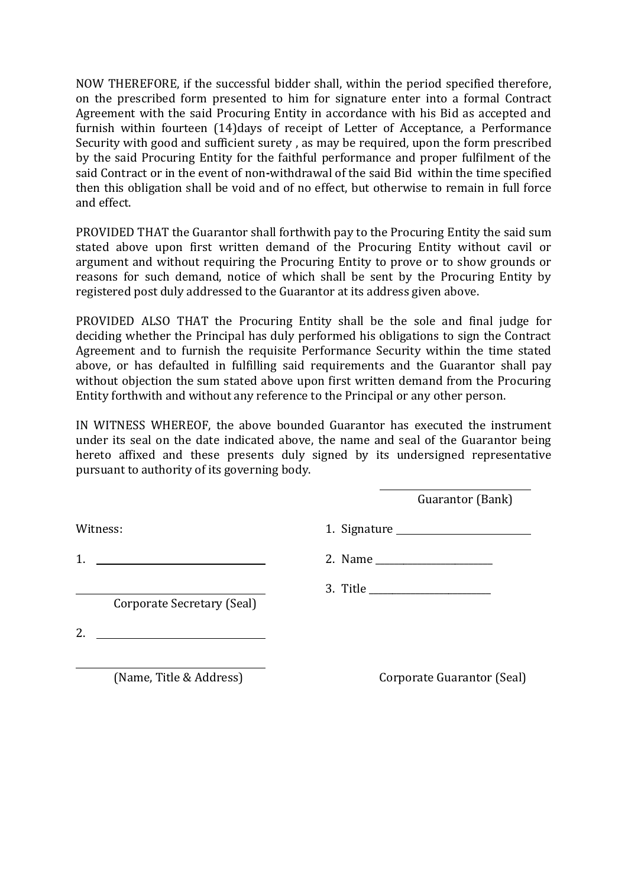NOW THEREFORE, if the successful bidder shall, within the period specified therefore, on the prescribed form presented to him for signature enter into a formal Contract Agreement with the said Procuring Entity in accordance with his Bid as accepted and furnish within fourteen (14)days of receipt of Letter of Acceptance, a Performance Security with good and sufficient surety , as may be required, upon the form prescribed by the said Procuring Entity for the faithful performance and proper fulfilment of the said Contract or in the event of non-withdrawal of the said Bid within the time specified then this obligation shall be void and of no effect, but otherwise to remain in full force and effect.

PROVIDED THAT the Guarantor shall forthwith pay to the Procuring Entity the said sum stated above upon first written demand of the Procuring Entity without cavil or argument and without requiring the Procuring Entity to prove or to show grounds or reasons for such demand, notice of which shall be sent by the Procuring Entity by registered post duly addressed to the Guarantor at its address given above.

PROVIDED ALSO THAT the Procuring Entity shall be the sole and final judge for deciding whether the Principal has duly performed his obligations to sign the Contract Agreement and to furnish the requisite Performance Security within the time stated above, or has defaulted in fulfilling said requirements and the Guarantor shall pay without objection the sum stated above upon first written demand from the Procuring Entity forthwith and without any reference to the Principal or any other person.

IN WITNESS WHEREOF, the above bounded Guarantor has executed the instrument under its seal on the date indicated above, the name and seal of the Guarantor being hereto affixed and these presents duly signed by its undersigned representative pursuant to authority of its governing body.

\_\_\_\_\_\_\_\_\_\_\_\_\_\_\_\_\_\_\_\_\_\_\_\_\_\_\_\_
Guarantor (Bank)

Witness:

1. \_\_\_\_\_\_\_\_\_\_\_\_\_\_\_\_\_\_\_\_\_\_\_\_\_\_\_\_

\_\_\_\_\_\_\_\_\_\_\_\_\_\_\_\_\_\_\_\_\_\_\_\_\_\_\_\_
Corporate Secretary (Seal)

2. \_\_\_\_\_\_\_\_\_\_\_\_\_\_\_\_\_\_\_\_\_\_\_\_\_\_\_\_

\_\_\_\_\_\_\_\_\_\_\_\_\_\_\_\_\_\_\_\_\_\_\_\_\_\_\_\_
(Name, Title & Address)

1. Signature \_\_\_\_\_\_\_\_\_\_\_\_\_\_\_\_\_\_\_\_\_\_\_\_
2. Name \_\_\_\_\_\_\_\_\_\_\_\_\_\_\_\_\_\_\_\_\_\_\_\_
3. Title \_\_\_\_\_\_\_\_\_\_\_\_\_\_\_\_\_\_\_\_\_\_\_\_

Corporate Guarantor (Seal)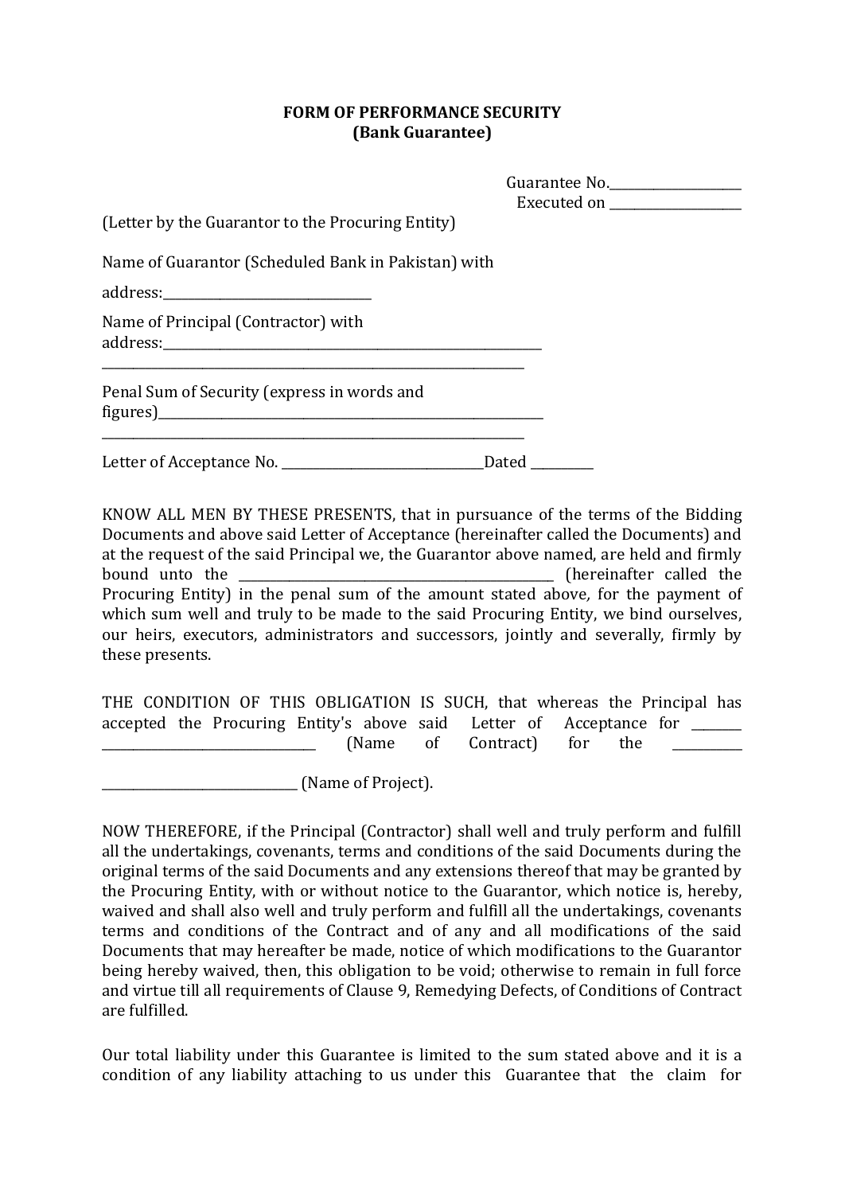# FORM OF PERFORMANCE SECURITY
## (Bank Guarantee)

Guarantee No.____________________
Executed on ____________________

(Letter by the Guarantor to the Procuring Entity)

Name of Guarantor (Scheduled Bank in Pakistan) with address:_______________________________

Name of Principal (Contractor) with address:___________________________________________________________
_________________________________________________________________

Penal Sum of Security (express in words and figures)___________________________________________________________
_________________________________________________________________

Letter of Acceptance No. _______________________________Dated _________

KNOW ALL MEN BY THESE PRESENTS, that in pursuance of the terms of the Bidding Documents and above said Letter of Acceptance (hereinafter called the Documents) and at the request of the said Principal we, the Guarantor above named, are held and firmly bound unto the _________________________________________________ (hereinafter called the Procuring Entity) in the penal sum of the amount stated above, for the payment of which sum well and truly to be made to the said Procuring Entity, we bind ourselves, our heirs, executors, administrators and successors, jointly and severally, firmly by these presents.

THE CONDITION OF THIS OBLIGATION IS SUCH, that whereas the Principal has accepted the Procuring Entity's above said Letter of Acceptance for ________ _________________________________ (Name of Contract) for the ___________ ______________________________ (Name of Project).

NOW THEREFORE, if the Principal (Contractor) shall well and truly perform and fulfill all the undertakings, covenants, terms and conditions of the said Documents during the original terms of the said Documents and any extensions thereof that may be granted by the Procuring Entity, with or without notice to the Guarantor, which notice is, hereby, waived and shall also well and truly perform and fulfill all the undertakings, covenants terms and conditions of the Contract and of any and all modifications of the said Documents that may hereafter be made, notice of which modifications to the Guarantor being hereby waived, then, this obligation to be void; otherwise to remain in full force and virtue till all requirements of Clause 9, Remedying Defects, of Conditions of Contract are fulfilled.

Our total liability under this Guarantee is limited to the sum stated above and it is a condition of any liability attaching to us under this Guarantee that the claim for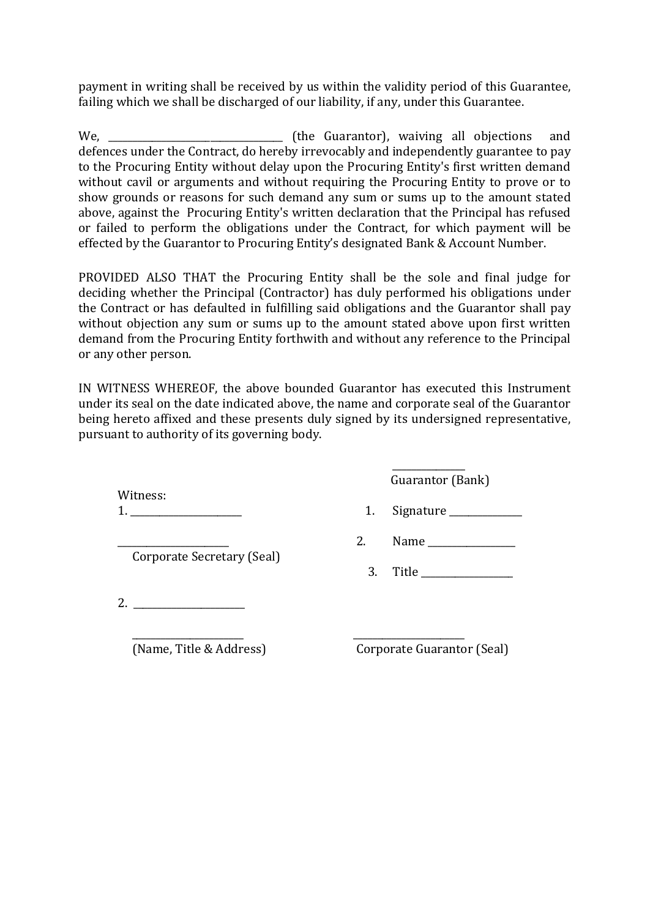payment in writing shall be received by us within the validity period of this Guarantee, failing which we shall be discharged of our liability, if any, under this Guarantee.

We, __________________________________ (the Guarantor), waiving all objections and defences under the Contract, do hereby irrevocably and independently guarantee to pay to the Procuring Entity without delay upon the Procuring Entity's first written demand without cavil or arguments and without requiring the Procuring Entity to prove or to show grounds or reasons for such demand any sum or sums up to the amount stated above, against the Procuring Entity's written declaration that the Principal has refused or failed to perform the obligations under the Contract, for which payment will be effected by the Guarantor to Procuring Entity's designated Bank & Account Number.

PROVIDED ALSO THAT the Procuring Entity shall be the sole and final judge for deciding whether the Principal (Contractor) has duly performed his obligations under the Contract or has defaulted in fulfilling said obligations and the Guarantor shall pay without objection any sum or sums up to the amount stated above upon first written demand from the Procuring Entity forthwith and without any reference to the Principal or any other person.

IN WITNESS WHEREOF, the above bounded Guarantor has executed this Instrument under its seal on the date indicated above, the name and corporate seal of the Guarantor being hereto affixed and these presents duly signed by its undersigned representative, pursuant to authority of its governing body.

______________
Guarantor (Bank)

Witness:

1. ______________________

______________________
Corporate Secretary (Seal)

2. ______________________

______________________
(Name, Title & Address)

1. Signature ______________
2. Name _________________
3. Title __________________

______________________
Corporate Guarantor (Seal)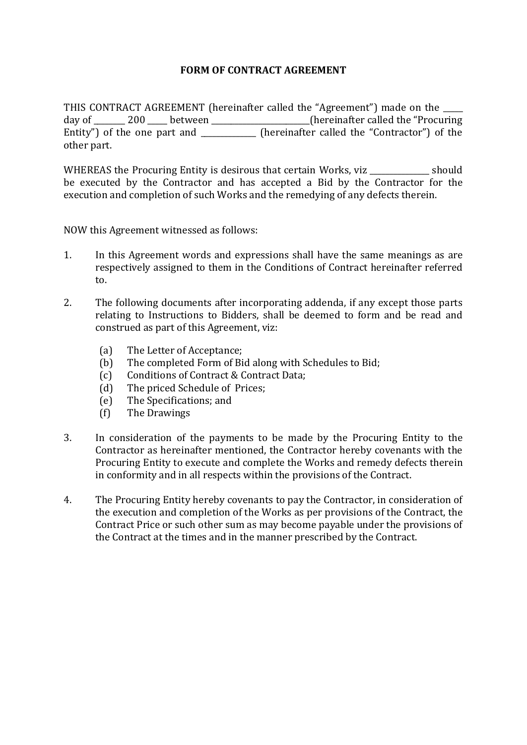# FORM OF CONTRACT AGREEMENT

THIS CONTRACT AGREEMENT (hereinafter called the "Agreement") made on the _____ day of ________ 200 _____ between _________________________(hereinafter called the "Procuring Entity") of the one part and ______________ (hereinafter called the "Contractor") of the other part.

WHEREAS the Procuring Entity is desirous that certain Works, viz _______________ should be executed by the Contractor and has accepted a Bid by the Contractor for the execution and completion of such Works and the remedying of any defects therein.

NOW this Agreement witnessed as follows:

1. In this Agreement words and expressions shall have the same meanings as are respectively assigned to them in the Conditions of Contract hereinafter referred to.

2. The following documents after incorporating addenda, if any except those parts relating to Instructions to Bidders, shall be deemed to form and be read and construed as part of this Agreement, viz:

   (a) The Letter of Acceptance;
   (b) The completed Form of Bid along with Schedules to Bid;
   (c) Conditions of Contract & Contract Data;
   (d) The priced Schedule of Prices;
   (e) The Specifications; and
   (f) The Drawings

3. In consideration of the payments to be made by the Procuring Entity to the Contractor as hereinafter mentioned, the Contractor hereby covenants with the Procuring Entity to execute and complete the Works and remedy defects therein in conformity and in all respects within the provisions of the Contract.

4. The Procuring Entity hereby covenants to pay the Contractor, in consideration of the execution and completion of the Works as per provisions of the Contract, the Contract Price or such other sum as may become payable under the provisions of the Contract at the times and in the manner prescribed by the Contract.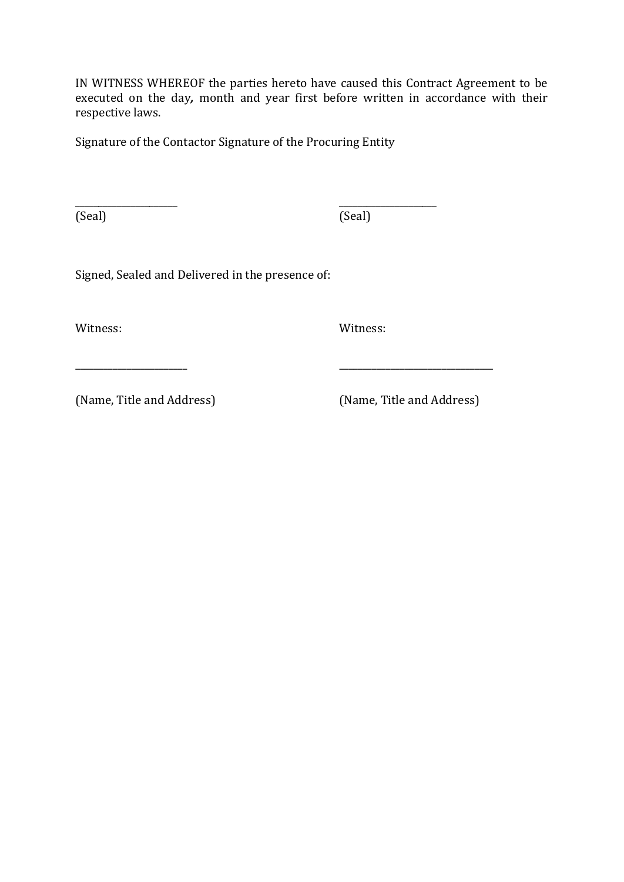IN WITNESS WHEREOF the parties hereto have caused this Contract Agreement to be executed on the day, month and year first before written in accordance with their respective laws.

Signature of the Contactor Signature of the Procuring Entity

\_\_\_\_\_\_\_\_\_\_\_\_\_\_\_\_\_\_\_\_\_\_ \_\_\_\_\_\_\_\_\_\_\_\_\_\_\_\_\_\_\_\_\_

(Seal) (Seal)

Signed, Sealed and Delivered in the presence of:

Witness: Witness:

\_\_\_\_\_\_\_\_\_\_\_\_\_\_\_\_\_\_\_\_\_\_\_\_ \_\_\_\_\_\_\_\_\_\_\_\_\_\_\_\_\_\_\_\_\_\_\_\_\_\_\_\_\_\_\_\_\_

(Name, Title and Address) (Name, Title and Address)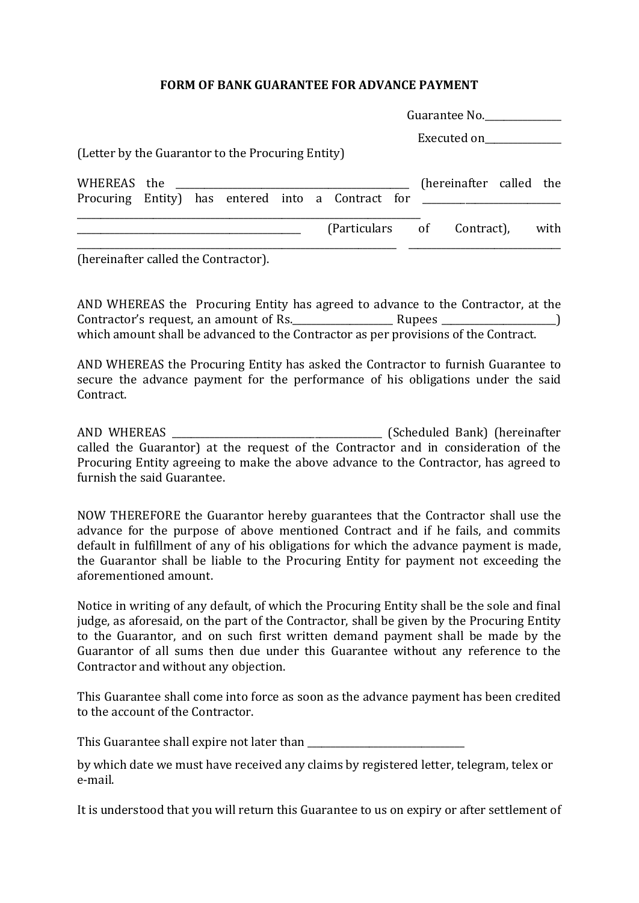# FORM OF BANK GUARANTEE FOR ADVANCE PAYMENT

Guarantee No.______________

Executed on______________

(Letter by the Guarantor to the Procuring Entity)

WHEREAS the ______________________________________________ (hereinafter called the Procuring Entity) has entered into a Contract for ___________________________ ___________________________________________________________________ ____________________________________________ (Particulars of Contract), with ______________________________________________________________ ______________________________ (hereinafter called the Contractor).

AND WHEREAS the Procuring Entity has agreed to advance to the Contractor, at the Contractor's request, an amount of Rs.____________________ Rupees _______________________) which amount shall be advanced to the Contractor as per provisions of the Contract.

AND WHEREAS the Procuring Entity has asked the Contractor to furnish Guarantee to secure the advance payment for the performance of his obligations under the said Contract.

AND WHEREAS ____________________________________________ (Scheduled Bank) (hereinafter called the Guarantor) at the request of the Contractor and in consideration of the Procuring Entity agreeing to make the above advance to the Contractor, has agreed to furnish the said Guarantee.

NOW THEREFORE the Guarantor hereby guarantees that the Contractor shall use the advance for the purpose of above mentioned Contract and if he fails, and commits default in fulfillment of any of his obligations for which the advance payment is made, the Guarantor shall be liable to the Procuring Entity for payment not exceeding the aforementioned amount.

Notice in writing of any default, of which the Procuring Entity shall be the sole and final judge, as aforesaid, on the part of the Contractor, shall be given by the Procuring Entity to the Guarantor, and on such first written demand payment shall be made by the Guarantor of all sums then due under this Guarantee without any reference to the Contractor and without any objection.

This Guarantee shall come into force as soon as the advance payment has been credited to the account of the Contractor.

This Guarantee shall expire not later than ______________________________

by which date we must have received any claims by registered letter, telegram, telex or e-mail.

It is understood that you will return this Guarantee to us on expiry or after settlement of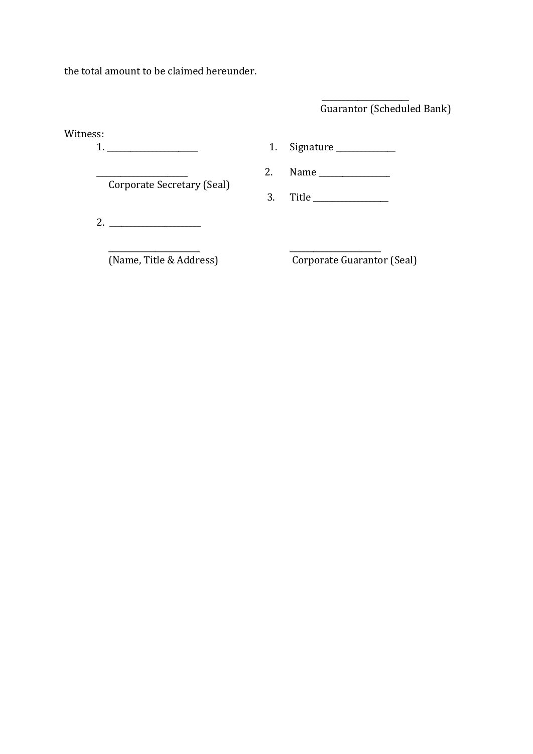the total amount to be claimed hereunder.

_____________________
Guarantor (Scheduled Bank)

Witness:

1. _______________________

_______________________
Corporate Secretary (Seal)

2. _______________________

_______________________
(Name, Title & Address)

1. Signature _______________
2. Name _________________
3. Title __________________

_______________________
Corporate Guarantor (Seal)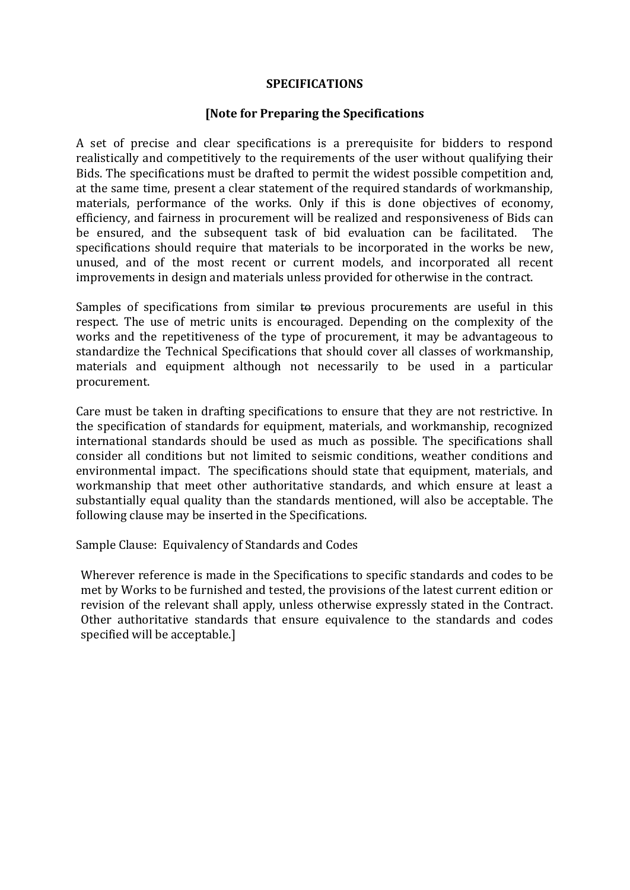**SPECIFICATIONS**

**[Note for Preparing the Specifications**

A set of precise and clear specifications is a prerequisite for bidders to respond realistically and competitively to the requirements of the user without qualifying their Bids. The specifications must be drafted to permit the widest possible competition and, at the same time, present a clear statement of the required standards of workmanship, materials, performance of the works. Only if this is done objectives of economy, efficiency, and fairness in procurement will be realized and responsiveness of Bids can be ensured, and the subsequent task of bid evaluation can be facilitated. The specifications should require that materials to be incorporated in the works be new, unused, and of the most recent or current models, and incorporated all recent improvements in design and materials unless provided for otherwise in the contract.

Samples of specifications from similar ~~to~~ previous procurements are useful in this respect. The use of metric units is encouraged. Depending on the complexity of the works and the repetitiveness of the type of procurement, it may be advantageous to standardize the Technical Specifications that should cover all classes of workmanship, materials and equipment although not necessarily to be used in a particular procurement.

Care must be taken in drafting specifications to ensure that they are not restrictive. In the specification of standards for equipment, materials, and workmanship, recognized international standards should be used as much as possible. The specifications shall consider all conditions but not limited to seismic conditions, weather conditions and environmental impact. The specifications should state that equipment, materials, and workmanship that meet other authoritative standards, and which ensure at least a substantially equal quality than the standards mentioned, will also be acceptable. The following clause may be inserted in the Specifications.

Sample Clause: Equivalency of Standards and Codes

> Wherever reference is made in the Specifications to specific standards and codes to be met by Works to be furnished and tested, the provisions of the latest current edition or revision of the relevant shall apply, unless otherwise expressly stated in the Contract. Other authoritative standards that ensure equivalence to the standards and codes specified will be acceptable.]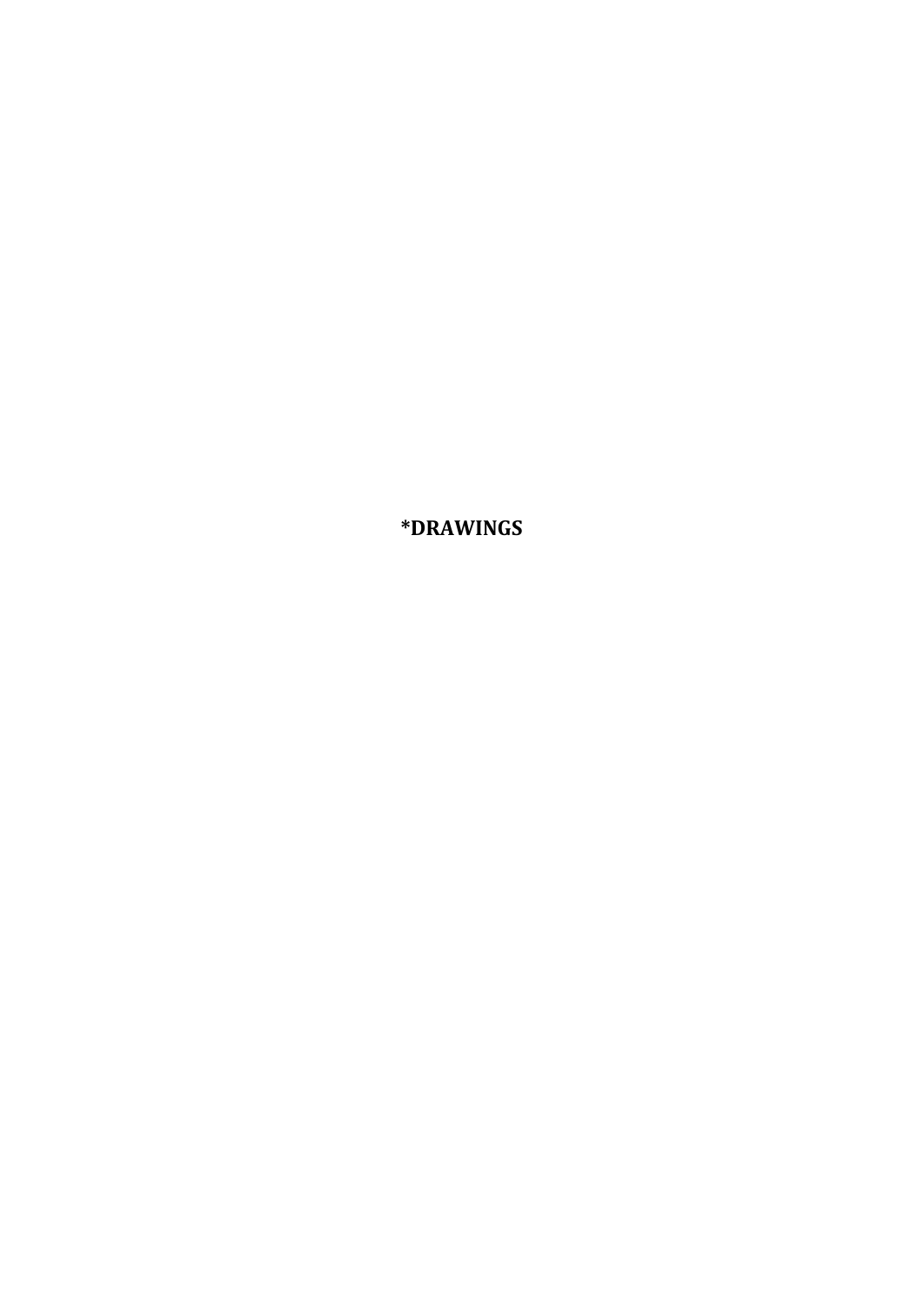**\*DRAWINGS**